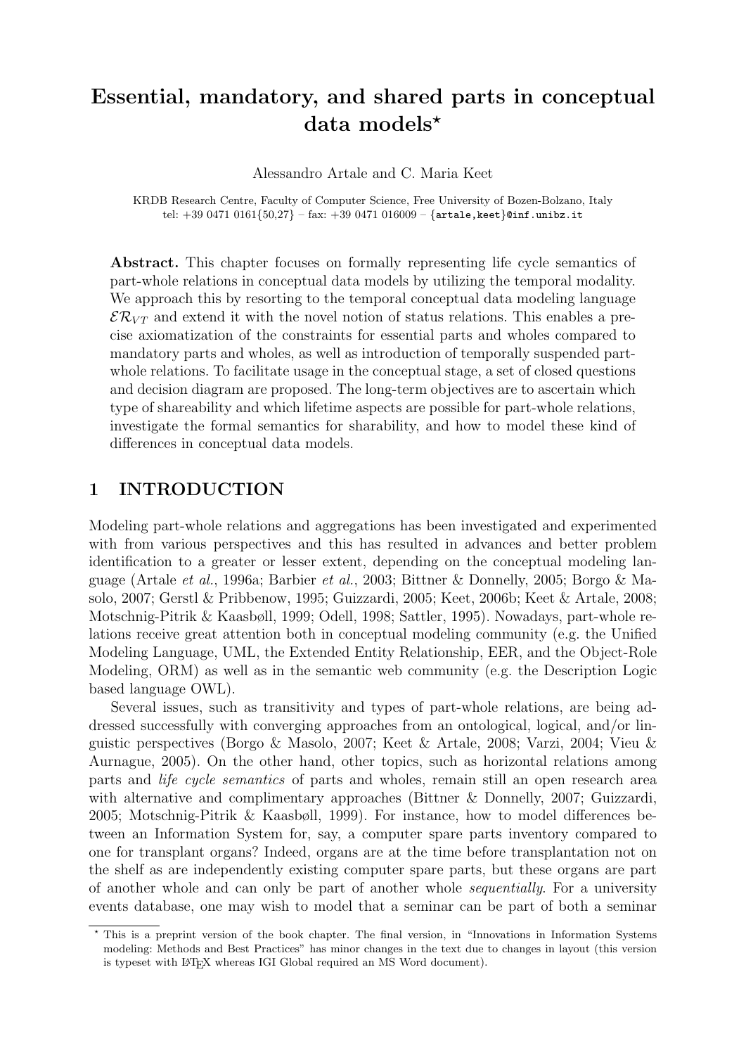# Essential, mandatory, and shared parts in conceptual data models*

Alessandro Artale and C. Maria Keet

KRDB Research Centre, Faculty of Computer Science, Free University of Bozen-Bolzano, Italy
tel: +39 0471 0161{50,27} – fax: +39 0471 016009 – {artale,keet}@inf.unibz.it

**Abstract.** This chapter focuses on formally representing life cycle semantics of part-whole relations in conceptual data models by utilizing the temporal modality. We approach this by resorting to the temporal conceptual data modeling language $\mathcal{ER}_{VT}$ and extend it with the novel notion of status relations. This enables a precise axiomatization of the constraints for essential parts and wholes compared to mandatory parts and wholes, as well as introduction of temporally suspended part-whole relations. To facilitate usage in the conceptual stage, a set of closed questions and decision diagram are proposed. The long-term objectives are to ascertain which type of shareability and which lifetime aspects are possible for part-whole relations, investigate the formal semantics for sharability, and how to model these kind of differences in conceptual data models.

## 1 INTRODUCTION

Modeling part-whole relations and aggregations has been investigated and experimented with from various perspectives and this has resulted in advances and better problem identification to a greater or lesser extent, depending on the conceptual modeling language (Artale *et al.*, 1996a; Barbier *et al.*, 2003; Bittner & Donnelly, 2005; Borgo & Masolo, 2007; Gerstl & Pribbenow, 1995; Guizzardi, 2005; Keet, 2006b; Keet & Artale, 2008; Motschnig-Pitrik & Kaasbøll, 1999; Odell, 1998; Sattler, 1995). Nowadays, part-whole relations receive great attention both in conceptual modeling community (e.g. the Unified Modeling Language, UML, the Extended Entity Relationship, EER, and the Object-Role Modeling, ORM) as well as in the semantic web community (e.g. the Description Logic based language OWL).

Several issues, such as transitivity and types of part-whole relations, are being addressed successfully with converging approaches from an ontological, logical, and/or linguistic perspectives (Borgo & Masolo, 2007; Keet & Artale, 2008; Varzi, 2004; Vieu & Aurnague, 2005). On the other hand, other topics, such as horizontal relations among parts and *life cycle semantics* of parts and wholes, remain still an open research area with alternative and complimentary approaches (Bittner & Donnelly, 2007; Guizzardi, 2005; Motschnig-Pitrik & Kaasbøll, 1999). For instance, how to model differences between an Information System for, say, a computer spare parts inventory compared to one for transplant organs? Indeed, organs are at the time before transplantation not on the shelf as are independently existing computer spare parts, but these organs are part of another whole and can only be part of another whole *sequentially*. For a university events database, one may wish to model that a seminar can be part of both a seminar

* This is a preprint version of the book chapter. The final version, in "Innovations in Information Systems modeling: Methods and Best Practices" has minor changes in the text due to changes in layout (this version is typeset with LaTeX whereas IGI Global required an MS Word document).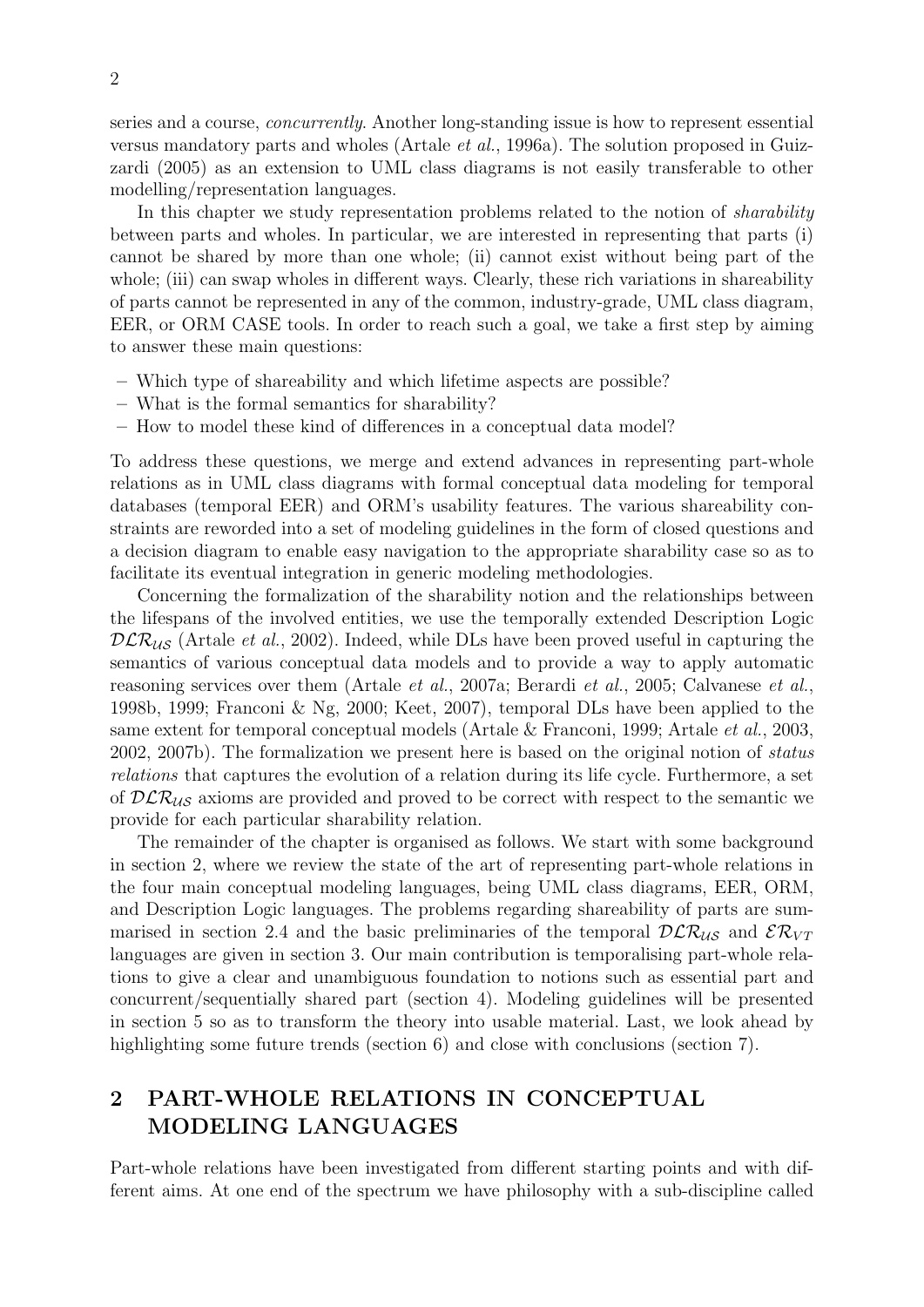series and a course, *concurrently*. Another long-standing issue is how to represent essential versus mandatory parts and wholes (Artale *et al.*, 1996a). The solution proposed in Guizzardi (2005) as an extension to UML class diagrams is not easily transferable to other modelling/representation languages.

In this chapter we study representation problems related to the notion of *sharability* between parts and wholes. In particular, we are interested in representing that parts (i) cannot be shared by more than one whole; (ii) cannot exist without being part of the whole; (iii) can swap wholes in different ways. Clearly, these rich variations in shareability of parts cannot be represented in any of the common, industry-grade, UML class diagram, EER, or ORM CASE tools. In order to reach such a goal, we take a first step by aiming to answer these main questions:

- Which type of shareability and which lifetime aspects are possible?
- What is the formal semantics for sharability?
- How to model these kind of differences in a conceptual data model?

To address these questions, we merge and extend advances in representing part-whole relations as in UML class diagrams with formal conceptual data modeling for temporal databases (temporal EER) and ORM's usability features. The various shareability constraints are reworded into a set of modeling guidelines in the form of closed questions and a decision diagram to enable easy navigation to the appropriate sharability case so as to facilitate its eventual integration in generic modeling methodologies.

Concerning the formalization of the sharability notion and the relationships between the lifespans of the involved entities, we use the temporally extended Description Logic $\mathcal{DLR}_{\mathcal{US}}$ (Artale *et al.*, 2002). Indeed, while DLs have been proved useful in capturing the semantics of various conceptual data models and to provide a way to apply automatic reasoning services over them (Artale *et al.*, 2007a; Berardi *et al.*, 2005; Calvanese *et al.*, 1998b, 1999; Franconi & Ng, 2000; Keet, 2007), temporal DLs have been applied to the same extent for temporal conceptual models (Artale & Franconi, 1999; Artale *et al.*, 2003, 2002, 2007b). The formalization we present here is based on the original notion of *status relations* that captures the evolution of a relation during its life cycle. Furthermore, a set of $\mathcal{DLR}_{\mathcal{US}}$ axioms are provided and proved to be correct with respect to the semantic we provide for each particular sharability relation.

The remainder of the chapter is organised as follows. We start with some background in section 2, where we review the state of the art of representing part-whole relations in the four main conceptual modeling languages, being UML class diagrams, EER, ORM, and Description Logic languages. The problems regarding shareability of parts are summarised in section 2.4 and the basic preliminaries of the temporal $\mathcal{DLR}_{\mathcal{US}}$ and $\mathcal{ER}_{VT}$ languages are given in section 3. Our main contribution is temporalising part-whole relations to give a clear and unambiguous foundation to notions such as essential part and concurrent/sequentially shared part (section 4). Modeling guidelines will be presented in section 5 so as to transform the theory into usable material. Last, we look ahead by highlighting some future trends (section 6) and close with conclusions (section 7).

## 2 PART-WHOLE RELATIONS IN CONCEPTUAL MODELING LANGUAGES

Part-whole relations have been investigated from different starting points and with different aims. At one end of the spectrum we have philosophy with a sub-discipline called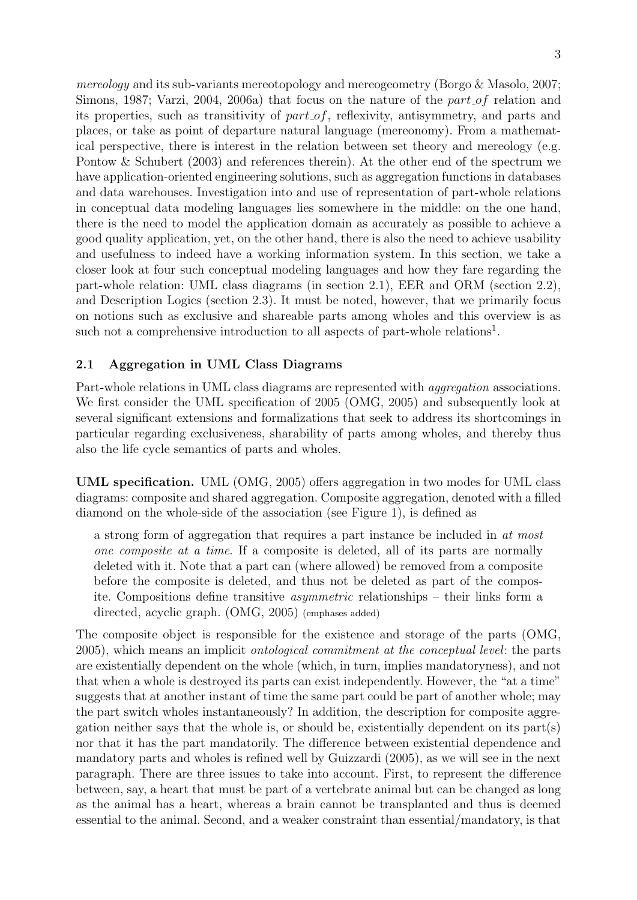*mereology* and its sub-variants mereotopology and mereogeometry (Borgo & Masolo, 2007; Simons, 1987; Varzi, 2004, 2006a) that focus on the nature of the *part_of* relation and its properties, such as transitivity of *part_of*, reflexivity, antisymmetry, and parts and places, or take as point of departure natural language (mereonomy). From a mathematical perspective, there is interest in the relation between set theory and mereology (e.g. Pontow & Schubert (2003) and references therein). At the other end of the spectrum we have application-oriented engineering solutions, such as aggregation functions in databases and data warehouses. Investigation into and use of representation of part-whole relations in conceptual data modeling languages lies somewhere in the middle: on the one hand, there is the need to model the application domain as accurately as possible to achieve a good quality application, yet, on the other hand, there is also the need to achieve usability and usefulness to indeed have a working information system. In this section, we take a closer look at four such conceptual modeling languages and how they fare regarding the part-whole relation: UML class diagrams (in section 2.1), EER and ORM (section 2.2), and Description Logics (section 2.3). It must be noted, however, that we primarily focus on notions such as exclusive and shareable parts among wholes and this overview is as such not a comprehensive introduction to all aspects of part-whole relations[1].

### 2.1 Aggregation in UML Class Diagrams

Part-whole relations in UML class diagrams are represented with *aggregation* associations. We first consider the UML specification of 2005 (OMG, 2005) and subsequently look at several significant extensions and formalizations that seek to address its shortcomings in particular regarding exclusiveness, sharability of parts among wholes, and thereby thus also the life cycle semantics of parts and wholes.

**UML specification.** UML (OMG, 2005) offers aggregation in two modes for UML class diagrams: composite and shared aggregation. Composite aggregation, denoted with a filled diamond on the whole-side of the association (see Figure 1), is defined as

> a strong form of aggregation that requires a part instance be included in *at most one composite at a time*. If a composite is deleted, all of its parts are normally deleted with it. Note that a part can (where allowed) be removed from a composite before the composite is deleted, and thus not be deleted as part of the composite. Compositions define transitive *asymmetric* relationships – their links form a directed, acyclic graph. (OMG, 2005) (emphases added)

The composite object is responsible for the existence and storage of the parts (OMG, 2005), which means an implicit *ontological commitment at the conceptual level*: the parts are existentially dependent on the whole (which, in turn, implies mandatoryness), and not that when a whole is destroyed its parts can exist independently. However, the "at a time" suggests that at another instant of time the same part could be part of another whole; may the part switch wholes instantaneously? In addition, the description for composite aggregation neither says that the whole is, or should be, existentially dependent on its part(s) nor that it has the part mandatorily. The difference between existential dependence and mandatory parts and wholes is refined well by Guizzardi (2005), as we will see in the next paragraph. There are three issues to take into account. First, to represent the difference between, say, a heart that must be part of a vertebrate animal but can be changed as long as the animal has a heart, whereas a brain cannot be transplanted and thus is deemed essential to the animal. Second, and a weaker constraint than essential/mandatory, is that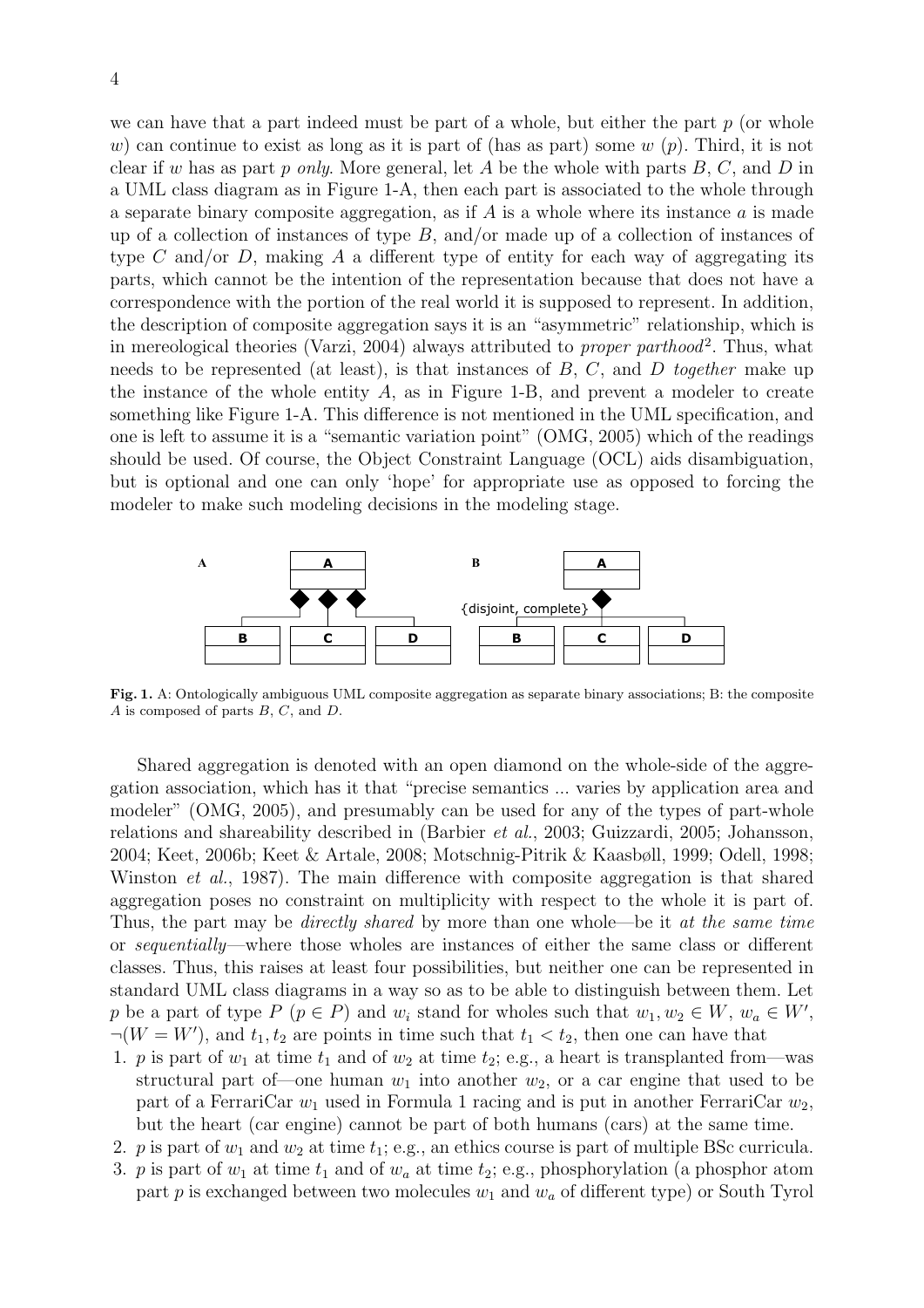we can have that a part indeed must be part of a whole, but either the part $p$ (or whole $w$) can continue to exist as long as it is part of (has as part) some $w$ ($p$). Third, it is not clear if $w$ has as part $p$ *only*. More general, let $A$ be the whole with parts $B$, $C$, and $D$ in a UML class diagram as in Figure 1-A, then each part is associated to the whole through a separate binary composite aggregation, as if $A$ is a whole where its instance $a$ is made up of a collection of instances of type $B$, and/or made up of a collection of instances of type $C$ and/or $D$, making $A$ a different type of entity for each way of aggregating its parts, which cannot be the intention of the representation because that does not have a correspondence with the portion of the real world it is supposed to represent. In addition, the description of composite aggregation says it is an "asymmetric" relationship, which is in mereological theories (Varzi, 2004) always attributed to *proper parthood*[2]. Thus, what needs to be represented (at least), is that instances of $B$, $C$, and $D$ *together* make up the instance of the whole entity $A$, as in Figure 1-B, and prevent a modeler to create something like Figure 1-A. This difference is not mentioned in the UML specification, and one is left to assume it is a "semantic variation point" (OMG, 2005) which of the readings should be used. Of course, the Object Constraint Language (OCL) aids disambiguation, but is optional and one can only 'hope' for appropriate use as opposed to forcing the modeler to make such modeling decisions in the modeling stage.

**Fig. 1.** A: Ontologically ambiguous UML composite aggregation as separate binary associations; B: the composite $A$ is composed of parts $B$, $C$, and $D$.

Shared aggregation is denoted with an open diamond on the whole-side of the aggregation association, which has it that "precise semantics ... varies by application area and modeler" (OMG, 2005), and presumably can be used for any of the types of part-whole relations and shareability described in (Barbier *et al.*, 2003; Guizzardi, 2005; Johansson, 2004; Keet, 2006b; Keet & Artale, 2008; Motschnig-Pitrik & Kaasbøll, 1999; Odell, 1998; Winston *et al.*, 1987). The main difference with composite aggregation is that shared aggregation poses no constraint on multiplicity with respect to the whole it is part of. Thus, the part may be *directly shared* by more than one whole—be it *at the same time* or *sequentially*—where those wholes are instances of either the same class or different classes. Thus, this raises at least four possibilities, but neither one can be represented in standard UML class diagrams in a way so as to be able to distinguish between them. Let $p$ be a part of type $P$ ($p \in P$) and $w_i$ stand for wholes such that $w_1, w_2 \in W$, $w_a \in W'$, $\neg(W = W')$, and $t_1, t_2$ are points in time such that $t_1 < t_2$, then one can have that

1. $p$ is part of $w_1$ at time $t_1$ and of $w_2$ at time $t_2$; e.g., a heart is transplanted from—was structural part of—one human $w_1$ into another $w_2$, or a car engine that used to be part of a FerrariCar $w_1$ used in Formula 1 racing and is put in another FerrariCar $w_2$, but the heart (car engine) cannot be part of both humans (cars) at the same time.
2. $p$ is part of $w_1$ and $w_2$ at time $t_1$; e.g., an ethics course is part of multiple BSc curricula.
3. $p$ is part of $w_1$ at time $t_1$ and of $w_a$ at time $t_2$; e.g., phosphorylation (a phosphor atom part $p$ is exchanged between two molecules $w_1$ and $w_a$ of different type) or South Tyrol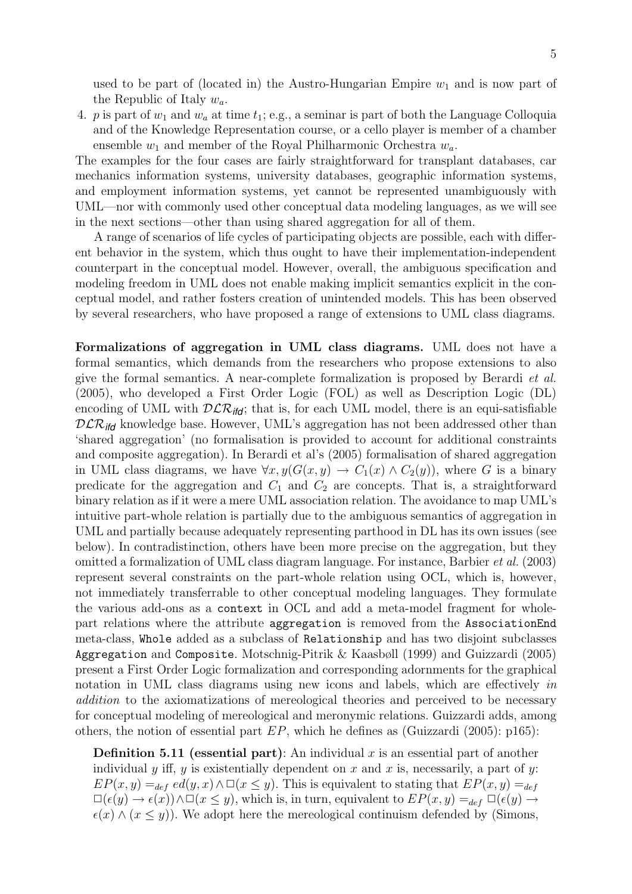used to be part of (located in) the Austro-Hungarian Empire $w_1$ and is now part of the Republic of Italy $w_a$.

4. $p$ is part of $w_1$ and $w_a$ at time $t_1$; e.g., a seminar is part of both the Language Colloquia and of the Knowledge Representation course, or a cello player is member of a chamber ensemble $w_1$ and member of the Royal Philharmonic Orchestra $w_a$.

The examples for the four cases are fairly straightforward for transplant databases, car mechanics information systems, university databases, geographic information systems, and employment information systems, yet cannot be represented unambiguously with UML—nor with commonly used other conceptual data modeling languages, as we will see in the next sections—other than using shared aggregation for all of them.

A range of scenarios of life cycles of participating objects are possible, each with different behavior in the system, which thus ought to have their implementation-independent counterpart in the conceptual model. However, overall, the ambiguous specification and modeling freedom in UML does not enable making implicit semantics explicit in the conceptual model, and rather fosters creation of unintended models. This has been observed by several researchers, who have proposed a range of extensions to UML class diagrams.

**Formalizations of aggregation in UML class diagrams.** UML does not have a formal semantics, which demands from the researchers who propose extensions to also give the formal semantics. A near-complete formalization is proposed by Berardi *et al.* (2005), who developed a First Order Logic (FOL) as well as Description Logic (DL) encoding of UML with $\mathcal{DLR}_{ifd}$; that is, for each UML model, there is an equi-satisfiable $\mathcal{DLR}_{ifd}$ knowledge base. However, UML's aggregation has not been addressed other than 'shared aggregation' (no formalisation is provided to account for additional constraints and composite aggregation). In Berardi et al's (2005) formalisation of shared aggregation in UML class diagrams, we have $\forall x, y(G(x, y) \rightarrow C_1(x) \wedge C_2(y))$, where $G$ is a binary predicate for the aggregation and $C_1$ and $C_2$ are concepts. That is, a straightforward binary relation as if it were a mere UML association relation. The avoidance to map UML's intuitive part-whole relation is partially due to the ambiguous semantics of aggregation in UML and partially because adequately representing parthood in DL has its own issues (see below). In contradistinction, others have been more precise on the aggregation, but they omitted a formalization of UML class diagram language. For instance, Barbier *et al.* (2003) represent several constraints on the part-whole relation using OCL, which is, however, not immediately transferrable to other conceptual modeling languages. They formulate the various add-ons as a `context` in OCL and add a meta-model fragment for whole-part relations where the attribute `aggregation` is removed from the `AssociationEnd` meta-class, `Whole` added as a subclass of `Relationship` and has two disjoint subclasses `Aggregation` and `Composite`. Motschnig-Pitrik & Kaasbøll (1999) and Guizzardi (2005) present a First Order Logic formalization and corresponding adornments for the graphical notation in UML class diagrams using new icons and labels, which are effectively *in addition* to the axiomatizations of mereological theories and perceived to be necessary for conceptual modeling of mereological and meronymic relations. Guizzardi adds, among others, the notion of essential part $EP$, which he defines as (Guizzardi (2005): p165):

> **Definition 5.11 (essential part)**: An individual $x$ is an essential part of another individual $y$ iff, $y$ is existentially dependent on $x$ and $x$ is, necessarily, a part of $y$: $EP(x, y) =_{def} ed(y, x) \wedge \Box(x \leq y)$. This is equivalent to stating that $EP(x, y) =_{def} \Box(\epsilon(y) \rightarrow \epsilon(x)) \wedge \Box(x \leq y)$, which is, in turn, equivalent to $EP(x, y) =_{def} \Box(\epsilon(y) \rightarrow \epsilon(x) \wedge (x \leq y))$. We adopt here the mereological continuism defended by (Simons,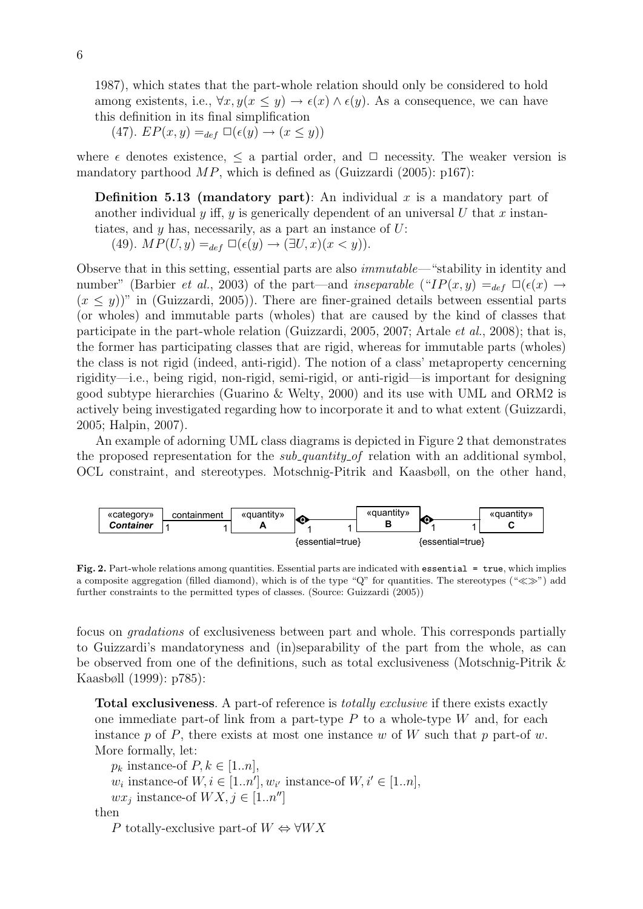1987), which states that the part-whole relation should only be considered to hold among existents, i.e., $\forall x, y(x \leq y) \rightarrow \epsilon(x) \wedge \epsilon(y)$. As a consequence, we can have this definition in its final simplification

(47). $EP(x, y) =_{def} \Box(\epsilon(y) \rightarrow (x \leq y))$

where $\epsilon$ denotes existence, $\leq$ a partial order, and $\Box$ necessity. The weaker version is mandatory parthood $MP$, which is defined as (Guizzardi (2005): p167):

> **Definition 5.13 (mandatory part)**: An individual $x$ is a mandatory part of another individual $y$ iff, $y$ is generically dependent of an universal $U$ that $x$ instantiates, and $y$ has, necessarily, as a part an instance of $U$:
>
> (49). $MP(U, y) =_{def} \Box(\epsilon(y) \rightarrow (\exists U, x)(x < y))$.

Observe that in this setting, essential parts are also *immutable*—"stability in identity and number" (Barbier *et al.*, 2003) of the part—and *inseparable* ("$IP(x, y) =_{def} \Box(\epsilon(x) \rightarrow (x \leq y))$" in (Guizzardi, 2005)). There are finer-grained details between essential parts (or wholes) and immutable parts (wholes) that are caused by the kind of classes that participate in the part-whole relation (Guizzardi, 2005, 2007; Artale *et al.*, 2008); that is, the former has participating classes that are rigid, whereas for immutable parts (wholes) the class is not rigid (indeed, anti-rigid). The notion of a class' metaproperty cencerning rigidity—i.e., being rigid, non-rigid, semi-rigid, or anti-rigid—is important for designing good subtype hierarchies (Guarino & Welty, 2000) and its use with UML and ORM2 is actively being investigated regarding how to incorporate it and to what extent (Guizzardi, 2005; Halpin, 2007).

An example of adorning UML class diagrams is depicted in Figure 2 that demonstrates the proposed representation for the *sub_quantity_of* relation with an additional symbol, OCL constraint, and stereotypes. Motschnig-Pitrik and Kaasbøll, on the other hand,

«category» *Container* —containment— «quantity» A —{essential=true}— «quantity» B —{essential=true}— «quantity» C

**Fig. 2.** Part-whole relations among quantities. Essential parts are indicated with `essential = true`, which implies a composite aggregation (filled diamond), which is of the type "Q" for quantities. The stereotypes ("≪≫") add further constraints to the permitted types of classes. (Source: Guizzardi (2005))

focus on *gradations* of exclusiveness between part and whole. This corresponds partially to Guizzardi's mandatoryness and (in)separability of the part from the whole, as can be observed from one of the definitions, such as total exclusiveness (Motschnig-Pitrik & Kaasbøll (1999): p785):

> **Total exclusiveness**. A part-of reference is *totally exclusive* if there exists exactly one immediate part-of link from a part-type $P$ to a whole-type $W$ and, for each instance $p$ of $P$, there exists at most one instance $w$ of $W$ such that $p$ part-of $w$. More formally, let:
>
> $p_k$ instance-of $P, k \in [1..n]$,
>
> $w_i$ instance-of $W, i \in [1..n'], w_{i'}$ instance-of $W, i' \in [1..n]$,
>
> $wx_j$ instance-of $WX, j \in [1..n'']$
>
> then
>
> $P$ totally-exclusive part-of $W \Leftrightarrow \forall WX$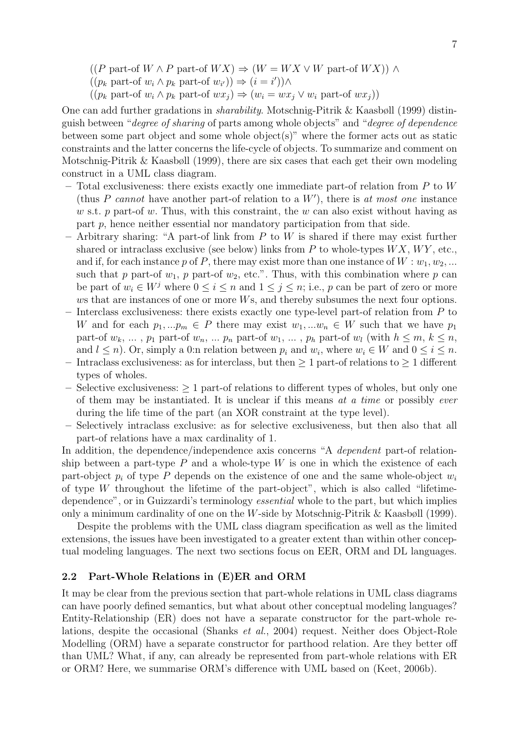$((P \text{ part-of } W \wedge P \text{ part-of } WX) \Rightarrow (W = WX \vee W \text{ part-of } WX)) \wedge$
$((p_k \text{ part-of } w_i \wedge p_k \text{ part-of } w_{i'})) \Rightarrow (i = i')) \wedge$
$((p_k \text{ part-of } w_i \wedge p_k \text{ part-of } wx_j) \Rightarrow (w_i = wx_j \vee w_i \text{ part-of } wx_j))$

One can add further gradations in *sharability*. Motschnig-Pitrik & Kaasbøll (1999) distinguish between "*degree of sharing* of parts among whole objects" and "*degree of dependence* between some part object and some whole object(s)" where the former acts out as static constraints and the latter concerns the life-cycle of objects. To summarize and comment on Motschnig-Pitrik & Kaasbøll (1999), there are six cases that each get their own modeling construct in a UML class diagram.

- Total exclusiveness: there exists exactly one immediate part-of relation from $P$ to $W$ (thus $P$ *cannot* have another part-of relation to a $W'$), there is *at most one* instance $w$ s.t. $p$ part-of $w$. Thus, with this constraint, the $w$ can also exist without having as part $p$, hence neither essential nor mandatory participation from that side.
- Arbitrary sharing: "A part-of link from $P$ to $W$ is shared if there may exist further shared or intraclass exclusive (see below) links from $P$ to whole-types $WX$, $WY$, etc., and if, for each instance $p$ of $P$, there may exist more than one instance of $W : w_1, w_2, ...$ such that $p$ part-of $w_1$, $p$ part-of $w_2$, etc.". Thus, with this combination where $p$ can be part of $w_i \in W^j$ where $0 \leq i \leq n$ and $1 \leq j \leq n$; i.e., $p$ can be part of zero or more $w$s that are instances of one or more $W$s, and thereby subsumes the next four options.
- Interclass exclusiveness: there exists exactly one type-level part-of relation from $P$ to $W$ and for each $p_1, ...p_m \in P$ there may exist $w_1, ...w_n \in W$ such that we have $p_1$ part-of $w_k$, ... , $p_1$ part-of $w_n$, ... $p_n$ part-of $w_1$, ... , $p_h$ part-of $w_l$ (with $h \leq m$, $k \leq n$, and $l \leq n$). Or, simply a 0:n relation between $p_i$ and $w_i$, where $w_i \in W$ and $0 \leq i \leq n$.
- Intraclass exclusiveness: as for interclass, but then $\geq 1$ part-of relations to $\geq 1$ different types of wholes.
- Selective exclusiveness: $\geq 1$ part-of relations to different types of wholes, but only one of them may be instantiated. It is unclear if this means *at a time* or possibly *ever* during the life time of the part (an XOR constraint at the type level).
- Selectively intraclass exclusive: as for selective exclusiveness, but then also that all part-of relations have a max cardinality of 1.

In addition, the dependence/independence axis concerns "A *dependent* part-of relationship between a part-type $P$ and a whole-type $W$ is one in which the existence of each part-object $p_i$ of type $P$ depends on the existence of one and the same whole-object $w_i$ of type $W$ throughout the lifetime of the part-object", which is also called "lifetime-dependence", or in Guizzardi's terminology *essential* whole to the part, but which implies only a minimum cardinality of one on the $W$-side by Motschnig-Pitrik & Kaasbøll (1999).

Despite the problems with the UML class diagram specification as well as the limited extensions, the issues have been investigated to a greater extent than within other conceptual modeling languages. The next two sections focus on EER, ORM and DL languages.

### 2.2 Part-Whole Relations in (E)ER and ORM

It may be clear from the previous section that part-whole relations in UML class diagrams can have poorly defined semantics, but what about other conceptual modeling languages? Entity-Relationship (ER) does not have a separate constructor for the part-whole relations, despite the occasional (Shanks *et al.*, 2004) request. Neither does Object-Role Modelling (ORM) have a separate constructor for parthood relation. Are they better off than UML? What, if any, can already be represented from part-whole relations with ER or ORM? Here, we summarise ORM's difference with UML based on (Keet, 2006b).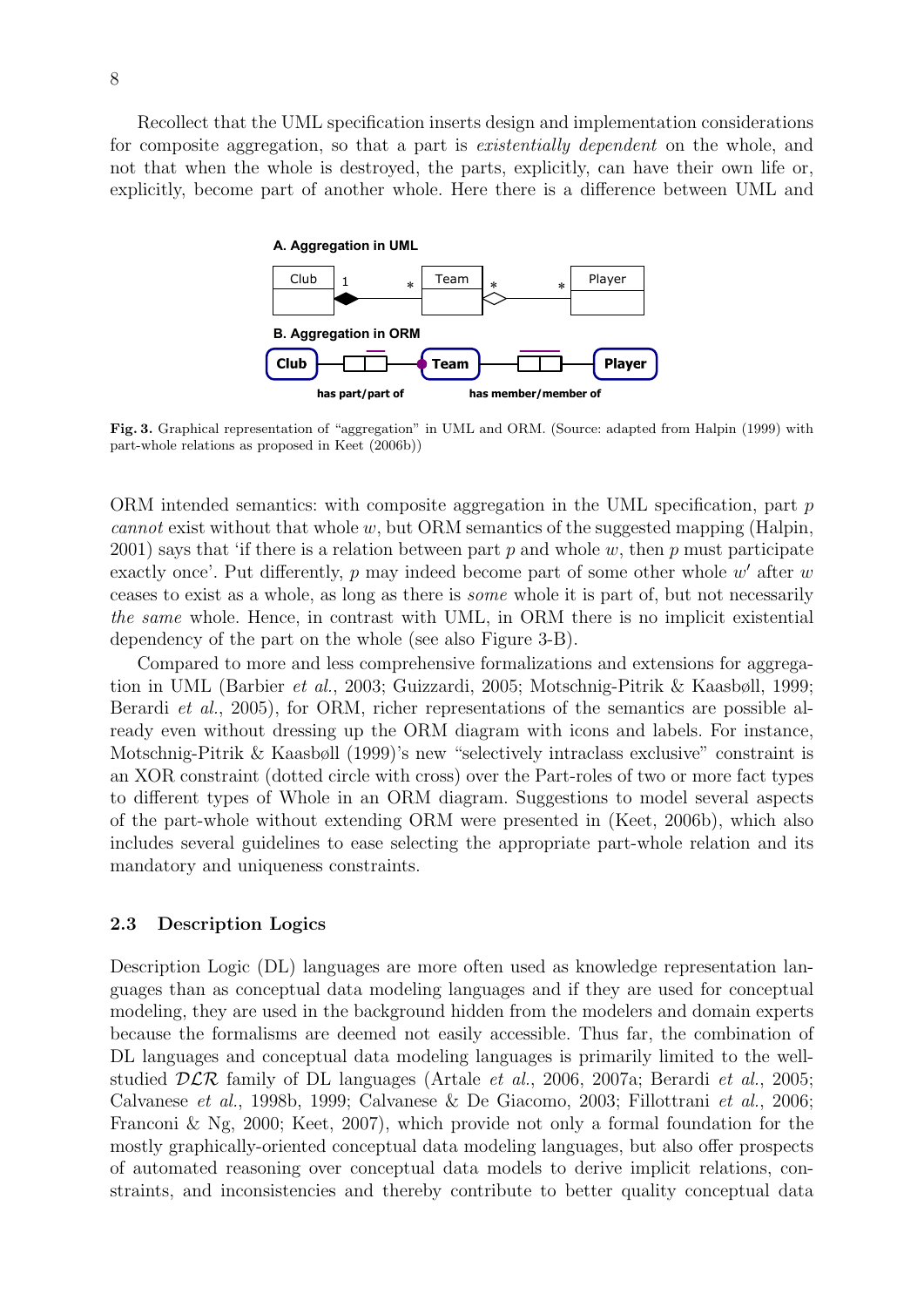Recollect that the UML specification inserts design and implementation considerations for composite aggregation, so that a part is *existentially dependent* on the whole, and not that when the whole is destroyed, the parts, explicitly, can have their own life or, explicitly, become part of another whole. Here there is a difference between UML and

**Fig. 3.** Graphical representation of "aggregation" in UML and ORM. (Source: adapted from Halpin (1999) with part-whole relations as proposed in Keet (2006b))

ORM intended semantics: with composite aggregation in the UML specification, part $p$ *cannot* exist without that whole $w$, but ORM semantics of the suggested mapping (Halpin, 2001) says that 'if there is a relation between part $p$ and whole $w$, then $p$ must participate exactly once'. Put differently, $p$ may indeed become part of some other whole $w'$ after $w$ ceases to exist as a whole, as long as there is *some* whole it is part of, but not necessarily *the same* whole. Hence, in contrast with UML, in ORM there is no implicit existential dependency of the part on the whole (see also Figure 3-B).

Compared to more and less comprehensive formalizations and extensions for aggregation in UML (Barbier *et al.*, 2003; Guizzardi, 2005; Motschnig-Pitrik & Kaasbøll, 1999; Berardi *et al.*, 2005), for ORM, richer representations of the semantics are possible already even without dressing up the ORM diagram with icons and labels. For instance, Motschnig-Pitrik & Kaasbøll (1999)'s new "selectively intraclass exclusive" constraint is an XOR constraint (dotted circle with cross) over the Part-roles of two or more fact types to different types of Whole in an ORM diagram. Suggestions to model several aspects of the part-whole without extending ORM were presented in (Keet, 2006b), which also includes several guidelines to ease selecting the appropriate part-whole relation and its mandatory and uniqueness constraints.

### 2.3 Description Logics

Description Logic (DL) languages are more often used as knowledge representation languages than as conceptual data modeling languages and if they are used for conceptual modeling, they are used in the background hidden from the modelers and domain experts because the formalisms are deemed not easily accessible. Thus far, the combination of DL languages and conceptual data modeling languages is primarily limited to the well-studied $\mathcal{DLR}$ family of DL languages (Artale *et al.*, 2006, 2007a; Berardi *et al.*, 2005; Calvanese *et al.*, 1998b, 1999; Calvanese & De Giacomo, 2003; Fillottrani *et al.*, 2006; Franconi & Ng, 2000; Keet, 2007), which provide not only a formal foundation for the mostly graphically-oriented conceptual data modeling languages, but also offer prospects of automated reasoning over conceptual data models to derive implicit relations, constraints, and inconsistencies and thereby contribute to better quality conceptual data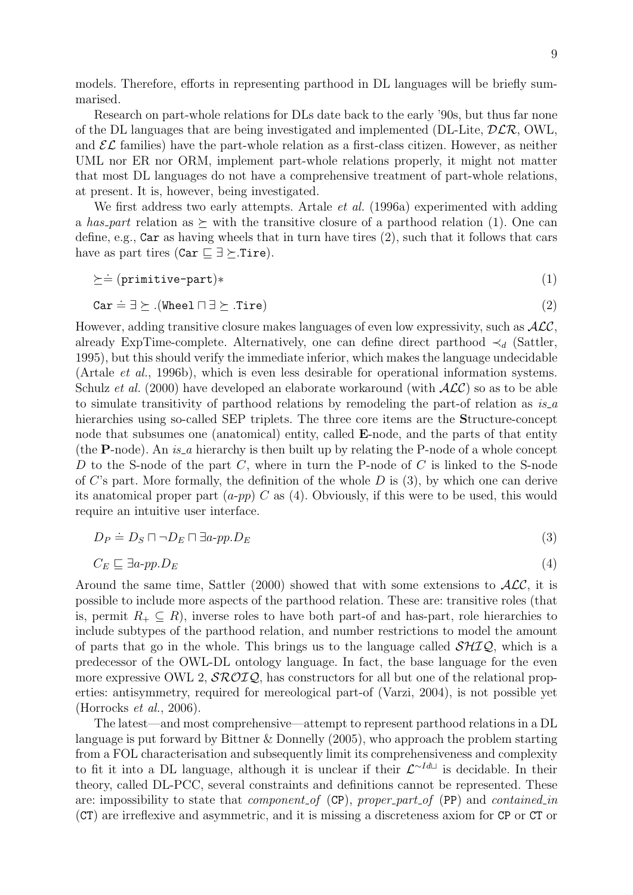models. Therefore, efforts in representing parthood in DL languages will be briefly summarised.

Research on part-whole relations for DLs date back to the early '90s, but thus far none of the DL languages that are being investigated and implemented (DL-Lite, $\mathcal{DLR}$, OWL, and $\mathcal{EL}$ families) have the part-whole relation as a first-class citizen. However, as neither UML nor ER nor ORM, implement part-whole relations properly, it might not matter that most DL languages do not have a comprehensive treatment of part-whole relations, at present. It is, however, being investigated.

We first address two early attempts. Artale *et al.* (1996a) experimented with adding a *has_part* relation as $\succeq$ with the transitive closure of a parthood relation (1). One can define, e.g., Car as having wheels that in turn have tires (2), such that it follows that cars have as part tires ($\texttt{Car} \sqsubseteq \exists \succeq .\texttt{Tire}$).

$$\succeq \doteq (\texttt{primitive-part})* \tag{1}$$

$$\texttt{Car} \doteq \exists \succeq .(\texttt{Wheel} \sqcap \exists \succeq .\texttt{Tire}) \tag{2}$$

However, adding transitive closure makes languages of even low expressivity, such as $\mathcal{ALC}$, already ExpTime-complete. Alternatively, one can define direct parthood $\prec_d$ (Sattler, 1995), but this should verify the immediate inferior, which makes the language undecidable (Artale *et al.*, 1996b), which is even less desirable for operational information systems. Schulz *et al.* (2000) have developed an elaborate workaround (with $\mathcal{ALC}$) so as to be able to simulate transitivity of parthood relations by remodeling the part-of relation as *is_a* hierarchies using so-called SEP triplets. The three core items are the **S**tructure-concept node that subsumes one (anatomical) entity, called **E**-node, and the parts of that entity (the **P**-node). An *is_a* hierarchy is then built up by relating the P-node of a whole concept $D$ to the S-node of the part $C$, where in turn the P-node of $C$ is linked to the S-node of $C$'s part. More formally, the definition of the whole $D$ is (3), by which one can derive its anatomical proper part (*a-pp*) $C$ as (4). Obviously, if this were to be used, this would require an intuitive user interface.

$$D_P \doteq D_S \sqcap \neg D_E \sqcap \exists a\text{-}pp.D_E \tag{3}$$

$$C_E \sqsubseteq \exists a\text{-}pp.D_E \tag{4}$$

Around the same time, Sattler (2000) showed that with some extensions to $\mathcal{ALC}$, it is possible to include more aspects of the parthood relation. These are: transitive roles (that is, permit $R_+ \subseteq R$), inverse roles to have both part-of and has-part, role hierarchies to include subtypes of the parthood relation, and number restrictions to model the amount of parts that go in the whole. This brings us to the language called $\mathcal{SHIQ}$, which is a predecessor of the OWL-DL ontology language. In fact, the base language for the even more expressive OWL 2, $\mathcal{SROIQ}$, has constructors for all but one of the relational properties: antisymmetry, required for mereological part-of (Varzi, 2004), is not possible yet (Horrocks *et al.*, 2006).

The latest—and most comprehensive—attempt to represent parthood relations in a DL language is put forward by Bittner & Donnelly (2005), who approach the problem starting from a FOL characterisation and subsequently limit its comprehensiveness and complexity to fit it into a DL language, although it is unclear if their $\mathcal{L}^{\sim Id \sqcup}$ is decidable. In their theory, called DL-PCC, several constraints and definitions cannot be represented. These are: impossibility to state that *component_of* (CP), *proper_part_of* (PP) and *contained_in* (CT) are irreflexive and asymmetric, and it is missing a discreteness axiom for CP or CT or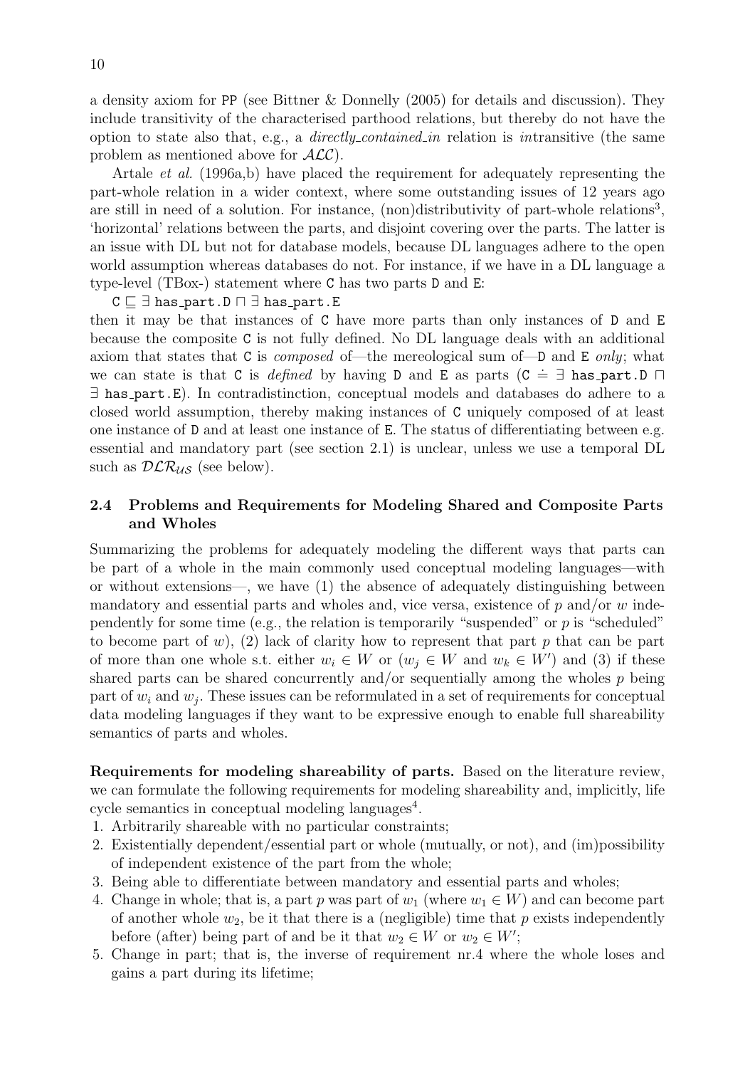a density axiom for PP (see Bittner & Donnelly (2005) for details and discussion). They include transitivity of the characterised parthood relations, but thereby do not have the option to state also that, e.g., a *directly_contained_in* relation is *in*transitive (the same problem as mentioned above for $\mathcal{ALC}$).

Artale *et al.* (1996a,b) have placed the requirement for adequately representing the part-whole relation in a wider context, where some outstanding issues of 12 years ago are still in need of a solution. For instance, (non)distributivity of part-whole relations[3], 'horizontal' relations between the parts, and disjoint covering over the parts. The latter is an issue with DL but not for database models, because DL languages adhere to the open world assumption whereas databases do not. For instance, if we have in a DL language a type-level (TBox-) statement where C has two parts D and E:

$\texttt{C} \sqsubseteq \exists\ \texttt{has\_part.D} \sqcap \exists\ \texttt{has\_part.E}$

then it may be that instances of C have more parts than only instances of D and E because the composite C is not fully defined. No DL language deals with an additional axiom that states that C is *composed* of—the mereological sum of—D and E *only*; what we can state is that C is *defined* by having D and E as parts ($\texttt{C} \doteq \exists\ \texttt{has\_part.D} \sqcap \exists\ \texttt{has\_part.E}$). In contradistinction, conceptual models and databases do adhere to a closed world assumption, thereby making instances of C uniquely composed of at least one instance of D and at least one instance of E. The status of differentiating between e.g. essential and mandatory part (see section 2.1) is unclear, unless we use a temporal DL such as $\mathcal{DLR}_{\mathcal{US}}$ (see below).

### 2.4 Problems and Requirements for Modeling Shared and Composite Parts and Wholes

Summarizing the problems for adequately modeling the different ways that parts can be part of a whole in the main commonly used conceptual modeling languages—with or without extensions—, we have (1) the absence of adequately distinguishing between mandatory and essential parts and wholes and, vice versa, existence of $p$ and/or $w$ independently for some time (e.g., the relation is temporarily "suspended" or $p$ is "scheduled" to become part of $w$), (2) lack of clarity how to represent that part $p$ that can be part of more than one whole s.t. either $w_i \in W$ or ($w_j \in W$ and $w_k \in W'$) and (3) if these shared parts can be shared concurrently and/or sequentially among the wholes $p$ being part of $w_i$ and $w_j$. These issues can be reformulated in a set of requirements for conceptual data modeling languages if they want to be expressive enough to enable full shareability semantics of parts and wholes.

**Requirements for modeling shareability of parts.** Based on the literature review, we can formulate the following requirements for modeling shareability and, implicitly, life cycle semantics in conceptual modeling languages[4].

1. Arbitrarily shareable with no particular constraints;
2. Existentially dependent/essential part or whole (mutually, or not), and (im)possibility of independent existence of the part from the whole;
3. Being able to differentiate between mandatory and essential parts and wholes;
4. Change in whole; that is, a part $p$ was part of $w_1$ (where $w_1 \in W$) and can become part of another whole $w_2$, be it that there is a (negligible) time that $p$ exists independently before (after) being part of and be it that $w_2 \in W$ or $w_2 \in W'$;
5. Change in part; that is, the inverse of requirement nr.4 where the whole loses and gains a part during its lifetime;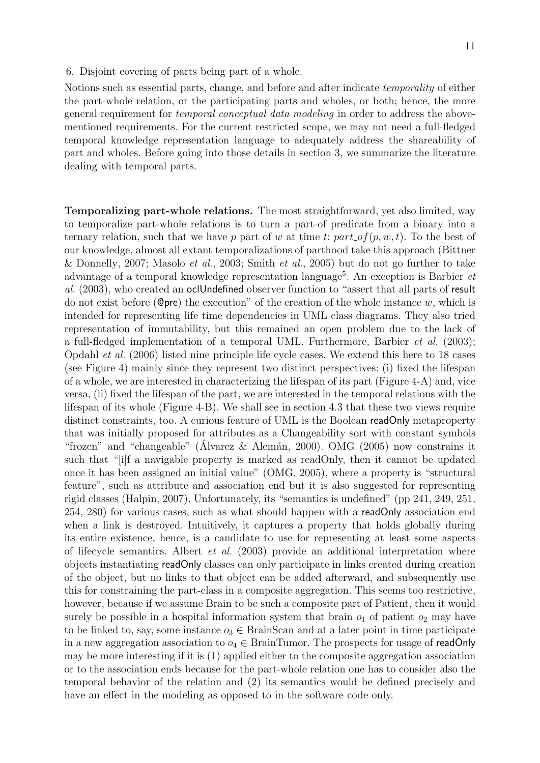6. Disjoint covering of parts being part of a whole.

Notions such as essential parts, change, and before and after indicate *temporality* of either the part-whole relation, or the participating parts and wholes, or both; hence, the more general requirement for *temporal conceptual data modeling* in order to address the above-mentioned requirements. For the current restricted scope, we may not need a full-fledged temporal knowledge representation language to adequately address the shareability of part and wholes. Before going into those details in section 3, we summarize the literature dealing with temporal parts.

**Temporalizing part-whole relations.** The most straightforward, yet also limited, way to temporalize part-whole relations is to turn a part-of predicate from a binary into a ternary relation, such that we have $p$ part of $w$ at time $t$: $part\_of(p, w, t)$. To the best of our knowledge, almost all extant temporalizations of parthood take this approach (Bittner & Donnelly, 2007; Masolo *et al.*, 2003; Smith *et al.*, 2005) but do not go further to take advantage of a temporal knowledge representation language[5]. An exception is Barbier *et al.* (2003), who created an oclUndefined observer function to "assert that all parts of result do not exist before (@pre) the execution" of the creation of the whole instance $w$, which is intended for representing life time dependencies in UML class diagrams. They also tried representation of immutability, but this remained an open problem due to the lack of a full-fledged implementation of a temporal UML. Furthermore, Barbier *et al.* (2003); Opdahl *et al.* (2006) listed nine principle life cycle cases. We extend this here to 18 cases (see Figure 4) mainly since they represent two distinct perspectives: (i) fixed the lifespan of a whole, we are interested in characterizing the lifespan of its part (Figure 4-A) and, vice versa, (ii) fixed the lifespan of the part, we are interested in the temporal relations with the lifespan of its whole (Figure 4-B). We shall see in section 4.3 that these two views require distinct constraints, too. A curious feature of UML is the Boolean readOnly metaproperty that was initially proposed for attributes as a Changeability sort with constant symbols "frozen" and "changeable" (Álvarez & Alemán, 2000). OMG (2005) now constrains it such that "[i]f a navigable property is marked as readOnly, then it cannot be updated once it has been assigned an initial value" (OMG, 2005), where a property is "structural feature", such as attribute and association end but it is also suggested for representing rigid classes (Halpin, 2007). Unfortunately, its "semantics is undefined" (pp 241, 249, 251, 254, 280) for various cases, such as what should happen with a readOnly association end when a link is destroyed. Intuitively, it captures a property that holds globally during its entire existence, hence, is a candidate to use for representing at least some aspects of lifecycle semantics. Albert *et al.* (2003) provide an additional interpretation where objects instantiating readOnly classes can only participate in links created during creation of the object, but no links to that object can be added afterward, and subsequently use this for constraining the part-class in a composite aggregation. This seems too restrictive, however, because if we assume Brain to be such a composite part of Patient, then it would surely be possible in a hospital information system that brain $o_1$ of patient $o_2$ may have to be linked to, say, some instance $o_3 \in$ BrainScan and at a later point in time participate in a new aggregation association to $o_4 \in$ BrainTumor. The prospects for usage of readOnly may be more interesting if it is (1) applied either to the composite aggregation association or to the association ends because for the part-whole relation one has to consider also the temporal behavior of the relation and (2) its semantics would be defined precisely and have an effect in the modeling as opposed to in the software code only.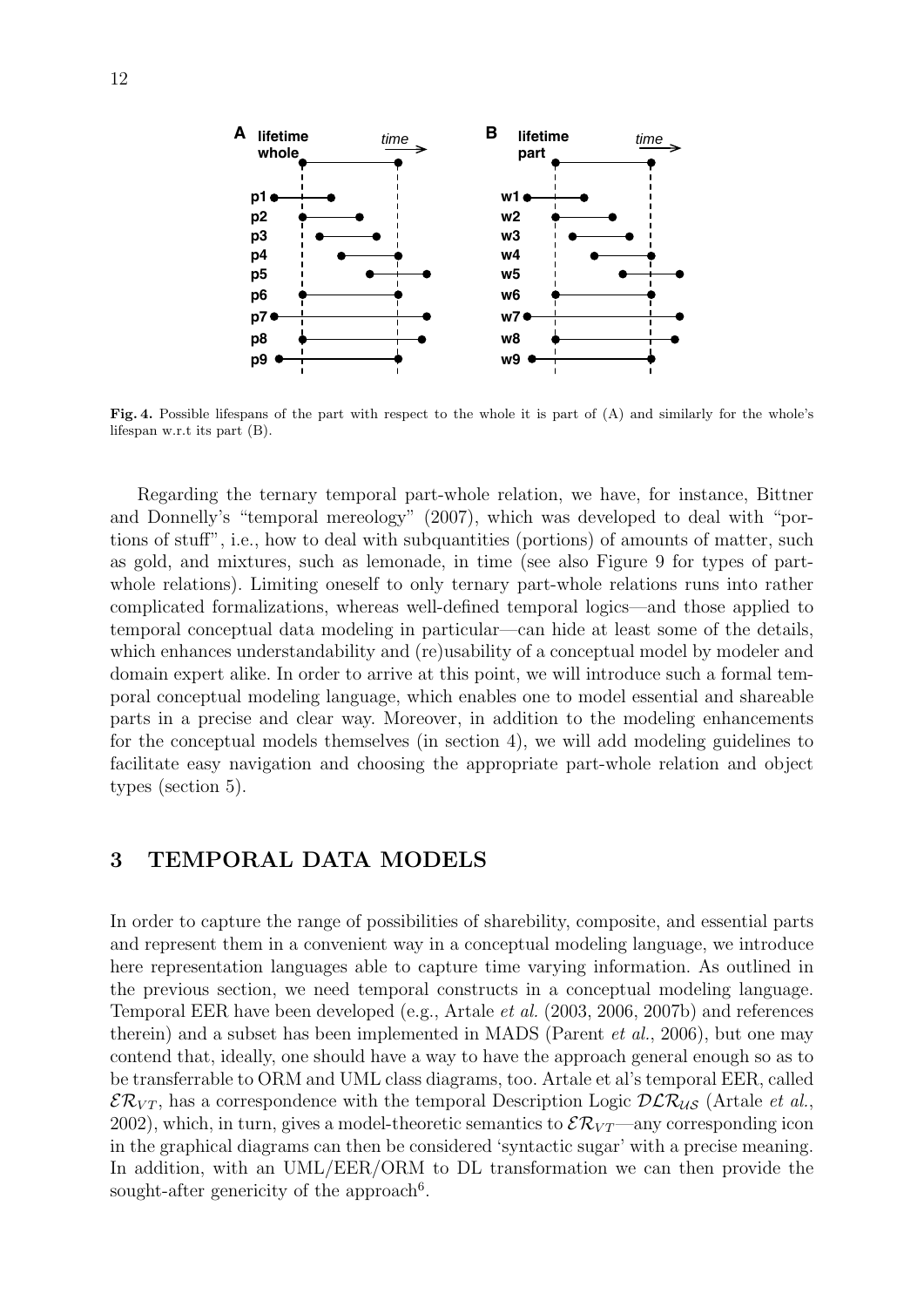**Fig. 4.** Possible lifespans of the part with respect to the whole it is part of (A) and similarly for the whole's lifespan w.r.t its part (B).

Regarding the ternary temporal part-whole relation, we have, for instance, Bittner and Donnelly's "temporal mereology" (2007), which was developed to deal with "portions of stuff", i.e., how to deal with subquantities (portions) of amounts of matter, such as gold, and mixtures, such as lemonade, in time (see also Figure 9 for types of part-whole relations). Limiting oneself to only ternary part-whole relations runs into rather complicated formalizations, whereas well-defined temporal logics—and those applied to temporal conceptual data modeling in particular—can hide at least some of the details, which enhances understandability and (re)usability of a conceptual model by modeler and domain expert alike. In order to arrive at this point, we will introduce such a formal temporal conceptual modeling language, which enables one to model essential and shareable parts in a precise and clear way. Moreover, in addition to the modeling enhancements for the conceptual models themselves (in section 4), we will add modeling guidelines to facilitate easy navigation and choosing the appropriate part-whole relation and object types (section 5).

## 3 TEMPORAL DATA MODELS

In order to capture the range of possibilities of sharebility, composite, and essential parts and represent them in a convenient way in a conceptual modeling language, we introduce here representation languages able to capture time varying information. As outlined in the previous section, we need temporal constructs in a conceptual modeling language. Temporal EER have been developed (e.g., Artale *et al.* (2003, 2006, 2007b) and references therein) and a subset has been implemented in MADS (Parent *et al.*, 2006), but one may contend that, ideally, one should have a way to have the approach general enough so as to be transferrable to ORM and UML class diagrams, too. Artale et al's temporal EER, called $\mathcal{ER}_{VT}$, has a correspondence with the temporal Description Logic $\mathcal{DLR}_{\mathcal{US}}$ (Artale *et al.*, 2002), which, in turn, gives a model-theoretic semantics to $\mathcal{ER}_{VT}$—any corresponding icon in the graphical diagrams can then be considered 'syntactic sugar' with a precise meaning. In addition, with an UML/EER/ORM to DL transformation we can then provide the sought-after genericity of the approach[6].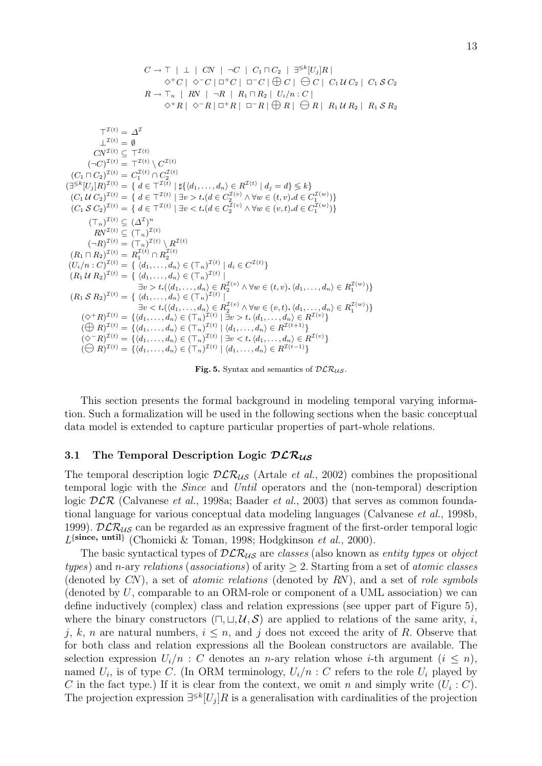$$
\begin{aligned}
C \rightarrow\; & \top \mid \bot \mid CN \mid \neg C \mid C_1 \sqcap C_2 \mid \exists^{\leqslant k}[U_j]R \mid \\
& \Diamond^+ C \mid \Diamond^- C \mid \Box^+ C \mid \Box^- C \mid \bigoplus C \mid \ominus C \mid C_1 \,\mathcal{U}\, C_2 \mid C_1 \,\mathcal{S}\, C_2 \\
R \rightarrow\; & \top_n \mid RN \mid \neg R \mid R_1 \sqcap R_2 \mid U_i/n : C \mid \\
& \Diamond^+ R \mid \Diamond^- R \mid \Box^+ R \mid \Box^- R \mid \bigoplus R \mid \ominus R \mid R_1 \,\mathcal{U}\, R_2 \mid R_1 \,\mathcal{S}\, R_2
\end{aligned}
$$

$$
\begin{aligned}
\top^{\mathcal{I}(t)} &= \Delta^{\mathcal{I}} \\
\bot^{\mathcal{I}(t)} &= \emptyset \\
CN^{\mathcal{I}(t)} &\subseteq \top^{\mathcal{I}(t)} \\
(\neg C)^{\mathcal{I}(t)} &= \top^{\mathcal{I}(t)} \setminus C^{\mathcal{I}(t)} \\
(C_1 \sqcap C_2)^{\mathcal{I}(t)} &= C_1^{\mathcal{I}(t)} \cap C_2^{\mathcal{I}(t)} \\
(\exists^{\leqslant k}[U_j]R)^{\mathcal{I}(t)} &= \{\, d \in \top^{\mathcal{I}(t)} \mid \sharp\{\langle d_1, \ldots, d_n\rangle \in R^{\mathcal{I}(t)} \mid d_j = d\} \leqslant k\} \\
(C_1 \,\mathcal{U}\, C_2)^{\mathcal{I}(t)} &= \{\, d \in \top^{\mathcal{I}(t)} \mid \exists v > t.(d \in C_2^{\mathcal{I}(v)} \wedge \forall w \in (t,v). d \in C_1^{\mathcal{I}(w)})\} \\
(C_1 \,\mathcal{S}\, C_2)^{\mathcal{I}(t)} &= \{\, d \in \top^{\mathcal{I}(t)} \mid \exists v < t.(d \in C_2^{\mathcal{I}(v)} \wedge \forall w \in (v,t). d \in C_1^{\mathcal{I}(w)})\} \\
(\top_n)^{\mathcal{I}(t)} &\subseteq (\Delta^{\mathcal{I}})^n \\
RN^{\mathcal{I}(t)} &\subseteq (\top_n)^{\mathcal{I}(t)} \\
(\neg R)^{\mathcal{I}(t)} &= (\top_n)^{\mathcal{I}(t)} \setminus R^{\mathcal{I}(t)} \\
(R_1 \sqcap R_2)^{\mathcal{I}(t)} &= R_1^{\mathcal{I}(t)} \cap R_2^{\mathcal{I}(t)} \\
(U_i/n : C)^{\mathcal{I}(t)} &= \{\, \langle d_1, \ldots, d_n\rangle \in (\top_n)^{\mathcal{I}(t)} \mid d_i \in C^{\mathcal{I}(t)}\} \\
(R_1 \,\mathcal{U}\, R_2)^{\mathcal{I}(t)} &= \{\, \langle d_1, \ldots, d_n\rangle \in (\top_n)^{\mathcal{I}(t)} \mid \\
&\qquad \exists v > t.(\langle d_1, \ldots, d_n\rangle \in R_2^{\mathcal{I}(v)} \wedge \forall w \in (t,v).\, \langle d_1, \ldots, d_n\rangle \in R_1^{\mathcal{I}(w)})\} \\
(R_1 \,\mathcal{S}\, R_2)^{\mathcal{I}(t)} &= \{\, \langle d_1, \ldots, d_n\rangle \in (\top_n)^{\mathcal{I}(t)} \mid \\
&\qquad \exists v < t.(\langle d_1, \ldots, d_n\rangle \in R_2^{\mathcal{I}(v)} \wedge \forall w \in (v,t).\, \langle d_1, \ldots, d_n\rangle \in R_1^{\mathcal{I}(w)})\} \\
(\Diamond^+ R)^{\mathcal{I}(t)} &= \{\langle d_1, \ldots, d_n\rangle \in (\top_n)^{\mathcal{I}(t)} \mid \exists v > t.\, \langle d_1, \ldots, d_n\rangle \in R^{\mathcal{I}(v)}\} \\
(\bigoplus R)^{\mathcal{I}(t)} &= \{\langle d_1, \ldots, d_n\rangle \in (\top_n)^{\mathcal{I}(t)} \mid \langle d_1, \ldots, d_n\rangle \in R^{\mathcal{I}(t+1)}\} \\
(\Diamond^- R)^{\mathcal{I}(t)} &= \{\langle d_1, \ldots, d_n\rangle \in (\top_n)^{\mathcal{I}(t)} \mid \exists v < t.\, \langle d_1, \ldots, d_n\rangle \in R^{\mathcal{I}(v)}\} \\
(\ominus R)^{\mathcal{I}(t)} &= \{\langle d_1, \ldots, d_n\rangle \in (\top_n)^{\mathcal{I}(t)} \mid \langle d_1, \ldots, d_n\rangle \in R^{\mathcal{I}(t-1)}\}
\end{aligned}
$$

**Fig. 5.** Syntax and semantics of $\mathcal{DLR}_{\mathcal{US}}$.

This section presents the formal background in modeling temporal varying information. Such a formalization will be used in the following sections when the basic conceptual data model is extended to capture particular properties of part-whole relations.

### 3.1 The Temporal Description Logic $\mathcal{DLR}_{\mathcal{US}}$

The temporal description logic $\mathcal{DLR}_{\mathcal{US}}$ (Artale *et al.*, 2002) combines the propositional temporal logic with the *Since* and *Until* operators and the (non-temporal) description logic $\mathcal{DLR}$ (Calvanese *et al.*, 1998a; Baader *et al.*, 2003) that serves as common foundational language for various conceptual data modeling languages (Calvanese *et al.*, 1998b, 1999). $\mathcal{DLR}_{\mathcal{US}}$ can be regarded as an expressive fragment of the first-order temporal logic $L^{\{\textbf{since, until}\}}$ (Chomicki & Toman, 1998; Hodgkinson *et al.*, 2000).

The basic syntactical types of $\mathcal{DLR}_{\mathcal{US}}$ are *classes* (also known as *entity types* or *object types*) and $n$-ary *relations* (*associations*) of arity $\geq 2$. Starting from a set of *atomic classes* (denoted by $CN$), a set of *atomic relations* (denoted by $RN$), and a set of *role symbols* (denoted by $U$, comparable to an ORM-role or component of a UML association) we can define inductively (complex) class and relation expressions (see upper part of Figure 5), where the binary constructors $(\sqcap, \sqcup, \mathcal{U}, \mathcal{S})$ are applied to relations of the same arity, $i$, $j$, $k$, $n$ are natural numbers, $i \leq n$, and $j$ does not exceed the arity of $R$. Observe that for both class and relation expressions all the Boolean constructors are available. The selection expression $U_i/n : C$ denotes an $n$-ary relation whose $i$-th argument ($i \leq n$), named $U_i$, is of type $C$. (In ORM terminology, $U_i/n : C$ refers to the role $U_i$ played by $C$ in the fact type.) If it is clear from the context, we omit $n$ and simply write $(U_i : C)$. The projection expression $\exists^{\leqslant k}[U_j]R$ is a generalisation with cardinalities of the projection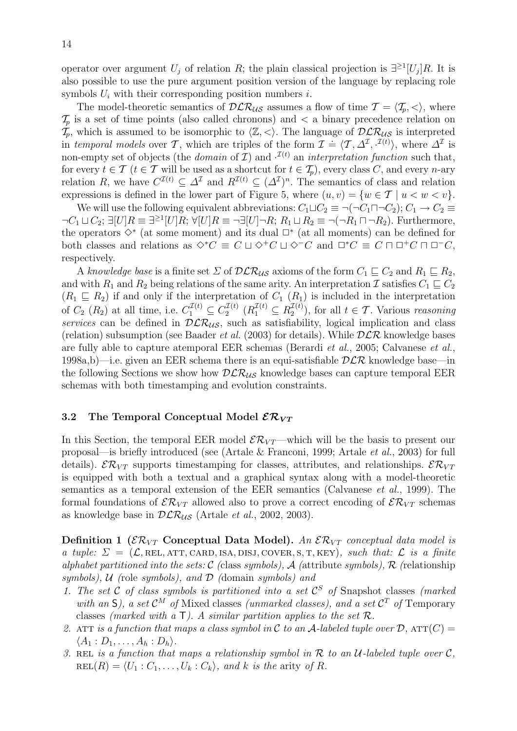operator over argument $U_j$ of relation $R$; the plain classical projection is $\exists^{\geq 1}[U_j]R$. It is also possible to use the pure argument position version of the language by replacing role symbols $U_i$ with their corresponding position numbers $i$.

The model-theoretic semantics of $\mathcal{DLR}_{\mathcal{US}}$ assumes a flow of time $\mathcal{T} = \langle \mathcal{T}_p, < \rangle$, where $\mathcal{T}_p$ is a set of time points (also called chronons) and $<$ a binary precedence relation on $\mathcal{T}_p$, which is assumed to be isomorphic to $\langle \mathbb{Z}, < \rangle$. The language of $\mathcal{DLR}_{\mathcal{US}}$ is interpreted in *temporal models* over $\mathcal{T}$, which are triples of the form $\mathcal{I} \doteq \langle \mathcal{T}, \Delta^{\mathcal{I}}, \cdot^{\mathcal{I}(t)} \rangle$, where $\Delta^{\mathcal{I}}$ is non-empty set of objects (the *domain* of $\mathcal{I}$) and $\cdot^{\mathcal{I}(t)}$ an *interpretation function* such that, for every $t \in \mathcal{T}$ ($t \in \mathcal{T}$ will be used as a shortcut for $t \in \mathcal{T}_p$), every class $C$, and every $n$-ary relation $R$, we have $C^{\mathcal{I}(t)} \subseteq \Delta^{\mathcal{I}}$ and $R^{\mathcal{I}(t)} \subseteq (\Delta^{\mathcal{I}})^n$. The semantics of class and relation expressions is defined in the lower part of Figure 5, where $(u, v) = \{w \in \mathcal{T} \mid u < w < v\}$.

We will use the following equivalent abbreviations: $C_1 \sqcup C_2 \equiv \neg(\neg C_1 \sqcap \neg C_2)$; $C_1 \rightarrow C_2 \equiv \neg C_1 \sqcup C_2$; $\exists [U]R \equiv \exists^{\geq 1}[U]R$; $\forall [U]R \equiv \neg \exists [U] \neg R$; $R_1 \sqcup R_2 \equiv \neg(\neg R_1 \sqcap \neg R_2)$. Furthermore, the operators $\Diamond^*$ (at some moment) and its dual $\Box^*$ (at all moments) can be defined for both classes and relations as $\Diamond^* C \equiv C \sqcup \Diamond^+ C \sqcup \Diamond^- C$ and $\Box^* C \equiv C \sqcap \Box^+ C \sqcap \Box^- C$, respectively.

A *knowledge base* is a finite set $\Sigma$ of $\mathcal{DLR}_{\mathcal{US}}$ axioms of the form $C_1 \sqsubseteq C_2$ and $R_1 \sqsubseteq R_2$, and with $R_1$ and $R_2$ being relations of the same arity. An interpretation $\mathcal{I}$ satisfies $C_1 \sqsubseteq C_2$ ($R_1 \sqsubseteq R_2$) if and only if the interpretation of $C_1$ ($R_1$) is included in the interpretation of $C_2$ ($R_2$) at all time, i.e. $C_1^{\mathcal{I}(t)} \subseteq C_2^{\mathcal{I}(t)}$ ($R_1^{\mathcal{I}(t)} \subseteq R_2^{\mathcal{I}(t)}$), for all $t \in \mathcal{T}$. Various *reasoning services* can be defined in $\mathcal{DLR}_{\mathcal{US}}$, such as satisfiability, logical implication and class (relation) subsumption (see Baader *et al.* (2003) for details). While $\mathcal{DLR}$ knowledge bases are fully able to capture atemporal EER schemas (Berardi *et al.*, 2005; Calvanese *et al.*, 1998a,b)—i.e. given an EER schema there is an equi-satisfiable $\mathcal{DLR}$ knowledge base—in the following Sections we show how $\mathcal{DLR}_{\mathcal{US}}$ knowledge bases can capture temporal EER schemas with both timestamping and evolution constraints.

### 3.2 The Temporal Conceptual Model $\mathcal{ER}_{VT}$

In this Section, the temporal EER model $\mathcal{ER}_{VT}$—which will be the basis to present our proposal—is briefly introduced (see (Artale & Franconi, 1999; Artale *et al.*, 2003) for full details). $\mathcal{ER}_{VT}$ supports timestamping for classes, attributes, and relationships. $\mathcal{ER}_{VT}$ is equipped with both a textual and a graphical syntax along with a model-theoretic semantics as a temporal extension of the EER semantics (Calvanese *et al.*, 1999). The formal foundations of $\mathcal{ER}_{VT}$ allowed also to prove a correct encoding of $\mathcal{ER}_{VT}$ schemas as knowledge base in $\mathcal{DLR}_{\mathcal{US}}$ (Artale *et al.*, 2002, 2003).

**Definition 1 ($\mathcal{ER}_{VT}$ Conceptual Data Model).** *An $\mathcal{ER}_{VT}$ conceptual data model is a tuple: $\Sigma = (\mathcal{L}, \text{REL}, \text{ATT}, \text{CARD}, \text{ISA}, \text{DISJ}, \text{COVER}, \text{S}, \text{T}, \text{KEY})$, such that: $\mathcal{L}$ is a finite alphabet partitioned into the sets: $\mathcal{C}$ (*class *symbols), $\mathcal{A}$ (*attribute *symbols), $\mathcal{R}$ (*relationship *symbols), $\mathcal{U}$ (*role *symbols), and $\mathcal{D}$ (*domain *symbols) and*

1. *The set $\mathcal{C}$ of class symbols is partitioned into a set $\mathcal{C}^S$ of* Snapshot classes *(marked with an* S*), a set $\mathcal{C}^M$ of* Mixed classes *(unmarked classes), and a set $\mathcal{C}^T$ of* Temporary classes *(marked with a* T*). A similar partition applies to the set $\mathcal{R}$.*
2. ATT *is a function that maps a class symbol in $\mathcal{C}$ to an $\mathcal{A}$-labeled tuple over $\mathcal{D}$, $\text{ATT}(C) = \langle A_1 : D_1, \ldots, A_h : D_h \rangle$.*
3. REL *is a function that maps a relationship symbol in $\mathcal{R}$ to an $\mathcal{U}$-labeled tuple over $\mathcal{C}$, $\text{REL}(R) = \langle U_1 : C_1, \ldots, U_k : C_k \rangle$, and $k$ is the* arity *of $R$.*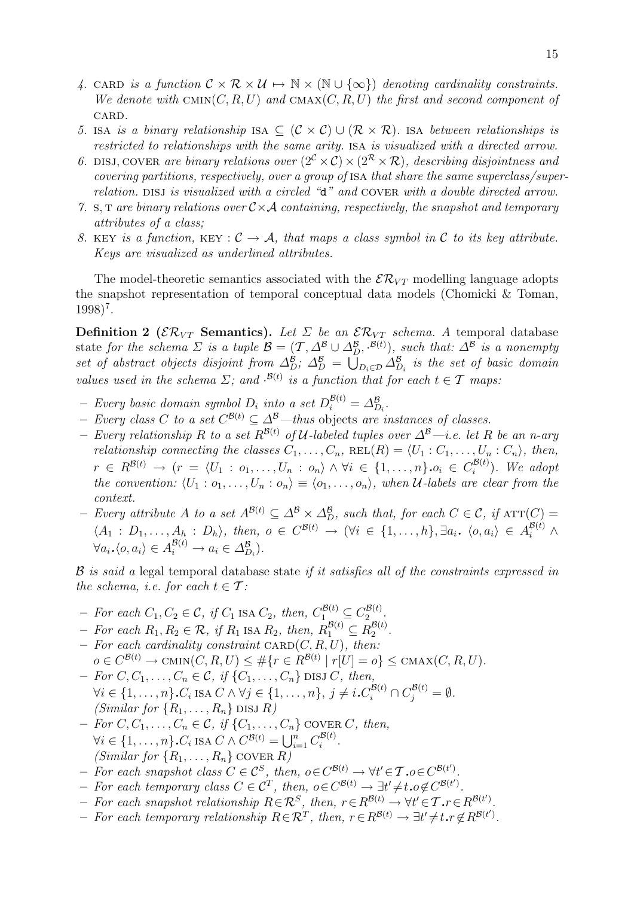4. CARD *is a function* $\mathcal{C} \times \mathcal{R} \times \mathcal{U} \mapsto \mathbb{N} \times (\mathbb{N} \cup \{\infty\})$ *denoting cardinality constraints. We denote with* $\text{CMIN}(C, R, U)$ *and* $\text{CMAX}(C, R, U)$ *the first and second component of* CARD.
5. ISA *is a binary relationship* $\text{ISA} \subseteq (\mathcal{C} \times \mathcal{C}) \cup (\mathcal{R} \times \mathcal{R})$. ISA *between relationships is restricted to relationships with the same arity.* ISA *is visualized with a directed arrow.*
6. DISJ, COVER *are binary relations over* $(2^{\mathcal{C}} \times \mathcal{C}) \times (2^{\mathcal{R}} \times \mathcal{R})$, *describing disjointness and covering partitions, respectively, over a group of* ISA *that share the same superclass/superrelation.* DISJ *is visualized with a circled "*`d`*" and* COVER *with a double directed arrow.*
7. S, T *are binary relations over* $\mathcal{C} \times \mathcal{A}$ *containing, respectively, the snapshot and temporary attributes of a class;*
8. KEY *is a function,* $\text{KEY} : \mathcal{C} \to \mathcal{A}$, *that maps a class symbol in* $\mathcal{C}$ *to its key attribute. Keys are visualized as underlined attributes.*

The model-theoretic semantics associated with the $\mathcal{ER}_{VT}$ modelling language adopts the snapshot representation of temporal conceptual data models (Chomicki & Toman, 1998)[7].

**Definition 2 ($\mathcal{ER}_{VT}$ Semantics).** *Let* $\Sigma$ *be an* $\mathcal{ER}_{VT}$ *schema. A* temporal database state *for the schema* $\Sigma$ *is a tuple* $\mathcal{B} = (\mathcal{T}, \Delta^{\mathcal{B}} \cup \Delta^{\mathcal{B}}_D, \cdot^{\mathcal{B}(t)})$, *such that:* $\Delta^{\mathcal{B}}$ *is a nonempty set of abstract objects disjoint from* $\Delta^{\mathcal{B}}_D$; $\Delta^{\mathcal{B}}_D = \bigcup_{D_i \in \mathcal{D}} \Delta^{\mathcal{B}}_{D_i}$ *is the set of basic domain values used in the schema* $\Sigma$; *and* $\cdot^{\mathcal{B}(t)}$ *is a function that for each* $t \in \mathcal{T}$ *maps:*

- *Every basic domain symbol* $D_i$ *into a set* $D_i^{\mathcal{B}(t)} = \Delta^{\mathcal{B}}_{D_i}$.
- *Every class* $C$ *to a set* $C^{\mathcal{B}(t)} \subseteq \Delta^{\mathcal{B}}$*—thus* objects *are* instances *of classes.*
- *Every relationship* $R$ *to a set* $R^{\mathcal{B}(t)}$ *of* $\mathcal{U}$*-labeled tuples over* $\Delta^{\mathcal{B}}$*—i.e. let* $R$ *be an n-ary relationship connecting the classes* $C_1, \ldots, C_n$, $\text{REL}(R) = \langle U_1 : C_1, \ldots, U_n : C_n \rangle$, *then,* $r \in R^{\mathcal{B}(t)} \to (r = \langle U_1 : o_1, \ldots, U_n : o_n \rangle \wedge \forall i \in \{1, \ldots, n\}. o_i \in C_i^{\mathcal{B}(t)})$. *We adopt the convention:* $\langle U_1 : o_1, \ldots, U_n : o_n \rangle \equiv \langle o_1, \ldots, o_n \rangle$, *when* $\mathcal{U}$*-labels are clear from the context.*
- *Every attribute* $A$ *to a set* $A^{\mathcal{B}(t)} \subseteq \Delta^{\mathcal{B}} \times \Delta^{\mathcal{B}}_D$, *such that, for each* $C \in \mathcal{C}$, *if* $\text{ATT}(C) = \langle A_1 : D_1, \ldots, A_h : D_h \rangle$, *then,* $o \in C^{\mathcal{B}(t)} \to (\forall i \in \{1, \ldots, h\}, \exists a_i.\ \langle o, a_i \rangle \in A_i^{\mathcal{B}(t)} \wedge \forall a_i. \langle o, a_i \rangle \in A_i^{\mathcal{B}(t)} \to a_i \in \Delta^{\mathcal{B}}_{D_i})$.

$\mathcal{B}$ *is said a* legal temporal database state *if it satisfies all of the constraints expressed in the schema, i.e. for each* $t \in \mathcal{T}$:

- *For each* $C_1, C_2 \in \mathcal{C}$, *if* $C_1$ ISA $C_2$, *then,* $C_1^{\mathcal{B}(t)} \subseteq C_2^{\mathcal{B}(t)}$.
- *For each* $R_1, R_2 \in \mathcal{R}$, *if* $R_1$ ISA $R_2$, *then,* $R_1^{\mathcal{B}(t)} \subseteq R_2^{\mathcal{B}(t)}$.
- *For each cardinality constraint* $\text{CARD}(C, R, U)$, *then:* $o \in C^{\mathcal{B}(t)} \to \text{CMIN}(C, R, U) \leq \#\{r \in R^{\mathcal{B}(t)} \mid r[U] = o\} \leq \text{CMAX}(C, R, U)$.
- *For* $C, C_1, \ldots, C_n \in \mathcal{C}$, *if* $\{C_1, \ldots, C_n\}$ DISJ $C$, *then,* $\forall i \in \{1, \ldots, n\}. C_i \text{ ISA } C \wedge \forall j \in \{1, \ldots, n\},\ j \neq i. C_i^{\mathcal{B}(t)} \cap C_j^{\mathcal{B}(t)} = \emptyset$. *(Similar for* $\{R_1, \ldots, R_n\}$ DISJ $R$*)*
- *For* $C, C_1, \ldots, C_n \in \mathcal{C}$, *if* $\{C_1, \ldots, C_n\}$ COVER $C$, *then,* $\forall i \in \{1, \ldots, n\}. C_i \text{ ISA } C \wedge C^{\mathcal{B}(t)} = \bigcup_{i=1}^{n} C_i^{\mathcal{B}(t)}$. *(Similar for* $\{R_1, \ldots, R_n\}$ COVER $R$*)*
- *For each snapshot class* $C \in \mathcal{C}^S$, *then,* $o \in C^{\mathcal{B}(t)} \to \forall t' \in \mathcal{T}. o \in C^{\mathcal{B}(t')}$.
- *For each temporary class* $C \in \mathcal{C}^T$, *then,* $o \in C^{\mathcal{B}(t)} \to \exists t' \neq t. o \notin C^{\mathcal{B}(t')}$.
- *For each snapshot relationship* $R \in \mathcal{R}^S$, *then,* $r \in R^{\mathcal{B}(t)} \to \forall t' \in \mathcal{T}. r \in R^{\mathcal{B}(t')}$.
- *For each temporary relationship* $R \in \mathcal{R}^T$, *then,* $r \in R^{\mathcal{B}(t)} \to \exists t' \neq t. r \notin R^{\mathcal{B}(t')}$.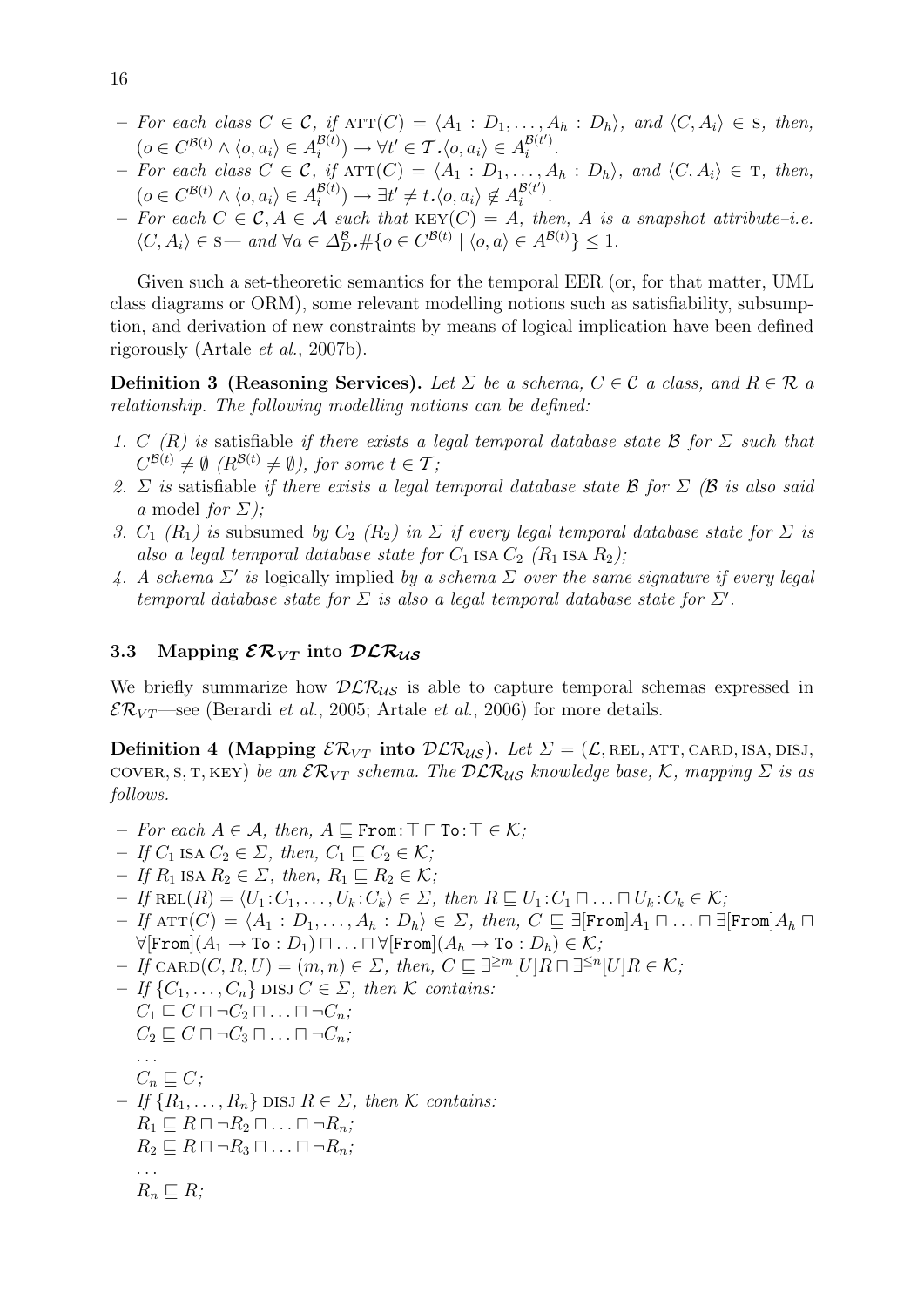– *For each class* $C \in \mathcal{C}$*, if* $\text{ATT}(C) = \langle A_1 : D_1, \ldots, A_h : D_h \rangle$*, and* $\langle C, A_i \rangle \in \text{S}$*, then,* $(o \in C^{\mathcal{B}(t)} \wedge \langle o, a_i \rangle \in A_i^{\mathcal{B}(t)}) \rightarrow \forall t' \in \mathcal{T}. \langle o, a_i \rangle \in A_i^{\mathcal{B}(t')}$.
– *For each class* $C \in \mathcal{C}$*, if* $\text{ATT}(C) = \langle A_1 : D_1, \ldots, A_h : D_h \rangle$*, and* $\langle C, A_i \rangle \in \text{T}$*, then,* $(o \in C^{\mathcal{B}(t)} \wedge \langle o, a_i \rangle \in A_i^{\mathcal{B}(t)}) \rightarrow \exists t' \neq t. \langle o, a_i \rangle \notin A_i^{\mathcal{B}(t')}$.
– *For each* $C \in \mathcal{C}, A \in \mathcal{A}$ *such that* $\text{KEY}(C) = A$*, then,* $A$ *is a snapshot attribute–i.e.* $\langle C, A_i \rangle \in \text{S}$*— and* $\forall a \in \Delta_D^{\mathcal{B}}. \#\{o \in C^{\mathcal{B}(t)} \mid \langle o, a \rangle \in A^{\mathcal{B}(t)}\} \leq 1$.

Given such a set-theoretic semantics for the temporal EER (or, for that matter, UML class diagrams or ORM), some relevant modelling notions such as satisfiability, subsumption, and derivation of new constraints by means of logical implication have been defined rigorously (Artale *et al.*, 2007b).

**Definition 3 (Reasoning Services).** *Let* $\Sigma$ *be a schema,* $C \in \mathcal{C}$ *a class, and* $R \in \mathcal{R}$ *a relationship. The following modelling notions can be defined:*

1. $C$ $(R)$ *is* satisfiable *if there exists a legal temporal database state* $\mathcal{B}$ *for* $\Sigma$ *such that* $C^{\mathcal{B}(t)} \neq \emptyset$ $(R^{\mathcal{B}(t)} \neq \emptyset)$*, for some* $t \in \mathcal{T}$*;*
2. $\Sigma$ *is* satisfiable *if there exists a legal temporal database state* $\mathcal{B}$ *for* $\Sigma$ *(*$\mathcal{B}$ *is also said a* model *for* $\Sigma$*);*
3. $C_1$ $(R_1)$ *is* subsumed *by* $C_2$ $(R_2)$ *in* $\Sigma$ *if every legal temporal database state for* $\Sigma$ *is also a legal temporal database state for* $C_1$ ISA $C_2$ *(*$R_1$ ISA $R_2$*);*
4. *A schema* $\Sigma'$ *is* logically implied *by a schema* $\Sigma$ *over the same signature if every legal temporal database state for* $\Sigma$ *is also a legal temporal database state for* $\Sigma'$.

### 3.3 Mapping $\mathcal{ER}_{VT}$ into $\mathcal{DLR}_{\mathcal{US}}$

We briefly summarize how $\mathcal{DLR}_{\mathcal{US}}$ is able to capture temporal schemas expressed in $\mathcal{ER}_{VT}$—see (Berardi *et al.*, 2005; Artale *et al.*, 2006) for more details.

**Definition 4 (Mapping $\mathcal{ER}_{VT}$ into $\mathcal{DLR}_{\mathcal{US}}$).** *Let* $\Sigma = (\mathcal{L}, \text{REL}, \text{ATT}, \text{CARD}, \text{ISA}, \text{DISJ}, \text{COVER}, \text{S}, \text{T}, \text{KEY})$ *be an* $\mathcal{ER}_{VT}$ *schema. The* $\mathcal{DLR}_{\mathcal{US}}$ *knowledge base,* $\mathcal{K}$*, mapping* $\Sigma$ *is as follows.*

– *For each* $A \in \mathcal{A}$*, then,* $A \sqsubseteq \texttt{From}\!:\!\top \sqcap \texttt{To}\!:\!\top \in \mathcal{K}$*;*
– *If* $C_1$ ISA $C_2 \in \Sigma$*, then,* $C_1 \sqsubseteq C_2 \in \mathcal{K}$*;*
– *If* $R_1$ ISA $R_2 \in \Sigma$*, then,* $R_1 \sqsubseteq R_2 \in \mathcal{K}$*;*
– *If* $\text{REL}(R) = \langle U_1\!:\!C_1, \ldots, U_k\!:\!C_k \rangle \in \Sigma$*, then* $R \sqsubseteq U_1\!:\!C_1 \sqcap \ldots \sqcap U_k\!:\!C_k \in \mathcal{K}$*;*
– *If* $\text{ATT}(C) = \langle A_1 : D_1, \ldots, A_h : D_h \rangle \in \Sigma$*, then,* $C \sqsubseteq \exists[\texttt{From}]A_1 \sqcap \ldots \sqcap \exists[\texttt{From}]A_h \sqcap \forall[\texttt{From}](A_1 \rightarrow \texttt{To} : D_1) \sqcap \ldots \sqcap \forall[\texttt{From}](A_h \rightarrow \texttt{To} : D_h) \in \mathcal{K}$*;*
– *If* $\text{CARD}(C, R, U) = (m, n) \in \Sigma$*, then,* $C \sqsubseteq \exists^{\geq m}[U]R \sqcap \exists^{\leq n}[U]R \in \mathcal{K}$*;*
– *If* $\{C_1, \ldots, C_n\}$ DISJ $C \in \Sigma$*, then* $\mathcal{K}$ *contains:*
  $C_1 \sqsubseteq C \sqcap \neg C_2 \sqcap \ldots \sqcap \neg C_n$*;*
  $C_2 \sqsubseteq C \sqcap \neg C_3 \sqcap \ldots \sqcap \neg C_n$*;*
  ...
  $C_n \sqsubseteq C$*;*
– *If* $\{R_1, \ldots, R_n\}$ DISJ $R \in \Sigma$*, then* $\mathcal{K}$ *contains:*
  $R_1 \sqsubseteq R \sqcap \neg R_2 \sqcap \ldots \sqcap \neg R_n$*;*
  $R_2 \sqsubseteq R \sqcap \neg R_3 \sqcap \ldots \sqcap \neg R_n$*;*
  ...
  $R_n \sqsubseteq R$*;*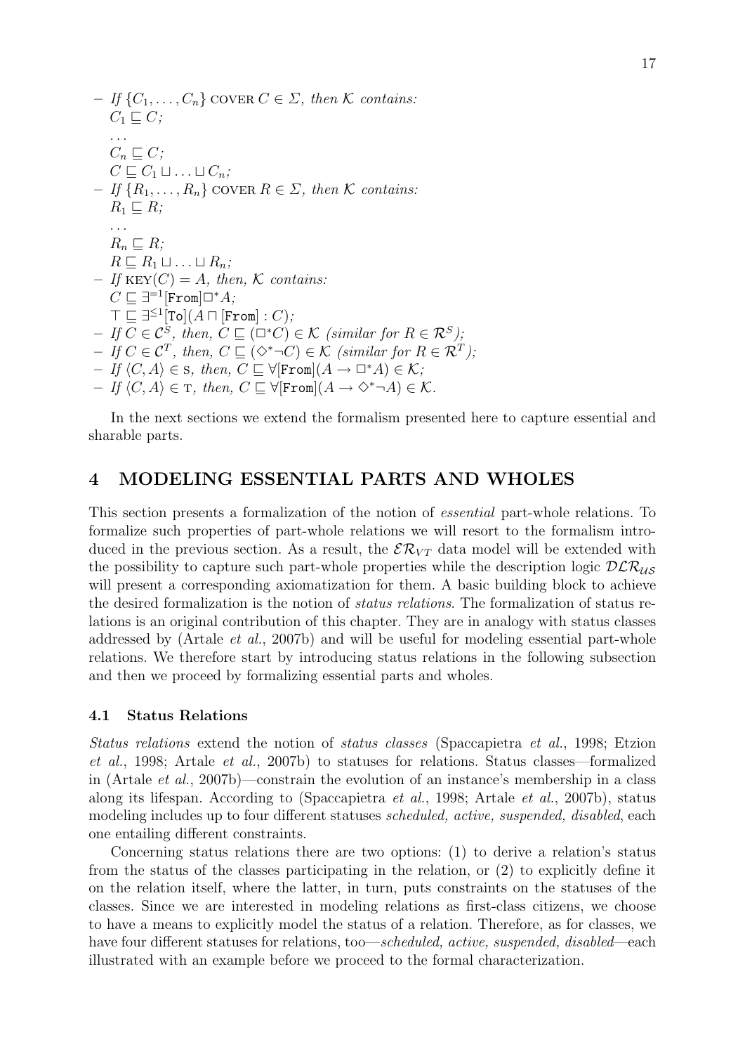- If $\{C_1, \ldots, C_n\}$ COVER $C \in \Sigma$, then $\mathcal{K}$ contains:
  $C_1 \sqsubseteq C$;
  $\ldots$
  $C_n \sqsubseteq C$;
  $C \sqsubseteq C_1 \sqcup \ldots \sqcup C_n$;
- If $\{R_1, \ldots, R_n\}$ COVER $R \in \Sigma$, then $\mathcal{K}$ contains:
  $R_1 \sqsubseteq R$;
  $\ldots$
  $R_n \sqsubseteq R$;
  $R \sqsubseteq R_1 \sqcup \ldots \sqcup R_n$;
- If $\text{KEY}(C) = A$, then, $\mathcal{K}$ contains:
  $C \sqsubseteq \exists^{=1}[\texttt{From}]\Box^* A$;
  $\top \sqsubseteq \exists^{\leq 1}[\texttt{To}](A \sqcap [\texttt{From}] : C)$;
- If $C \in \mathcal{C}^S$, then, $C \sqsubseteq (\Box^* C) \in \mathcal{K}$ (similar for $R \in \mathcal{R}^S$);
- If $C \in \mathcal{C}^T$, then, $C \sqsubseteq (\Diamond^* \neg C) \in \mathcal{K}$ (similar for $R \in \mathcal{R}^T$);
- If $\langle C, A \rangle \in \text{S}$, then, $C \sqsubseteq \forall[\texttt{From}](A \rightarrow \Box^* A) \in \mathcal{K}$;
- If $\langle C, A \rangle \in \text{T}$, then, $C \sqsubseteq \forall[\texttt{From}](A \rightarrow \Diamond^* \neg A) \in \mathcal{K}$.

In the next sections we extend the formalism presented here to capture essential and sharable parts.

## 4 MODELING ESSENTIAL PARTS AND WHOLES

This section presents a formalization of the notion of *essential* part-whole relations. To formalize such properties of part-whole relations we will resort to the formalism introduced in the previous section. As a result, the $\mathcal{ER}_{VT}$ data model will be extended with the possibility to capture such part-whole properties while the description logic $\mathcal{DLR}_{\mathcal{US}}$ will present a corresponding axiomatization for them. A basic building block to achieve the desired formalization is the notion of *status relations*. The formalization of status relations is an original contribution of this chapter. They are in analogy with status classes addressed by (Artale *et al.*, 2007b) and will be useful for modeling essential part-whole relations. We therefore start by introducing status relations in the following subsection and then we proceed by formalizing essential parts and wholes.

### 4.1 Status Relations

*Status relations* extend the notion of *status classes* (Spaccapietra *et al.*, 1998; Etzion *et al.*, 1998; Artale *et al.*, 2007b) to statuses for relations. Status classes—formalized in (Artale *et al.*, 2007b)—constrain the evolution of an instance's membership in a class along its lifespan. According to (Spaccapietra *et al.*, 1998; Artale *et al.*, 2007b), status modeling includes up to four different statuses *scheduled, active, suspended, disabled*, each one entailing different constraints.

Concerning status relations there are two options: (1) to derive a relation's status from the status of the classes participating in the relation, or (2) to explicitly define it on the relation itself, where the latter, in turn, puts constraints on the statuses of the classes. Since we are interested in modeling relations as first-class citizens, we choose to have a means to explicitly model the status of a relation. Therefore, as for classes, we have four different statuses for relations, too—*scheduled, active, suspended, disabled*—each illustrated with an example before we proceed to the formal characterization.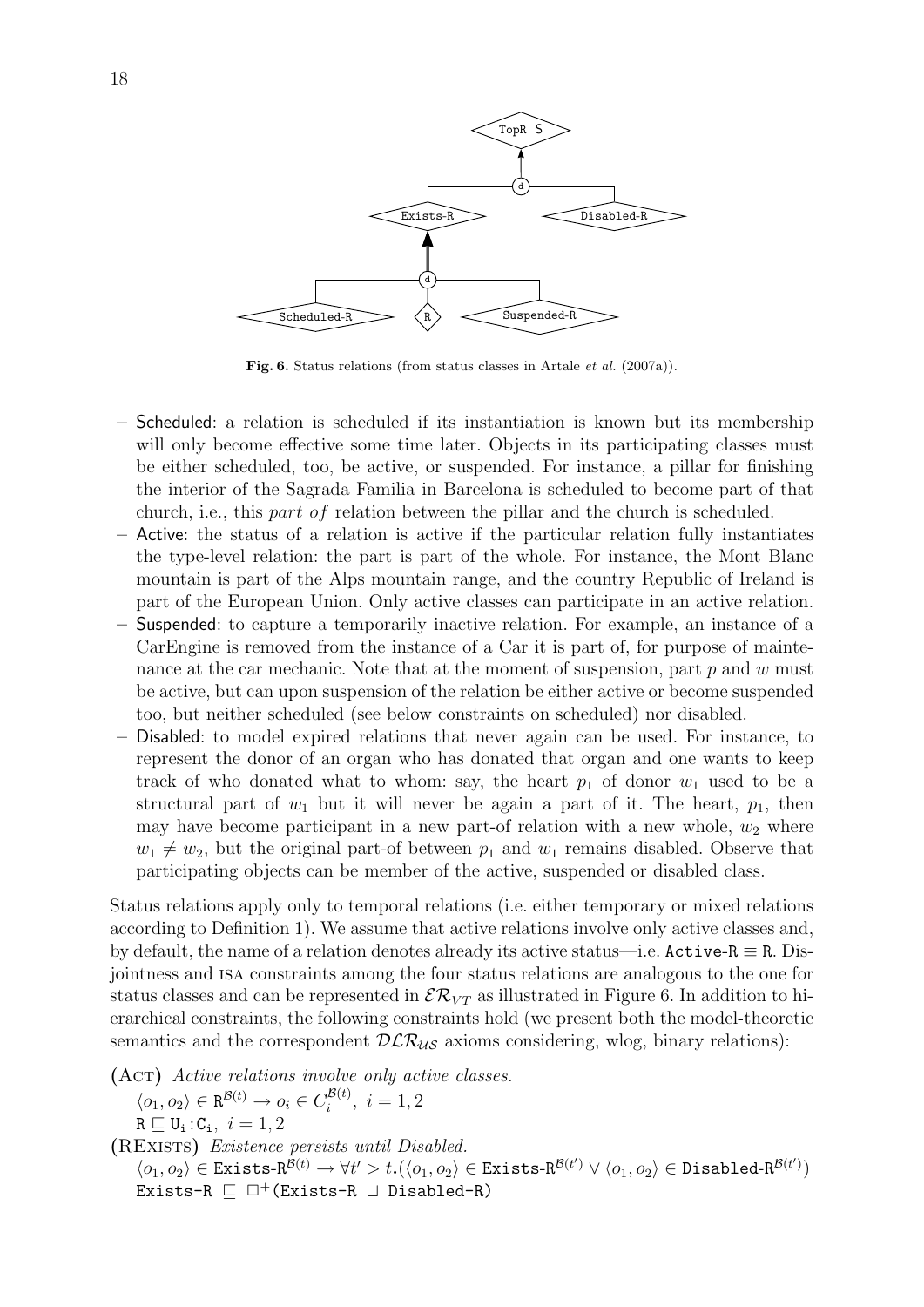**Fig. 6.** Status relations (from status classes in Artale *et al.* (2007a)).

- Scheduled: a relation is scheduled if its instantiation is known but its membership will only become effective some time later. Objects in its participating classes must be either scheduled, too, be active, or suspended. For instance, a pillar for finishing the interior of the Sagrada Familia in Barcelona is scheduled to become part of that church, i.e., this *part_of* relation between the pillar and the church is scheduled.
- Active: the status of a relation is active if the particular relation fully instantiates the type-level relation: the part is part of the whole. For instance, the Mont Blanc mountain is part of the Alps mountain range, and the country Republic of Ireland is part of the European Union. Only active classes can participate in an active relation.
- Suspended: to capture a temporarily inactive relation. For example, an instance of a CarEngine is removed from the instance of a Car it is part of, for purpose of maintenance at the car mechanic. Note that at the moment of suspension, part $p$ and $w$ must be active, but can upon suspension of the relation be either active or become suspended too, but neither scheduled (see below constraints on scheduled) nor disabled.
- Disabled: to model expired relations that never again can be used. For instance, to represent the donor of an organ who has donated that organ and one wants to keep track of who donated what to whom: say, the heart $p_1$ of donor $w_1$ used to be a structural part of $w_1$ but it will never be again a part of it. The heart, $p_1$, then may have become participant in a new part-of relation with a new whole, $w_2$ where $w_1 \neq w_2$, but the original part-of between $p_1$ and $w_1$ remains disabled. Observe that participating objects can be member of the active, suspended or disabled class.

Status relations apply only to temporal relations (i.e. either temporary or mixed relations according to Definition 1). We assume that active relations involve only active classes and, by default, the name of a relation denotes already its active status—i.e. $\texttt{Active-R} \equiv \texttt{R}$. Disjointness and ISA constraints among the four status relations are analogous to the one for status classes and can be represented in $\mathcal{ER}_{VT}$ as illustrated in Figure 6. In addition to hierarchical constraints, the following constraints hold (we present both the model-theoretic semantics and the correspondent $\mathcal{DLR}_{\mathcal{US}}$ axioms considering, wlog, binary relations):

(Act) *Active relations involve only active classes.*

$\langle o_1, o_2 \rangle \in \texttt{R}^{\mathcal{B}(t)} \rightarrow o_i \in C_i^{\mathcal{B}(t)},\ i = 1, 2$

$\texttt{R} \sqsubseteq \texttt{U}_\texttt{i}\!:\!\texttt{C}_\texttt{i},\ i = 1, 2$

(RExists) *Existence persists until Disabled.*

$\langle o_1, o_2 \rangle \in \texttt{Exists-R}^{\mathcal{B}(t)} \rightarrow \forall t' > t.(\langle o_1, o_2 \rangle \in \texttt{Exists-R}^{\mathcal{B}(t')} \vee \langle o_1, o_2 \rangle \in \texttt{Disabled-R}^{\mathcal{B}(t')})$

$\texttt{Exists-R} \sqsubseteq \Box^+(\texttt{Exists-R} \sqcup \texttt{Disabled-R})$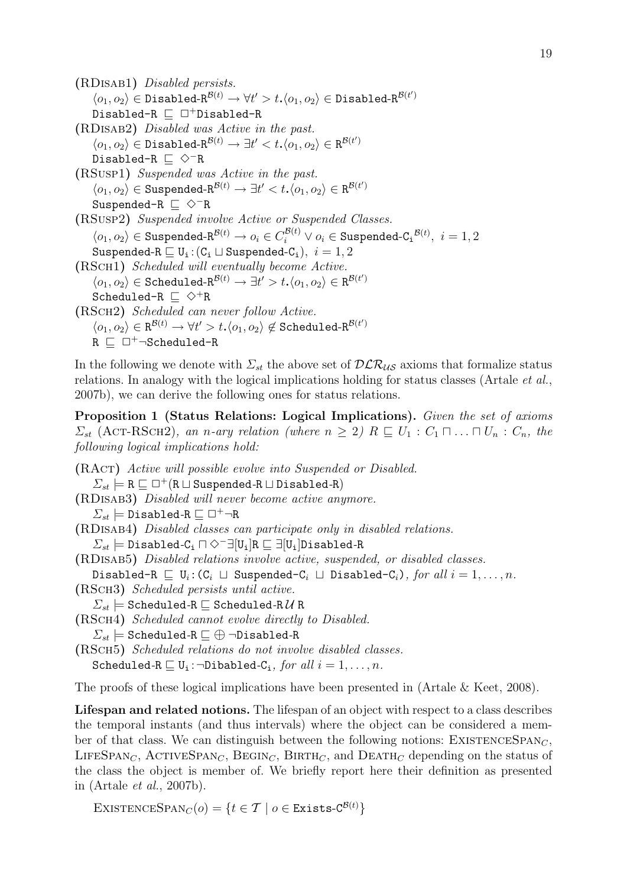(RDisab1) *Disabled persists.*

$\langle o_1, o_2 \rangle \in \texttt{Disabled-R}^{\mathcal{B}(t)} \to \forall t' > t. \langle o_1, o_2 \rangle \in \texttt{Disabled-R}^{\mathcal{B}(t')}$

$\texttt{Disabled-R} \sqsubseteq \Box^+ \texttt{Disabled-R}$

(RDisab2) *Disabled was Active in the past.*

$\langle o_1, o_2 \rangle \in \texttt{Disabled-R}^{\mathcal{B}(t)} \to \exists t' < t. \langle o_1, o_2 \rangle \in \texttt{R}^{\mathcal{B}(t')}$

$\texttt{Disabled-R} \sqsubseteq \Diamond^- \texttt{R}$

(RSusp1) *Suspended was Active in the past.*

$\langle o_1, o_2 \rangle \in \texttt{Suspended-R}^{\mathcal{B}(t)} \to \exists t' < t. \langle o_1, o_2 \rangle \in \texttt{R}^{\mathcal{B}(t')}$

$\texttt{Suspended-R} \sqsubseteq \Diamond^- \texttt{R}$

(RSusp2) *Suspended involve Active or Suspended Classes.*

$\langle o_1, o_2 \rangle \in \texttt{Suspended-R}^{\mathcal{B}(t)} \to o_i \in C_i^{\mathcal{B}(t)} \vee o_i \in \texttt{Suspended-C}_\texttt{i}{}^{\mathcal{B}(t)},\ i = 1, 2$

$\texttt{Suspended-R} \sqsubseteq \texttt{U}_\texttt{i} : (\texttt{C}_\texttt{i} \sqcup \texttt{Suspended-C}_\texttt{i}),\ i = 1, 2$

(RSch1) *Scheduled will eventually become Active.*

$\langle o_1, o_2 \rangle \in \texttt{Scheduled-R}^{\mathcal{B}(t)} \to \exists t' > t. \langle o_1, o_2 \rangle \in \texttt{R}^{\mathcal{B}(t')}$

$\texttt{Scheduled-R} \sqsubseteq \Diamond^+ \texttt{R}$

(RSch2) *Scheduled can never follow Active.*

$\langle o_1, o_2 \rangle \in \texttt{R}^{\mathcal{B}(t)} \to \forall t' > t. \langle o_1, o_2 \rangle \notin \texttt{Scheduled-R}^{\mathcal{B}(t')}$

$\texttt{R} \sqsubseteq \Box^+ \neg \texttt{Scheduled-R}$

In the following we denote with $\Sigma_{st}$ the above set of $\mathcal{DLR}_{\mathcal{US}}$ axioms that formalize status relations. In analogy with the logical implications holding for status classes (Artale *et al.*, 2007b), we can derive the following ones for status relations.

**Proposition 1 (Status Relations: Logical Implications).** *Given the set of axioms $\Sigma_{st}$ (Act-RSch2), an n-ary relation (where $n \geq 2$) $R \sqsubseteq U_1 : C_1 \sqcap \ldots \sqcap U_n : C_n$, the following logical implications hold:*

(RAct) *Active will possible evolve into Suspended or Disabled.*

$\Sigma_{st} \models \texttt{R} \sqsubseteq \Box^+ (\texttt{R} \sqcup \texttt{Suspended-R} \sqcup \texttt{Disabled-R})$

(RDisab3) *Disabled will never become active anymore.*

$\Sigma_{st} \models \texttt{Disabled-R} \sqsubseteq \Box^+ \neg \texttt{R}$

(RDisab4) *Disabled classes can participate only in disabled relations.*

$\Sigma_{st} \models \texttt{Disabled-C}_\texttt{i} \sqcap \Diamond^- \exists [\texttt{U}_\texttt{i}] \texttt{R} \sqsubseteq \exists [\texttt{U}_\texttt{i}] \texttt{Disabled-R}$

(RDisab5) *Disabled relations involve active, suspended, or disabled classes.*

$\texttt{Disabled-R} \sqsubseteq \texttt{U}_i : (\texttt{C}_i \sqcup \texttt{Suspended-C}_i \sqcup \texttt{Disabled-C}_i)$*, for all $i = 1, \ldots, n$.*

(RSch3) *Scheduled persists until active.*

$\Sigma_{st} \models \texttt{Scheduled-R} \sqsubseteq \texttt{Scheduled-R} \, \mathcal{U} \, \texttt{R}$

(RSch4) *Scheduled cannot evolve directly to Disabled.*

$\Sigma_{st} \models \texttt{Scheduled-R} \sqsubseteq \oplus \neg \texttt{Disabled-R}$

(RSch5) *Scheduled relations do not involve disabled classes.*

$\texttt{Scheduled-R} \sqsubseteq \texttt{U}_\texttt{i} : \neg \texttt{Dibabled-C}_\texttt{i}$*, for all $i = 1, \ldots, n$.*

The proofs of these logical implications have been presented in (Artale & Keet, 2008).

**Lifespan and related notions.** The lifespan of an object with respect to a class describes the temporal instants (and thus intervals) where the object can be considered a member of that class. We can distinguish between the following notions: ExistenceSpan$_C$, LifeSpan$_C$, ActiveSpan$_C$, Begin$_C$, Birth$_C$, and Death$_C$ depending on the status of the class the object is member of. We briefly report here their definition as presented in (Artale *et al.*, 2007b).

$$\text{ExistenceSpan}_C(o) = \{t \in \mathcal{T} \mid o \in \texttt{Exists-C}^{\mathcal{B}(t)}\}$$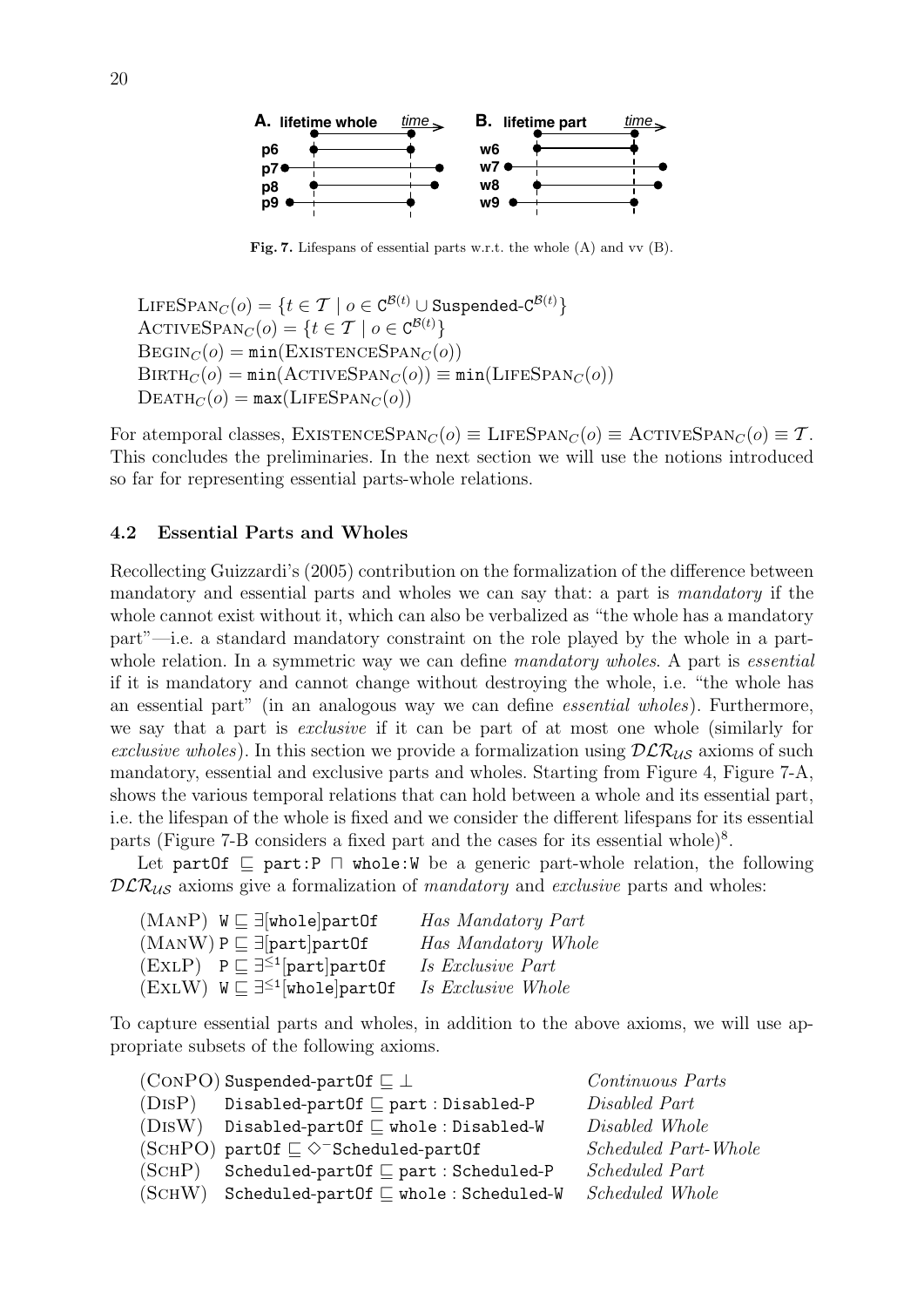Fig. 7. Lifespans of essential parts w.r.t. the whole (A) and vv (B).

$$\textsc{LifeSpan}_C(o) = \{t \in \mathcal{T} \mid o \in \mathtt{C}^{\mathcal{B}(t)} \cup \mathtt{Suspended\text{-}C}^{\mathcal{B}(t)}\}$$
$$\textsc{ActiveSpan}_C(o) = \{t \in \mathcal{T} \mid o \in \mathtt{C}^{\mathcal{B}(t)}\}$$
$$\textsc{Begin}_C(o) = \mathtt{min}(\textsc{ExistenceSpan}_C(o))$$
$$\textsc{Birth}_C(o) = \mathtt{min}(\textsc{ActiveSpan}_C(o)) \equiv \mathtt{min}(\textsc{LifeSpan}_C(o))$$
$$\textsc{Death}_C(o) = \mathtt{max}(\textsc{LifeSpan}_C(o))$$

For atemporal classes, $\textsc{ExistenceSpan}_C(o) \equiv \textsc{LifeSpan}_C(o) \equiv \textsc{ActiveSpan}_C(o) \equiv \mathcal{T}$. This concludes the preliminaries. In the next section we will use the notions introduced so far for representing essential parts-whole relations.

### 4.2 Essential Parts and Wholes

Recollecting Guizzardi's (2005) contribution on the formalization of the difference between mandatory and essential parts and wholes we can say that: a part is *mandatory* if the whole cannot exist without it, which can also be verbalized as "the whole has a mandatory part"—i.e. a standard mandatory constraint on the role played by the whole in a part-whole relation. In a symmetric way we can define *mandatory wholes*. A part is *essential* if it is mandatory and cannot change without destroying the whole, i.e. "the whole has an essential part" (in an analogous way we can define *essential wholes*). Furthermore, we say that a part is *exclusive* if it can be part of at most one whole (similarly for *exclusive wholes*). In this section we provide a formalization using $\mathcal{DLR_{US}}$ axioms of such mandatory, essential and exclusive parts and wholes. Starting from Figure 4, Figure 7-A, shows the various temporal relations that can hold between a whole and its essential part, i.e. the lifespan of the whole is fixed and we consider the different lifespans for its essential parts (Figure 7-B considers a fixed part and the cases for its essential whole)[8].

Let $\mathtt{partOf} \sqsubseteq \mathtt{part{:}P} \sqcap \mathtt{whole{:}W}$ be a generic part-whole relation, the following $\mathcal{DLR_{US}}$ axioms give a formalization of *mandatory* and *exclusive* parts and wholes:

| | | |
|---|---|---|
| (ManP) | $\mathtt{W} \sqsubseteq \exists[\mathtt{whole}]\mathtt{partOf}$ | *Has Mandatory Part* |
| (ManW) | $\mathtt{P} \sqsubseteq \exists[\mathtt{part}]\mathtt{partOf}$ | *Has Mandatory Whole* |
| (ExlP) | $\mathtt{P} \sqsubseteq \exists^{\leq 1}[\mathtt{part}]\mathtt{partOf}$ | *Is Exclusive Part* |
| (ExlW) | $\mathtt{W} \sqsubseteq \exists^{\leq 1}[\mathtt{whole}]\mathtt{partOf}$ | *Is Exclusive Whole* |

To capture essential parts and wholes, in addition to the above axioms, we will use appropriate subsets of the following axioms.

| | | |
|---|---|---|
| (ConPO) | $\mathtt{Suspended\text{-}partOf} \sqsubseteq \bot$ | *Continuous Parts* |
| (DisP) | $\mathtt{Disabled\text{-}partOf} \sqsubseteq \mathtt{part} : \mathtt{Disabled\text{-}P}$ | *Disabled Part* |
| (DisW) | $\mathtt{Disabled\text{-}partOf} \sqsubseteq \mathtt{whole} : \mathtt{Disabled\text{-}W}$ | *Disabled Whole* |
| (SchPO) | $\mathtt{partOf} \sqsubseteq \Diamond^{-}\mathtt{Scheduled\text{-}partOf}$ | *Scheduled Part-Whole* |
| (SchP) | $\mathtt{Scheduled\text{-}partOf} \sqsubseteq \mathtt{part} : \mathtt{Scheduled\text{-}P}$ | *Scheduled Part* |
| (SchW) | $\mathtt{Scheduled\text{-}partOf} \sqsubseteq \mathtt{whole} : \mathtt{Scheduled\text{-}W}$ | *Scheduled Whole* |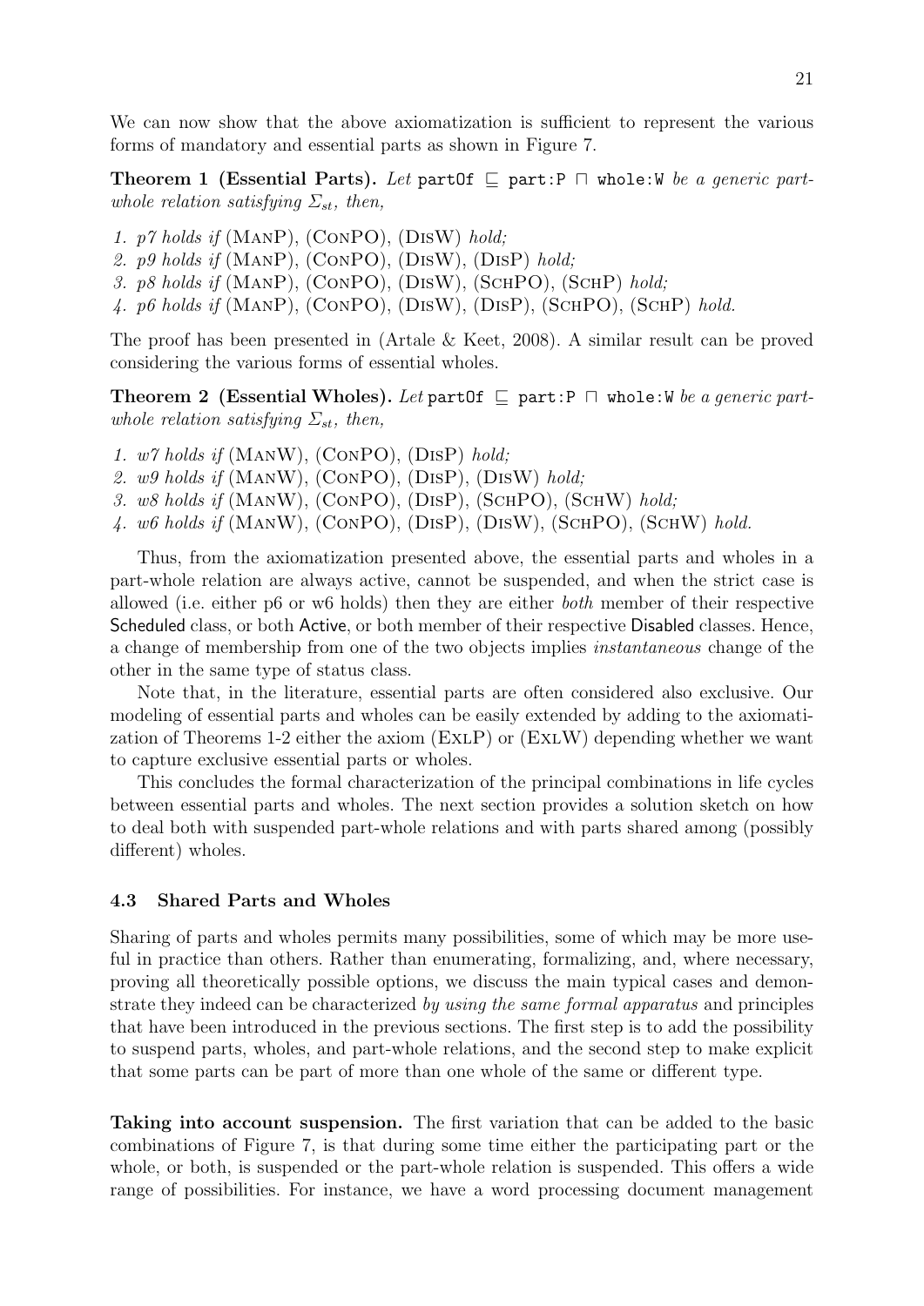We can now show that the above axiomatization is sufficient to represent the various forms of mandatory and essential parts as shown in Figure 7.

**Theorem 1 (Essential Parts).** *Let* partOf $\sqsubseteq$ part:P $\sqcap$ whole:W *be a generic part-whole relation satisfying* $\Sigma_{st}$*, then,*

1. *p7 holds if* (ManP), (ConPO), (DisW) *hold;*
2. *p9 holds if* (ManP), (ConPO), (DisW), (DisP) *hold;*
3. *p8 holds if* (ManP), (ConPO), (DisW), (SchPO), (SchP) *hold;*
4. *p6 holds if* (ManP), (ConPO), (DisW), (DisP), (SchPO), (SchP) *hold.*

The proof has been presented in (Artale & Keet, 2008). A similar result can be proved considering the various forms of essential wholes.

**Theorem 2 (Essential Wholes).** *Let* partOf $\sqsubseteq$ part:P $\sqcap$ whole:W *be a generic part-whole relation satisfying* $\Sigma_{st}$*, then,*

1. *w7 holds if* (ManW), (ConPO), (DisP) *hold;*
2. *w9 holds if* (ManW), (ConPO), (DisP), (DisW) *hold;*
3. *w8 holds if* (ManW), (ConPO), (DisP), (SchPO), (SchW) *hold;*
4. *w6 holds if* (ManW), (ConPO), (DisP), (DisW), (SchPO), (SchW) *hold.*

Thus, from the axiomatization presented above, the essential parts and wholes in a part-whole relation are always active, cannot be suspended, and when the strict case is allowed (i.e. either p6 or w6 holds) then they are either *both* member of their respective Scheduled class, or both Active, or both member of their respective Disabled classes. Hence, a change of membership from one of the two objects implies *instantaneous* change of the other in the same type of status class.

Note that, in the literature, essential parts are often considered also exclusive. Our modeling of essential parts and wholes can be easily extended by adding to the axiomatization of Theorems 1-2 either the axiom (ExlP) or (ExlW) depending whether we want to capture exclusive essential parts or wholes.

This concludes the formal characterization of the principal combinations in life cycles between essential parts and wholes. The next section provides a solution sketch on how to deal both with suspended part-whole relations and with parts shared among (possibly different) wholes.

### 4.3 Shared Parts and Wholes

Sharing of parts and wholes permits many possibilities, some of which may be more useful in practice than others. Rather than enumerating, formalizing, and, where necessary, proving all theoretically possible options, we discuss the main typical cases and demonstrate they indeed can be characterized *by using the same formal apparatus* and principles that have been introduced in the previous sections. The first step is to add the possibility to suspend parts, wholes, and part-whole relations, and the second step to make explicit that some parts can be part of more than one whole of the same or different type.

**Taking into account suspension.** The first variation that can be added to the basic combinations of Figure 7, is that during some time either the participating part or the whole, or both, is suspended or the part-whole relation is suspended. This offers a wide range of possibilities. For instance, we have a word processing document management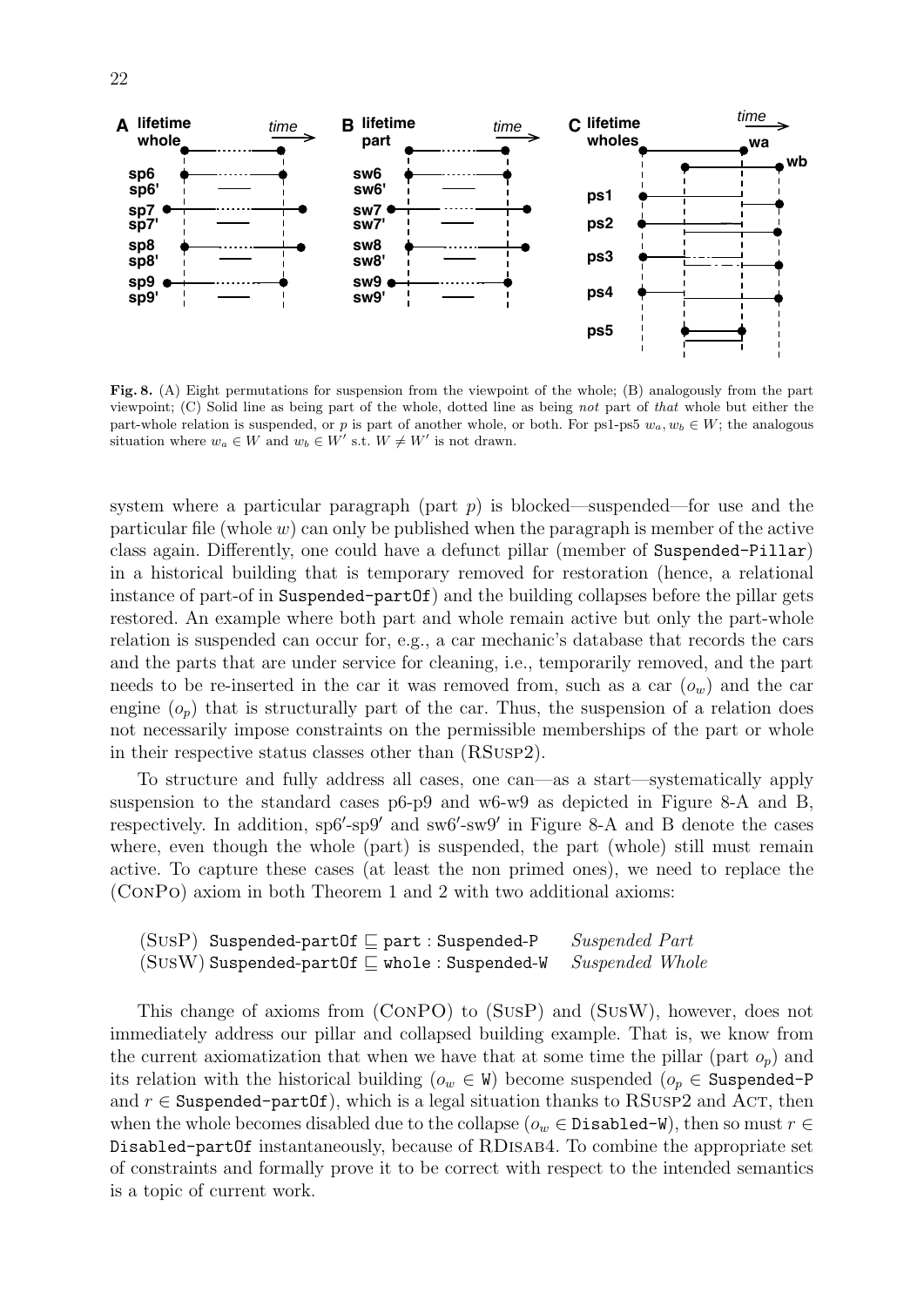**Fig. 8.** (A) Eight permutations for suspension from the viewpoint of the whole; (B) analogously from the part viewpoint; (C) Solid line as being part of the whole, dotted line as being *not* part of *that* whole but either the part-whole relation is suspended, or $p$ is part of another whole, or both. For ps1-ps5 $w_a, w_b \in W$; the analogous situation where $w_a \in W$ and $w_b \in W'$ s.t. $W \neq W'$ is not drawn.

system where a particular paragraph (part $p$) is blocked—suspended—for use and the particular file (whole $w$) can only be published when the paragraph is member of the active class again. Differently, one could have a defunct pillar (member of `Suspended-Pillar`) in a historical building that is temporary removed for restoration (hence, a relational instance of part-of in `Suspended-partOf`) and the building collapses before the pillar gets restored. An example where both part and whole remain active but only the part-whole relation is suspended can occur for, e.g., a car mechanic's database that records the cars and the parts that are under service for cleaning, i.e., temporarily removed, and the part needs to be re-inserted in the car it was removed from, such as a car ($o_w$) and the car engine ($o_p$) that is structurally part of the car. Thus, the suspension of a relation does not necessarily impose constraints on the permissible memberships of the part or whole in their respective status classes other than (RSusp2).

To structure and fully address all cases, one can—as a start—systematically apply suspension to the standard cases p6-p9 and w6-w9 as depicted in Figure 8-A and B, respectively. In addition, sp6′-sp9′ and sw6′-sw9′ in Figure 8-A and B denote the cases where, even though the whole (part) is suspended, the part (whole) still must remain active. To capture these cases (at least the non primed ones), we need to replace the (ConPo) axiom in both Theorem 1 and 2 with two additional axioms:

(SusP) `Suspended-partOf` $\sqsubseteq$ `part` : `Suspended-P` *Suspended Part*
(SusW) `Suspended-partOf` $\sqsubseteq$ `whole` : `Suspended-W` *Suspended Whole*

This change of axioms from (ConPO) to (SusP) and (SusW), however, does not immediately address our pillar and collapsed building example. That is, we know from the current axiomatization that when we have that at some time the pillar (part $o_p$) and its relation with the historical building ($o_w \in$ `W`) become suspended ($o_p \in$ `Suspended-P` and $r \in$ `Suspended-partOf`), which is a legal situation thanks to RSusp2 and Act, then when the whole becomes disabled due to the collapse ($o_w \in$ `Disabled-W`), then so must $r \in$ `Disabled-partOf` instantaneously, because of RDisab4. To combine the appropriate set of constraints and formally prove it to be correct with respect to the intended semantics is a topic of current work.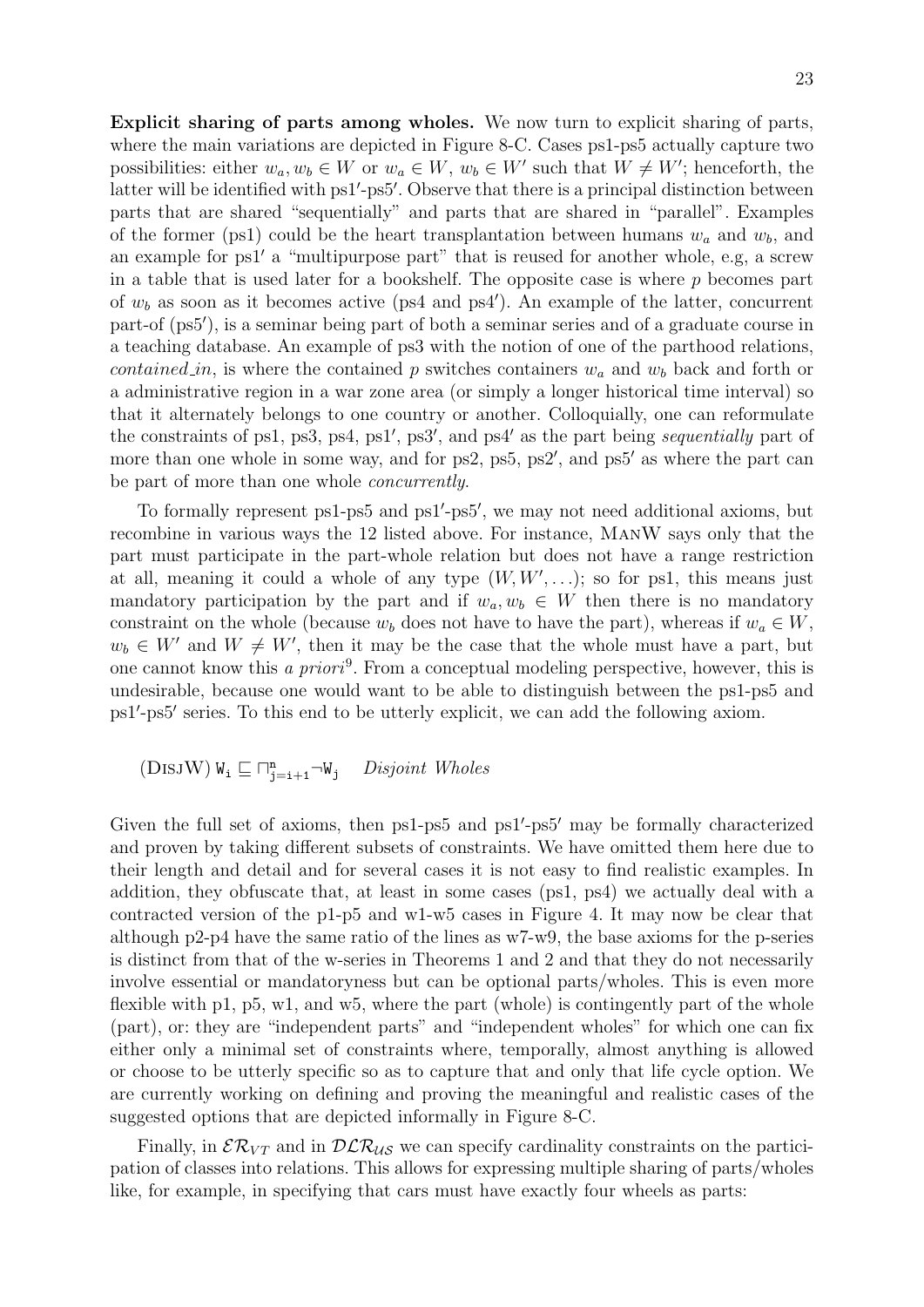**Explicit sharing of parts among wholes.** We now turn to explicit sharing of parts, where the main variations are depicted in Figure 8-C. Cases ps1-ps5 actually capture two possibilities: either $w_a, w_b \in W$ or $w_a \in W$, $w_b \in W'$ such that $W \neq W'$; henceforth, the latter will be identified with ps1′-ps5′. Observe that there is a principal distinction between parts that are shared "sequentially" and parts that are shared in "parallel". Examples of the former (ps1) could be the heart transplantation between humans $w_a$ and $w_b$, and an example for ps1′ a "multipurpose part" that is reused for another whole, e.g, a screw in a table that is used later for a bookshelf. The opposite case is where $p$ becomes part of $w_b$ as soon as it becomes active (ps4 and ps4′). An example of the latter, concurrent part-of (ps5′), is a seminar being part of both a seminar series and of a graduate course in a teaching database. An example of ps3 with the notion of one of the parthood relations, *contained_in*, is where the contained $p$ switches containers $w_a$ and $w_b$ back and forth or a administrative region in a war zone area (or simply a longer historical time interval) so that it alternately belongs to one country or another. Colloquially, one can reformulate the constraints of ps1, ps3, ps4, ps1′, ps3′, and ps4′ as the part being *sequentially* part of more than one whole in some way, and for ps2, ps5, ps2′, and ps5′ as where the part can be part of more than one whole *concurrently*.

To formally represent ps1-ps5 and ps1′-ps5′, we may not need additional axioms, but recombine in various ways the 12 listed above. For instance, ManW says only that the part must participate in the part-whole relation but does not have a range restriction at all, meaning it could a whole of any type $(W, W', \ldots)$; so for ps1, this means just mandatory participation by the part and if $w_a, w_b \in W$ then there is no mandatory constraint on the whole (because $w_b$ does not have to have the part), whereas if $w_a \in W$, $w_b \in W'$ and $W \neq W'$, then it may be the case that the whole must have a part, but one cannot know this *a priori*[9]. From a conceptual modeling perspective, however, this is undesirable, because one would want to be able to distinguish between the ps1-ps5 and ps1′-ps5′ series. To this end to be utterly explicit, we can add the following axiom.

(DisjW) $\mathtt{W_i} \sqsubseteq \sqcap_{\mathtt{j=i+1}}^{\mathtt{n}} \neg \mathtt{W_j}$ *Disjoint Wholes*

Given the full set of axioms, then ps1-ps5 and ps1′-ps5′ may be formally characterized and proven by taking different subsets of constraints. We have omitted them here due to their length and detail and for several cases it is not easy to find realistic examples. In addition, they obfuscate that, at least in some cases (ps1, ps4) we actually deal with a contracted version of the p1-p5 and w1-w5 cases in Figure 4. It may now be clear that although p2-p4 have the same ratio of the lines as w7-w9, the base axioms for the p-series is distinct from that of the w-series in Theorems 1 and 2 and that they do not necessarily involve essential or mandatoryness but can be optional parts/wholes. This is even more flexible with p1, p5, w1, and w5, where the part (whole) is contingently part of the whole (part), or: they are "independent parts" and "independent wholes" for which one can fix either only a minimal set of constraints where, temporally, almost anything is allowed or choose to be utterly specific so as to capture that and only that life cycle option. We are currently working on defining and proving the meaningful and realistic cases of the suggested options that are depicted informally in Figure 8-C.

Finally, in $\mathcal{ER}_{VT}$ and in $\mathcal{DLR}_{\mathcal{US}}$ we can specify cardinality constraints on the participation of classes into relations. This allows for expressing multiple sharing of parts/wholes like, for example, in specifying that cars must have exactly four wheels as parts: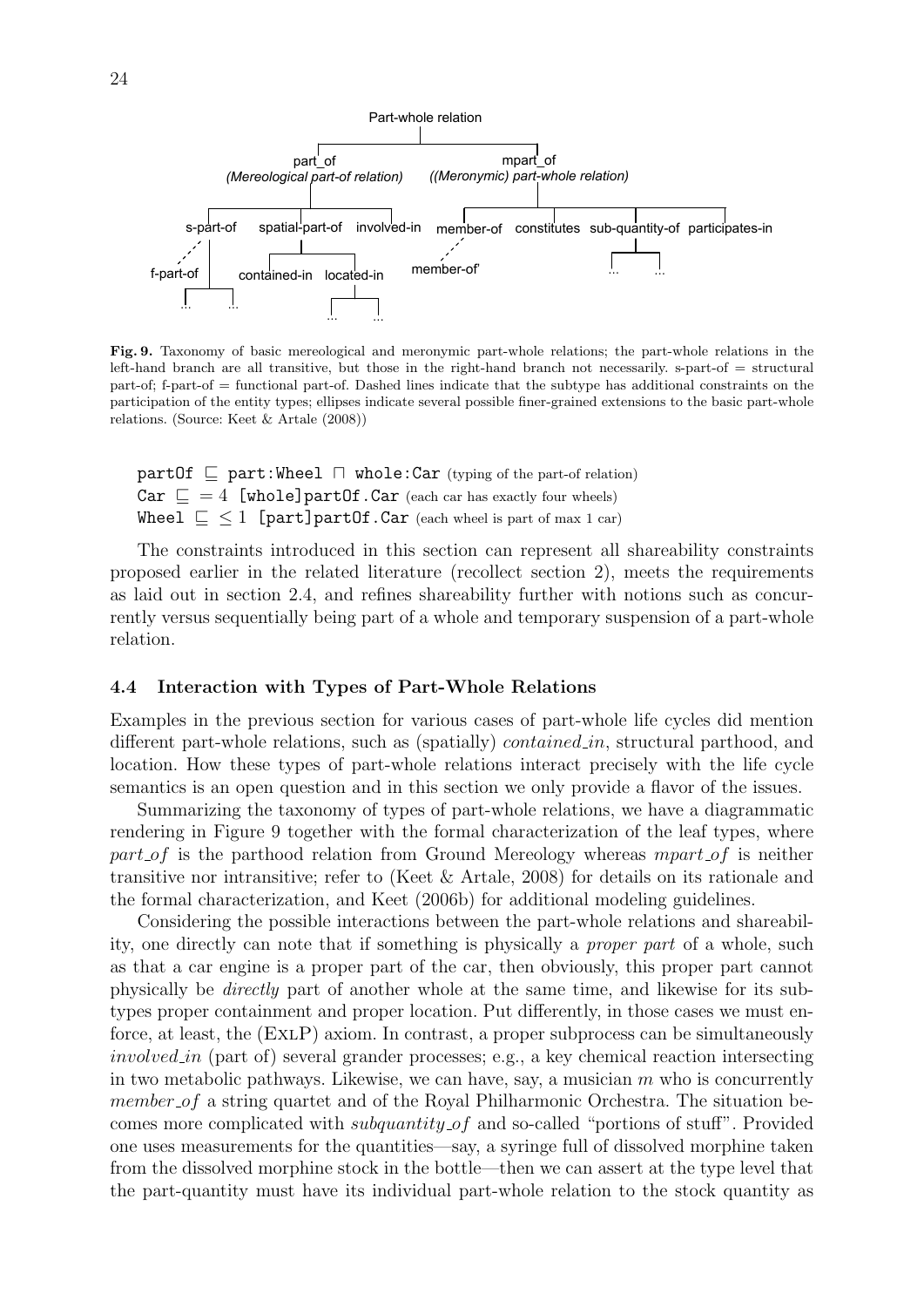Fig. 9. Taxonomy of basic mereological and meronymic part-whole relations; the part-whole relations in the left-hand branch are all transitive, but those in the right-hand branch not necessarily. s-part-of = structural part-of; f-part-of = functional part-of. Dashed lines indicate that the subtype has additional constraints on the participation of the entity types; ellipses indicate several possible finer-grained extensions to the basic part-whole relations. (Source: Keet & Artale (2008))

`partOf` $\sqsubseteq$ `part:Wheel` $\sqcap$ `whole:Car` (typing of the part-of relation)
`Car` $\sqsubseteq$ $= 4$ `[whole]partOf.Car` (each car has exactly four wheels)
`Wheel` $\sqsubseteq$ $\leq 1$ `[part]partOf.Car` (each wheel is part of max 1 car)

The constraints introduced in this section can represent all shareability constraints proposed earlier in the related literature (recollect section 2), meets the requirements as laid out in section 2.4, and refines shareability further with notions such as concurrently versus sequentially being part of a whole and temporary suspension of a part-whole relation.

### 4.4 Interaction with Types of Part-Whole Relations

Examples in the previous section for various cases of part-whole life cycles did mention different part-whole relations, such as (spatially) *contained_in*, structural parthood, and location. How these types of part-whole relations interact precisely with the life cycle semantics is an open question and in this section we only provide a flavor of the issues.

Summarizing the taxonomy of types of part-whole relations, we have a diagrammatic rendering in Figure 9 together with the formal characterization of the leaf types, where *part_of* is the parthood relation from Ground Mereology whereas *mpart_of* is neither transitive nor intransitive; refer to (Keet & Artale, 2008) for details on its rationale and the formal characterization, and Keet (2006b) for additional modeling guidelines.

Considering the possible interactions between the part-whole relations and shareability, one directly can note that if something is physically a *proper part* of a whole, such as that a car engine is a proper part of the car, then obviously, this proper part cannot physically be *directly* part of another whole at the same time, and likewise for its subtypes proper containment and proper location. Put differently, in those cases we must enforce, at least, the (ExlP) axiom. In contrast, a proper subprocess can be simultaneously *involved_in* (part of) several grander processes; e.g., a key chemical reaction intersecting in two metabolic pathways. Likewise, we can have, say, a musician $m$ who is concurrently *member_of* a string quartet and of the Royal Philharmonic Orchestra. The situation becomes more complicated with *subquantity_of* and so-called "portions of stuff". Provided one uses measurements for the quantities—say, a syringe full of dissolved morphine taken from the dissolved morphine stock in the bottle—then we can assert at the type level that the part-quantity must have its individual part-whole relation to the stock quantity as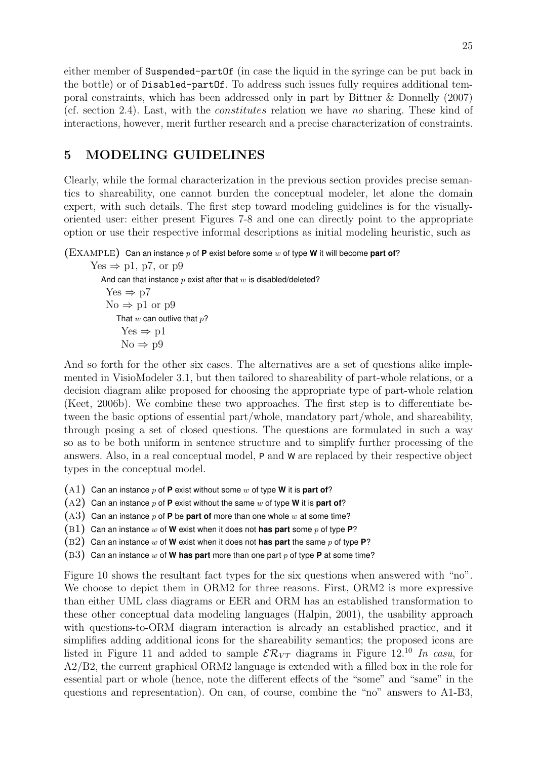either member of `Suspended-partOf` (in case the liquid in the syringe can be put back in the bottle) or of `Disabled-partOf`. To address such issues fully requires additional temporal constraints, which has been addressed only in part by Bittner & Donnelly (2007) (cf. section 2.4). Last, with the *constitutes* relation we have *no* sharing. These kind of interactions, however, merit further research and a precise characterization of constraints.

## 5 MODELING GUIDELINES

Clearly, while the formal characterization in the previous section provides precise semantics to shareability, one cannot burden the conceptual modeler, let alone the domain expert, with such details. The first step toward modeling guidelines is for the visually-oriented user: either present Figures 7-8 and one can directly point to the appropriate option or use their respective informal descriptions as initial modeling heuristic, such as

(EXAMPLE) Can an instance $p$ of **P** exist before some $w$ of type **W** it will become **part of**?

- Yes ⇒ p1, p7, or p9
  - And can that instance $p$ exist after that $w$ is disabled/deleted?
    - Yes ⇒ p7
    - No ⇒ p1 or p9
      - That $w$ can outlive that $p$?
        - Yes ⇒ p1
        - No ⇒ p9

And so forth for the other six cases. The alternatives are a set of questions alike implemented in VisioModeler 3.1, but then tailored to shareability of part-whole relations, or a decision diagram alike proposed for choosing the appropriate type of part-whole relation (Keet, 2006b). We combine these two approaches. The first step is to differentiate between the basic options of essential part/whole, mandatory part/whole, and shareability, through posing a set of closed questions. The questions are formulated in such a way so as to be both uniform in sentence structure and to simplify further processing of the answers. Also, in a real conceptual model, P and W are replaced by their respective object types in the conceptual model.

(A1) Can an instance $p$ of **P** exist without some $w$ of type **W** it is **part of**?

(A2) Can an instance $p$ of **P** exist without the same $w$ of type **W** it is **part of**?

(A3) Can an instance $p$ of **P** be **part of** more than one whole $w$ at some time?

(B1) Can an instance $w$ of **W** exist when it does not **has part** some $p$ of type **P**?

(B2) Can an instance $w$ of **W** exist when it does not **has part** the same $p$ of type **P**?

(B3) Can an instance $w$ of **W has part** more than one part $p$ of type **P** at some time?

Figure 10 shows the resultant fact types for the six questions when answered with "no". We choose to depict them in ORM2 for three reasons. First, ORM2 is more expressive than either UML class diagrams or EER and ORM has an established transformation to these other conceptual data modeling languages (Halpin, 2001), the usability approach with questions-to-ORM diagram interaction is already an established practice, and it simplifies adding additional icons for the shareability semantics; the proposed icons are listed in Figure 11 and added to sample $\mathcal{ER}_{VT}$ diagrams in Figure 12.[10] *In casu*, for A2/B2, the current graphical ORM2 language is extended with a filled box in the role for essential part or whole (hence, note the different effects of the "some" and "same" in the questions and representation). On can, of course, combine the "no" answers to A1-B3,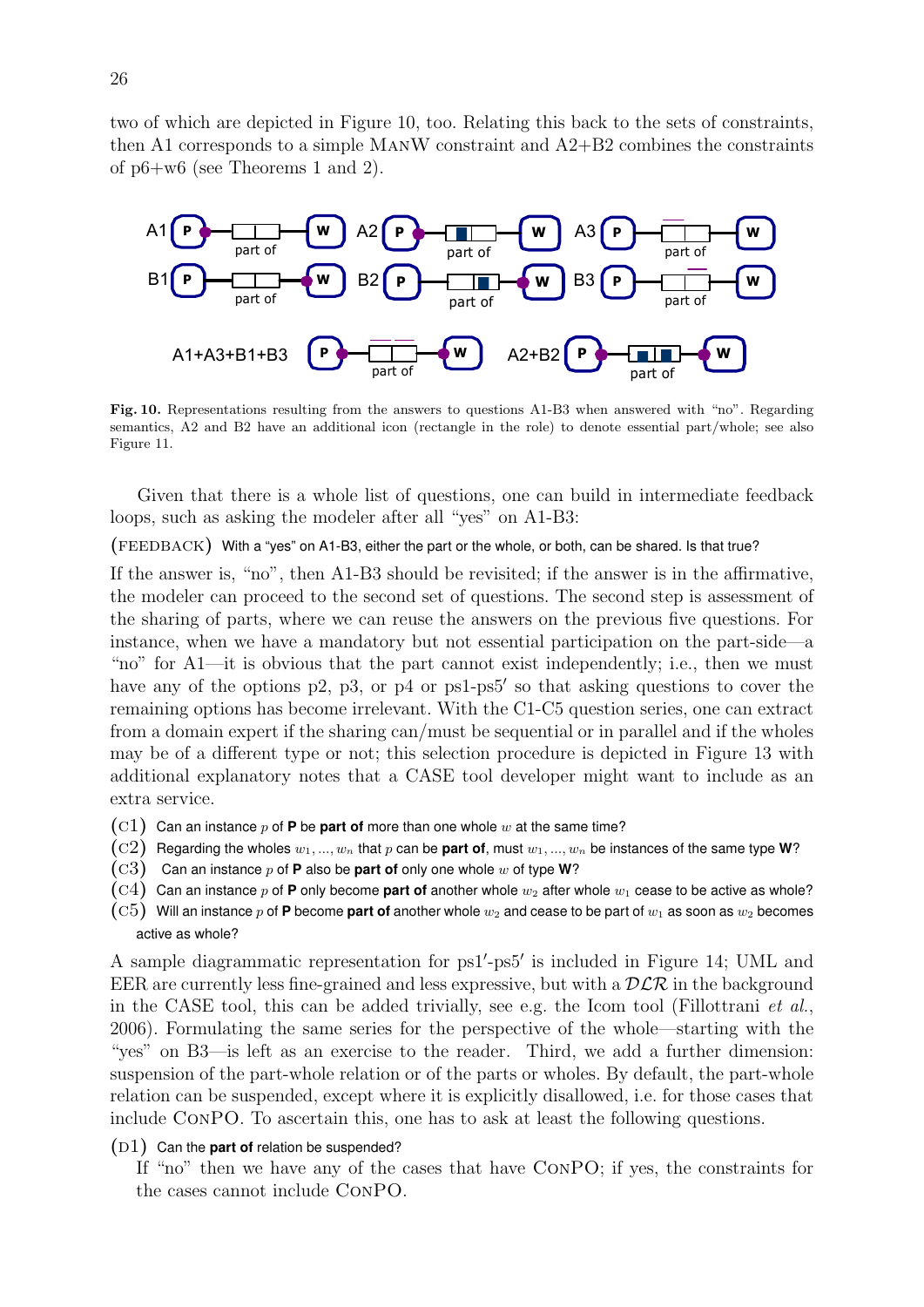two of which are depicted in Figure 10, too. Relating this back to the sets of constraints, then A1 corresponds to a simple ManW constraint and A2+B2 combines the constraints of p6+w6 (see Theorems 1 and 2).

**Fig. 10.** Representations resulting from the answers to questions A1-B3 when answered with "no". Regarding semantics, A2 and B2 have an additional icon (rectangle in the role) to denote essential part/whole; see also Figure 11.

Given that there is a whole list of questions, one can build in intermediate feedback loops, such as asking the modeler after all "yes" on A1-B3:

(FEEDBACK) With a "yes" on A1-B3, either the part or the whole, or both, can be shared. Is that true?

If the answer is, "no", then A1-B3 should be revisited; if the answer is in the affirmative, the modeler can proceed to the second set of questions. The second step is assessment of the sharing of parts, where we can reuse the answers on the previous five questions. For instance, when we have a mandatory but not essential participation on the part-side—a "no" for A1—it is obvious that the part cannot exist independently; i.e., then we must have any of the options p2, p3, or p4 or ps1-ps5′ so that asking questions to cover the remaining options has become irrelevant. With the C1-C5 question series, one can extract from a domain expert if the sharing can/must be sequential or in parallel and if the wholes may be of a different type or not; this selection procedure is depicted in Figure 13 with additional explanatory notes that a CASE tool developer might want to include as an extra service.

(C1) Can an instance $p$ of **P** be **part of** more than one whole $w$ at the same time?

(C2) Regarding the wholes $w_1, ..., w_n$ that $p$ can be **part of**, must $w_1, ..., w_n$ be instances of the same type **W**?

(C3) Can an instance $p$ of **P** also be **part of** only one whole $w$ of type **W**?

(C4) Can an instance $p$ of **P** only become **part of** another whole $w_2$ after whole $w_1$ cease to be active as whole?

(C5) Will an instance $p$ of **P** become **part of** another whole $w_2$ and cease to be part of $w_1$ as soon as $w_2$ becomes active as whole?

A sample diagrammatic representation for ps1′-ps5′ is included in Figure 14; UML and EER are currently less fine-grained and less expressive, but with a $\mathcal{DLR}$ in the background in the CASE tool, this can be added trivially, see e.g. the Icom tool (Fillottrani *et al.*, 2006). Formulating the same series for the perspective of the whole—starting with the "yes" on B3—is left as an exercise to the reader. Third, we add a further dimension: suspension of the part-whole relation or of the parts or wholes. By default, the part-whole relation can be suspended, except where it is explicitly disallowed, i.e. for those cases that include ConPO. To ascertain this, one has to ask at least the following questions.

(D1) Can the **part of** relation be suspended?

If "no" then we have any of the cases that have ConPO; if yes, the constraints for the cases cannot include ConPO.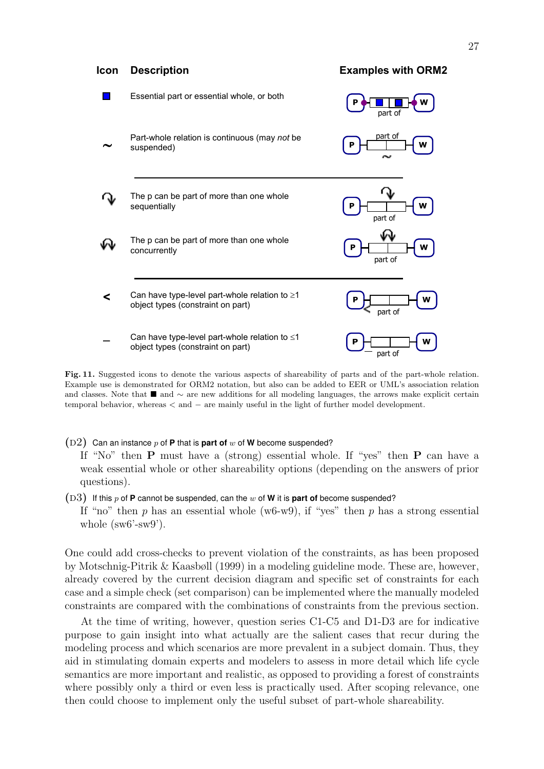| Icon | Description | Examples with ORM2 |
|---|---|---|
| ■ | Essential part or essential whole, or both | |
| ~ | Part-whole relation is continuous (may *not* be suspended) | |
| | The p can be part of more than one whole sequentially | |
| | The p can be part of more than one whole concurrently | |
| < | Can have type-level part-whole relation to ≥1 object types (constraint on part) | |
| – | Can have type-level part-whole relation to ≤1 object types (constraint on part) | |

**Fig. 11.** Suggested icons to denote the various aspects of shareability of parts and of the part-whole relation. Example use is demonstrated for ORM2 notation, but also can be added to EER or UML's association relation and classes. Note that ■ and ∼ are new additions for all modeling languages, the arrows make explicit certain temporal behavior, whereas < and − are mainly useful in the light of further model development.

(D2) Can an instance $p$ of **P** that is **part of** $w$ of **W** become suspended?
If "No" then **P** must have a (strong) essential whole. If "yes" then **P** can have a weak essential whole or other shareability options (depending on the answers of prior questions).

(D3) If this $p$ of **P** cannot be suspended, can the $w$ of **W** it is **part of** become suspended?
If "no" then $p$ has an essential whole (w6-w9), if "yes" then $p$ has a strong essential whole (sw6'-sw9').

One could add cross-checks to prevent violation of the constraints, as has been proposed by Motschnig-Pitrik & Kaasbøll (1999) in a modeling guideline mode. These are, however, already covered by the current decision diagram and specific set of constraints for each case and a simple check (set comparison) can be implemented where the manually modeled constraints are compared with the combinations of constraints from the previous section.

At the time of writing, however, question series C1-C5 and D1-D3 are for indicative purpose to gain insight into what actually are the salient cases that recur during the modeling process and which scenarios are more prevalent in a subject domain. Thus, they aid in stimulating domain experts and modelers to assess in more detail which life cycle semantics are more important and realistic, as opposed to providing a forest of constraints where possibly only a third or even less is practically used. After scoping relevance, one then could choose to implement only the useful subset of part-whole shareability.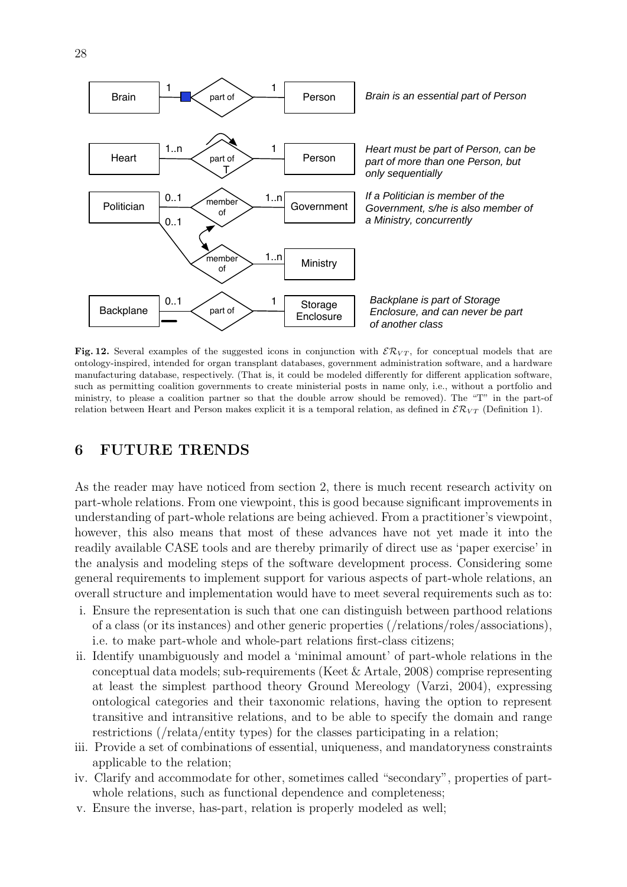Brain

1

part of

1

Person

*Brain is an essential part of Person*

Heart

1..n

part of

T

1

Person

*Heart must be part of Person, can be part of more than one Person, but only sequentially*

Politician

0..1

member of

1..n

Government

0..1

member of

1..n

Ministry

*If a Politician is member of the Government, s/he is also member of a Ministry, concurrently*

Backplane

0..1

part of

1

Storage Enclosure

*Backplane is part of Storage Enclosure, and can never be part of another class*

**Fig. 12.** Several examples of the suggested icons in conjunction with $\mathcal{ER}_{VT}$, for conceptual models that are ontology-inspired, intended for organ transplant databases, government administration software, and a hardware manufacturing database, respectively. (That is, it could be modeled differently for different application software, such as permitting coalition governments to create ministerial posts in name only, i.e., without a portfolio and ministry, to please a coalition partner so that the double arrow should be removed). The "T" in the part-of relation between Heart and Person makes explicit it is a temporal relation, as defined in $\mathcal{ER}_{VT}$ (Definition 1).

## 6 FUTURE TRENDS

As the reader may have noticed from section 2, there is much recent research activity on part-whole relations. From one viewpoint, this is good because significant improvements in understanding of part-whole relations are being achieved. From a practitioner's viewpoint, however, this also means that most of these advances have not yet made it into the readily available CASE tools and are thereby primarily of direct use as 'paper exercise' in the analysis and modeling steps of the software development process. Considering some general requirements to implement support for various aspects of part-whole relations, an overall structure and implementation would have to meet several requirements such as to:

i. Ensure the representation is such that one can distinguish between parthood relations of a class (or its instances) and other generic properties (/relations/roles/associations), i.e. to make part-whole and whole-part relations first-class citizens;
ii. Identify unambiguously and model a 'minimal amount' of part-whole relations in the conceptual data models; sub-requirements (Keet & Artale, 2008) comprise representing at least the simplest parthood theory Ground Mereology (Varzi, 2004), expressing ontological categories and their taxonomic relations, having the option to represent transitive and intransitive relations, and to be able to specify the domain and range restrictions (/relata/entity types) for the classes participating in a relation;
iii. Provide a set of combinations of essential, uniqueness, and mandatoryness constraints applicable to the relation;
iv. Clarify and accommodate for other, sometimes called "secondary", properties of part-whole relations, such as functional dependence and completeness;
v. Ensure the inverse, has-part, relation is properly modeled as well;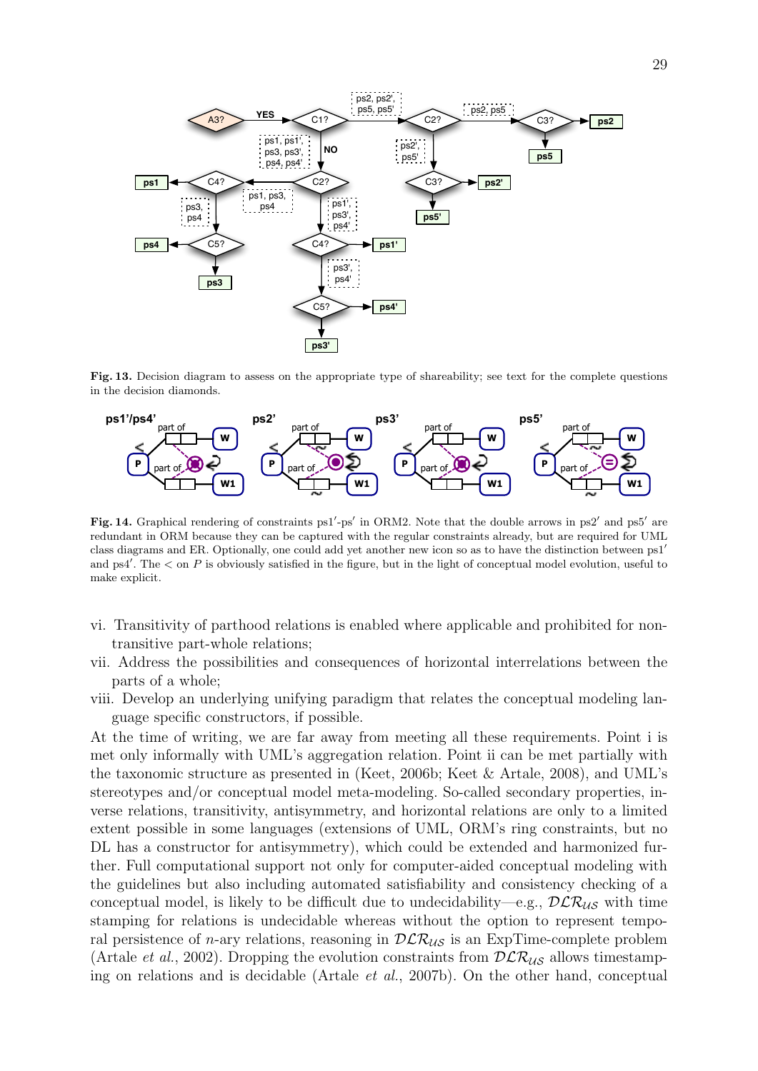**Fig. 13.** Decision diagram to assess on the appropriate type of shareability; see text for the complete questions in the decision diamonds.

**Fig. 14.** Graphical rendering of constraints ps1′-ps′ in ORM2. Note that the double arrows in ps2′ and ps5′ are redundant in ORM because they can be captured with the regular constraints already, but are required for UML class diagrams and ER. Optionally, one could add yet another new icon so as to have the distinction between ps1′ and ps4′. The < on $P$ is obviously satisfied in the figure, but in the light of conceptual model evolution, useful to make explicit.

vi. Transitivity of parthood relations is enabled where applicable and prohibited for non-transitive part-whole relations;

vii. Address the possibilities and consequences of horizontal interrelations between the parts of a whole;

viii. Develop an underlying unifying paradigm that relates the conceptual modeling language specific constructors, if possible.

At the time of writing, we are far away from meeting all these requirements. Point i is met only informally with UML's aggregation relation. Point ii can be met partially with the taxonomic structure as presented in (Keet, 2006b; Keet & Artale, 2008), and UML's stereotypes and/or conceptual model meta-modeling. So-called secondary properties, inverse relations, transitivity, antisymmetry, and horizontal relations are only to a limited extent possible in some languages (extensions of UML, ORM's ring constraints, but no DL has a constructor for antisymmetry), which could be extended and harmonized further. Full computational support not only for computer-aided conceptual modeling with the guidelines but also including automated satisfiability and consistency checking of a conceptual model, is likely to be difficult due to undecidability—e.g., $\mathcal{DLR}_{\mathcal{US}}$ with time stamping for relations is undecidable whereas without the option to represent temporal persistence of $n$-ary relations, reasoning in $\mathcal{DLR}_{\mathcal{US}}$ is an ExpTime-complete problem (Artale *et al.*, 2002). Dropping the evolution constraints from $\mathcal{DLR}_{\mathcal{US}}$ allows timestamping on relations and is decidable (Artale *et al.*, 2007b). On the other hand, conceptual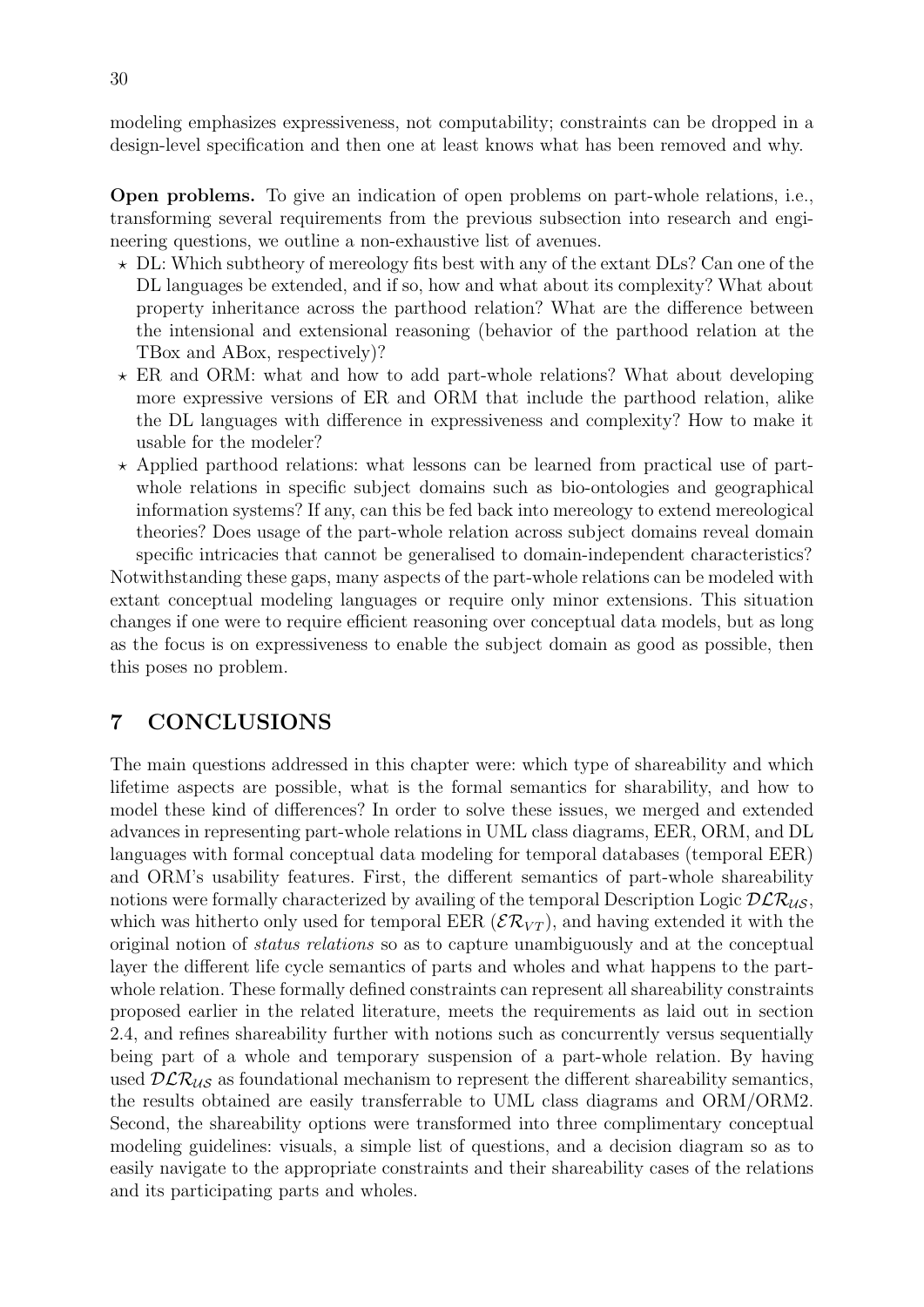modeling emphasizes expressiveness, not computability; constraints can be dropped in a design-level specification and then one at least knows what has been removed and why.

**Open problems.** To give an indication of open problems on part-whole relations, i.e., transforming several requirements from the previous subsection into research and engineering questions, we outline a non-exhaustive list of avenues.

- ⋆ DL: Which subtheory of mereology fits best with any of the extant DLs? Can one of the DL languages be extended, and if so, how and what about its complexity? What about property inheritance across the parthood relation? What are the difference between the intensional and extensional reasoning (behavior of the parthood relation at the TBox and ABox, respectively)?
- ⋆ ER and ORM: what and how to add part-whole relations? What about developing more expressive versions of ER and ORM that include the parthood relation, alike the DL languages with difference in expressiveness and complexity? How to make it usable for the modeler?
- ⋆ Applied parthood relations: what lessons can be learned from practical use of part-whole relations in specific subject domains such as bio-ontologies and geographical information systems? If any, can this be fed back into mereology to extend mereological theories? Does usage of the part-whole relation across subject domains reveal domain specific intricacies that cannot be generalised to domain-independent characteristics?

Notwithstanding these gaps, many aspects of the part-whole relations can be modeled with extant conceptual modeling languages or require only minor extensions. This situation changes if one were to require efficient reasoning over conceptual data models, but as long as the focus is on expressiveness to enable the subject domain as good as possible, then this poses no problem.

## 7 CONCLUSIONS

The main questions addressed in this chapter were: which type of shareability and which lifetime aspects are possible, what is the formal semantics for sharability, and how to model these kind of differences? In order to solve these issues, we merged and extended advances in representing part-whole relations in UML class diagrams, EER, ORM, and DL languages with formal conceptual data modeling for temporal databases (temporal EER) and ORM's usability features. First, the different semantics of part-whole shareability notions were formally characterized by availing of the temporal Description Logic $\mathcal{DLR}_{\mathcal{US}}$, which was hitherto only used for temporal EER ($\mathcal{ER}_{VT}$), and having extended it with the original notion of *status relations* so as to capture unambiguously and at the conceptual layer the different life cycle semantics of parts and wholes and what happens to the part-whole relation. These formally defined constraints can represent all shareability constraints proposed earlier in the related literature, meets the requirements as laid out in section 2.4, and refines shareability further with notions such as concurrently versus sequentially being part of a whole and temporary suspension of a part-whole relation. By having used $\mathcal{DLR}_{\mathcal{US}}$ as foundational mechanism to represent the different shareability semantics, the results obtained are easily transferrable to UML class diagrams and ORM/ORM2. Second, the shareability options were transformed into three complimentary conceptual modeling guidelines: visuals, a simple list of questions, and a decision diagram so as to easily navigate to the appropriate constraints and their shareability cases of the relations and its participating parts and wholes.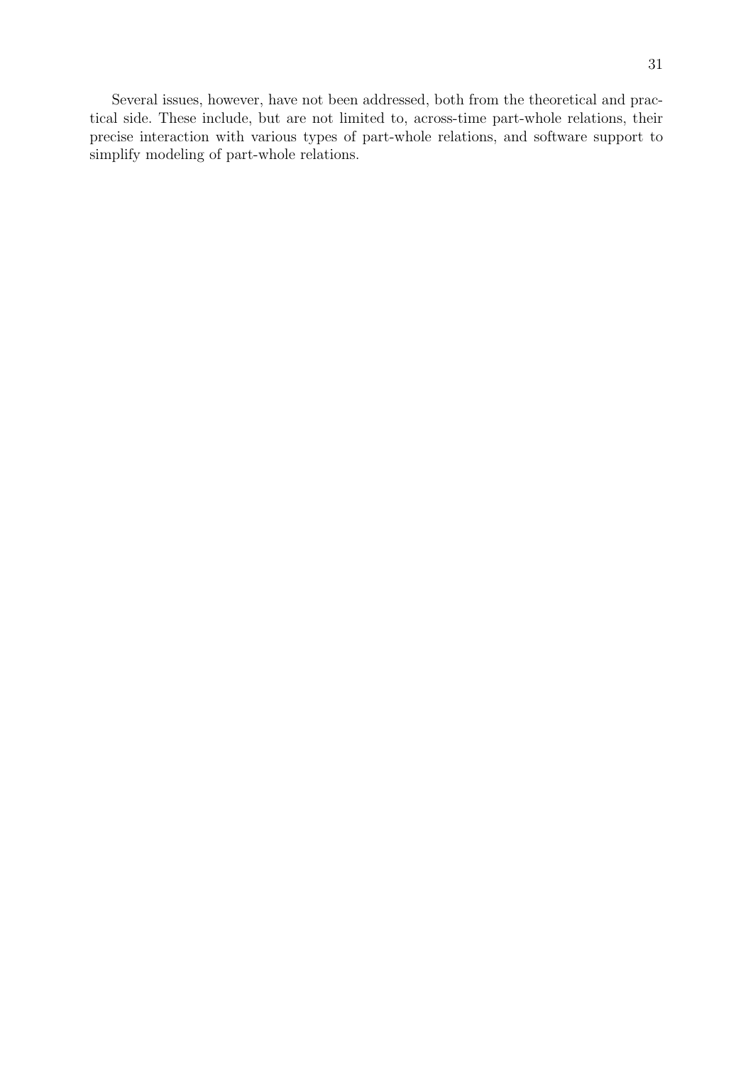Several issues, however, have not been addressed, both from the theoretical and practical side. These include, but are not limited to, across-time part-whole relations, their precise interaction with various types of part-whole relations, and software support to simplify modeling of part-whole relations.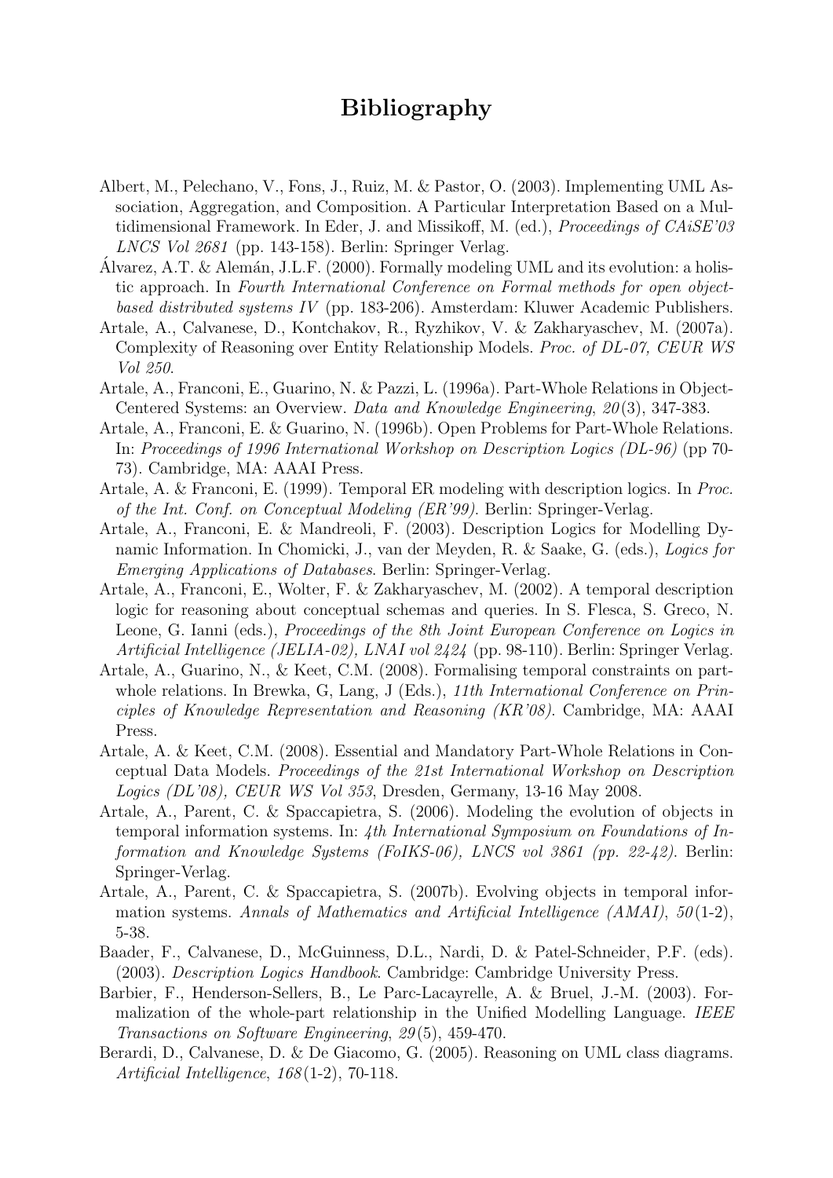# Bibliography

Albert, M., Pelechano, V., Fons, J., Ruiz, M. & Pastor, O. (2003). Implementing UML Association, Aggregation, and Composition. A Particular Interpretation Based on a Multidimensional Framework. In Eder, J. and Missikoff, M. (ed.), *Proceedings of CAiSE'03 LNCS Vol 2681* (pp. 143-158). Berlin: Springer Verlag.

Álvarez, A.T. & Alemán, J.L.F. (2000). Formally modeling UML and its evolution: a holistic approach. In *Fourth International Conference on Formal methods for open object-based distributed systems IV* (pp. 183-206). Amsterdam: Kluwer Academic Publishers.

Artale, A., Calvanese, D., Kontchakov, R., Ryzhikov, V. & Zakharyaschev, M. (2007a). Complexity of Reasoning over Entity Relationship Models. *Proc. of DL-07, CEUR WS Vol 250*.

Artale, A., Franconi, E., Guarino, N. & Pazzi, L. (1996a). Part-Whole Relations in Object-Centered Systems: an Overview. *Data and Knowledge Engineering*, *20*(3), 347-383.

Artale, A., Franconi, E. & Guarino, N. (1996b). Open Problems for Part-Whole Relations. In: *Proceedings of 1996 International Workshop on Description Logics (DL-96)* (pp 70-73). Cambridge, MA: AAAI Press.

Artale, A. & Franconi, E. (1999). Temporal ER modeling with description logics. In *Proc. of the Int. Conf. on Conceptual Modeling (ER'99)*. Berlin: Springer-Verlag.

Artale, A., Franconi, E. & Mandreoli, F. (2003). Description Logics for Modelling Dynamic Information. In Chomicki, J., van der Meyden, R. & Saake, G. (eds.), *Logics for Emerging Applications of Databases*. Berlin: Springer-Verlag.

Artale, A., Franconi, E., Wolter, F. & Zakharyaschev, M. (2002). A temporal description logic for reasoning about conceptual schemas and queries. In S. Flesca, S. Greco, N. Leone, G. Ianni (eds.), *Proceedings of the 8th Joint European Conference on Logics in Artificial Intelligence (JELIA-02), LNAI vol 2424* (pp. 98-110). Berlin: Springer Verlag.

Artale, A., Guarino, N., & Keet, C.M. (2008). Formalising temporal constraints on part-whole relations. In Brewka, G, Lang, J (Eds.), *11th International Conference on Principles of Knowledge Representation and Reasoning (KR'08)*. Cambridge, MA: AAAI Press.

Artale, A. & Keet, C.M. (2008). Essential and Mandatory Part-Whole Relations in Conceptual Data Models. *Proceedings of the 21st International Workshop on Description Logics (DL'08), CEUR WS Vol 353*, Dresden, Germany, 13-16 May 2008.

Artale, A., Parent, C. & Spaccapietra, S. (2006). Modeling the evolution of objects in temporal information systems. In: *4th International Symposium on Foundations of Information and Knowledge Systems (FoIKS-06), LNCS vol 3861 (pp. 22-42)*. Berlin: Springer-Verlag.

Artale, A., Parent, C. & Spaccapietra, S. (2007b). Evolving objects in temporal information systems. *Annals of Mathematics and Artificial Intelligence (AMAI)*, *50*(1-2), 5-38.

Baader, F., Calvanese, D., McGuinness, D.L., Nardi, D. & Patel-Schneider, P.F. (eds). (2003). *Description Logics Handbook*. Cambridge: Cambridge University Press.

Barbier, F., Henderson-Sellers, B., Le Parc-Lacayrelle, A. & Bruel, J.-M. (2003). Formalization of the whole-part relationship in the Unified Modelling Language. *IEEE Transactions on Software Engineering*, *29*(5), 459-470.

Berardi, D., Calvanese, D. & De Giacomo, G. (2005). Reasoning on UML class diagrams. *Artificial Intelligence*, *168*(1-2), 70-118.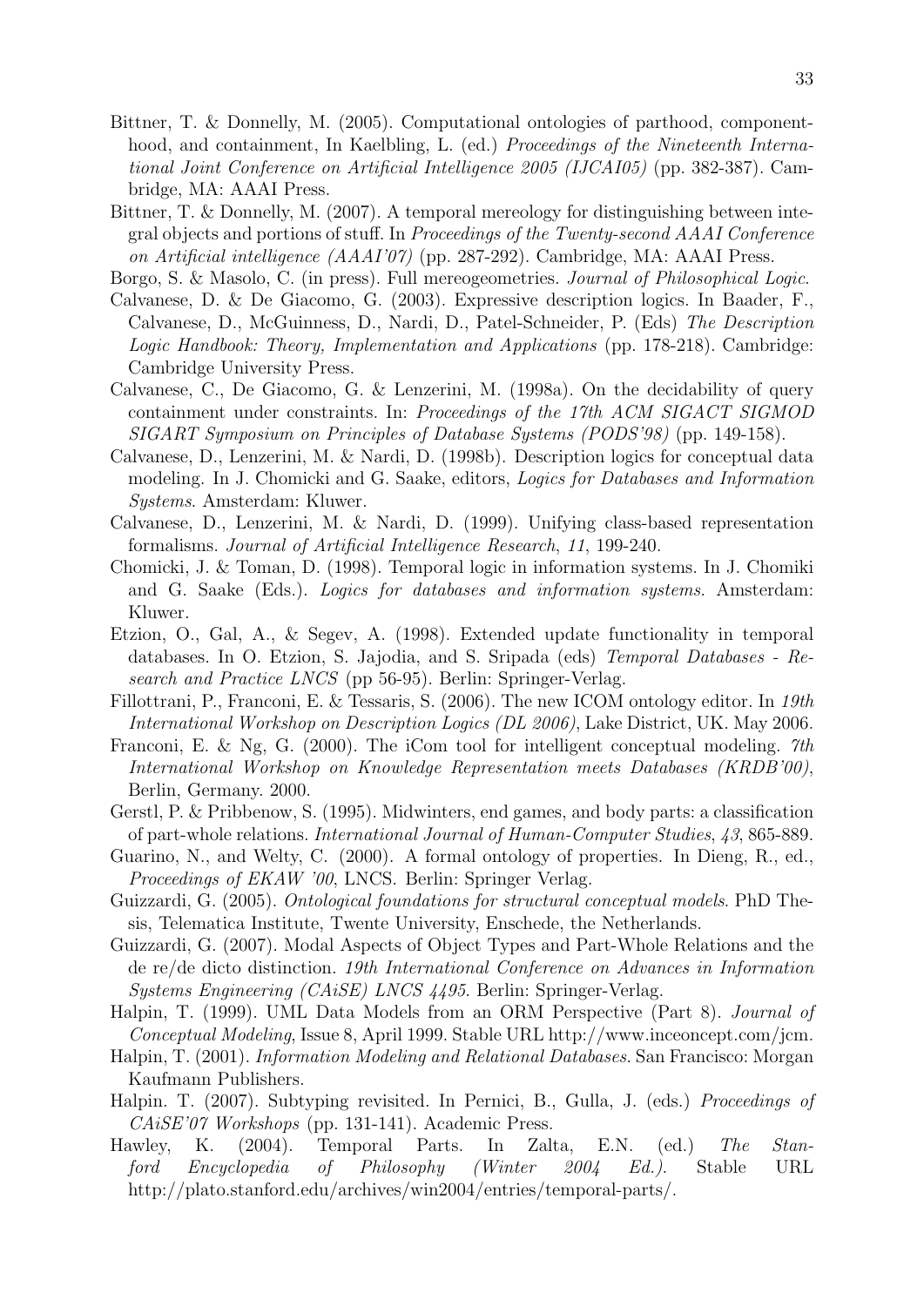Bittner, T. & Donnelly, M. (2005). Computational ontologies of parthood, componenthood, and containment, In Kaelbling, L. (ed.) *Proceedings of the Nineteenth International Joint Conference on Artificial Intelligence 2005 (IJCAI05)* (pp. 382-387). Cambridge, MA: AAAI Press.

Bittner, T. & Donnelly, M. (2007). A temporal mereology for distinguishing between integral objects and portions of stuff. In *Proceedings of the Twenty-second AAAI Conference on Artificial intelligence (AAAI'07)* (pp. 287-292). Cambridge, MA: AAAI Press.

Borgo, S. & Masolo, C. (in press). Full mereogeometries. *Journal of Philosophical Logic*.

Calvanese, D. & De Giacomo, G. (2003). Expressive description logics. In Baader, F., Calvanese, D., McGuinness, D., Nardi, D., Patel-Schneider, P. (Eds) *The Description Logic Handbook: Theory, Implementation and Applications* (pp. 178-218). Cambridge: Cambridge University Press.

Calvanese, C., De Giacomo, G. & Lenzerini, M. (1998a). On the decidability of query containment under constraints. In: *Proceedings of the 17th ACM SIGACT SIGMOD SIGART Symposium on Principles of Database Systems (PODS'98)* (pp. 149-158).

Calvanese, D., Lenzerini, M. & Nardi, D. (1998b). Description logics for conceptual data modeling. In J. Chomicki and G. Saake, editors, *Logics for Databases and Information Systems*. Amsterdam: Kluwer.

Calvanese, D., Lenzerini, M. & Nardi, D. (1999). Unifying class-based representation formalisms. *Journal of Artificial Intelligence Research*, *11*, 199-240.

Chomicki, J. & Toman, D. (1998). Temporal logic in information systems. In J. Chomiki and G. Saake (Eds.). *Logics for databases and information systems*. Amsterdam: Kluwer.

Etzion, O., Gal, A., & Segev, A. (1998). Extended update functionality in temporal databases. In O. Etzion, S. Jajodia, and S. Sripada (eds) *Temporal Databases - Research and Practice LNCS* (pp 56-95). Berlin: Springer-Verlag.

Fillottrani, P., Franconi, E. & Tessaris, S. (2006). The new ICOM ontology editor. In *19th International Workshop on Description Logics (DL 2006)*, Lake District, UK. May 2006.

Franconi, E. & Ng, G. (2000). The iCom tool for intelligent conceptual modeling. *7th International Workshop on Knowledge Representation meets Databases (KRDB'00)*, Berlin, Germany. 2000.

Gerstl, P. & Pribbenow, S. (1995). Midwinters, end games, and body parts: a classification of part-whole relations. *International Journal of Human-Computer Studies*, *43*, 865-889.

Guarino, N., and Welty, C. (2000). A formal ontology of properties. In Dieng, R., ed., *Proceedings of EKAW '00*, LNCS. Berlin: Springer Verlag.

Guizzardi, G. (2005). *Ontological foundations for structural conceptual models*. PhD Thesis, Telematica Institute, Twente University, Enschede, the Netherlands.

Guizzardi, G. (2007). Modal Aspects of Object Types and Part-Whole Relations and the de re/de dicto distinction. *19th International Conference on Advances in Information Systems Engineering (CAiSE) LNCS 4495*. Berlin: Springer-Verlag.

Halpin, T. (1999). UML Data Models from an ORM Perspective (Part 8). *Journal of Conceptual Modeling*, Issue 8, April 1999. Stable URL http://www.inceoncept.com/jcm.

Halpin, T. (2001). *Information Modeling and Relational Databases*. San Francisco: Morgan Kaufmann Publishers.

Halpin. T. (2007). Subtyping revisited. In Pernici, B., Gulla, J. (eds.) *Proceedings of CAiSE'07 Workshops* (pp. 131-141). Academic Press.

Hawley, K. (2004). Temporal Parts. In Zalta, E.N. (ed.) *The Stanford Encyclopedia of Philosophy (Winter 2004 Ed.)*. Stable URL http://plato.stanford.edu/archives/win2004/entries/temporal-parts/.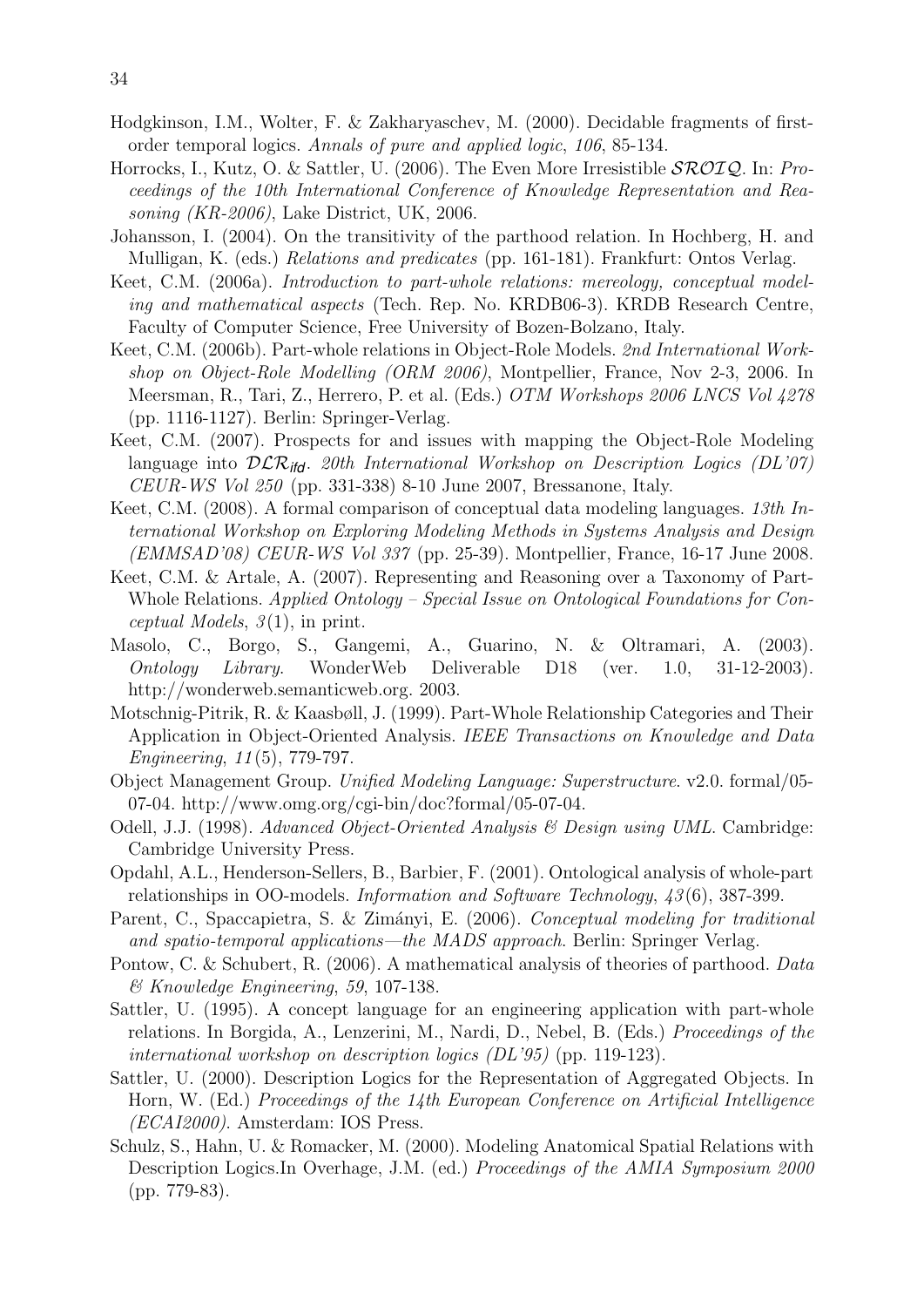Hodgkinson, I.M., Wolter, F. & Zakharyaschev, M. (2000). Decidable fragments of first-order temporal logics. *Annals of pure and applied logic*, *106*, 85-134.

Horrocks, I., Kutz, O. & Sattler, U. (2006). The Even More Irresistible $\mathcal{SROIQ}$. In: *Proceedings of the 10th International Conference of Knowledge Representation and Reasoning (KR-2006)*, Lake District, UK, 2006.

Johansson, I. (2004). On the transitivity of the parthood relation. In Hochberg, H. and Mulligan, K. (eds.) *Relations and predicates* (pp. 161-181). Frankfurt: Ontos Verlag.

Keet, C.M. (2006a). *Introduction to part-whole relations: mereology, conceptual modeling and mathematical aspects* (Tech. Rep. No. KRDB06-3). KRDB Research Centre, Faculty of Computer Science, Free University of Bozen-Bolzano, Italy.

Keet, C.M. (2006b). Part-whole relations in Object-Role Models. *2nd International Workshop on Object-Role Modelling (ORM 2006)*, Montpellier, France, Nov 2-3, 2006. In Meersman, R., Tari, Z., Herrero, P. et al. (Eds.) *OTM Workshops 2006 LNCS Vol 4278* (pp. 1116-1127). Berlin: Springer-Verlag.

Keet, C.M. (2007). Prospects for and issues with mapping the Object-Role Modeling language into $\mathcal{DLR}_{ifd}$. *20th International Workshop on Description Logics (DL'07) CEUR-WS Vol 250* (pp. 331-338) 8-10 June 2007, Bressanone, Italy.

Keet, C.M. (2008). A formal comparison of conceptual data modeling languages. *13th International Workshop on Exploring Modeling Methods in Systems Analysis and Design (EMMSAD'08) CEUR-WS Vol 337* (pp. 25-39). Montpellier, France, 16-17 June 2008.

Keet, C.M. & Artale, A. (2007). Representing and Reasoning over a Taxonomy of Part-Whole Relations. *Applied Ontology – Special Issue on Ontological Foundations for Conceptual Models*, *3*(1), in print.

Masolo, C., Borgo, S., Gangemi, A., Guarino, N. & Oltramari, A. (2003). *Ontology Library*. WonderWeb Deliverable D18 (ver. 1.0, 31-12-2003). http://wonderweb.semanticweb.org. 2003.

Motschnig-Pitrik, R. & Kaasbøll, J. (1999). Part-Whole Relationship Categories and Their Application in Object-Oriented Analysis. *IEEE Transactions on Knowledge and Data Engineering*, *11*(5), 779-797.

Object Management Group. *Unified Modeling Language: Superstructure*. v2.0. formal/05-07-04. http://www.omg.org/cgi-bin/doc?formal/05-07-04.

Odell, J.J. (1998). *Advanced Object-Oriented Analysis & Design using UML*. Cambridge: Cambridge University Press.

Opdahl, A.L., Henderson-Sellers, B., Barbier, F. (2001). Ontological analysis of whole-part relationships in OO-models. *Information and Software Technology*, *43*(6), 387-399.

Parent, C., Spaccapietra, S. & Zimányi, E. (2006). *Conceptual modeling for traditional and spatio-temporal applications—the MADS approach*. Berlin: Springer Verlag.

Pontow, C. & Schubert, R. (2006). A mathematical analysis of theories of parthood. *Data & Knowledge Engineering*, *59*, 107-138.

Sattler, U. (1995). A concept language for an engineering application with part-whole relations. In Borgida, A., Lenzerini, M., Nardi, D., Nebel, B. (Eds.) *Proceedings of the international workshop on description logics (DL'95)* (pp. 119-123).

Sattler, U. (2000). Description Logics for the Representation of Aggregated Objects. In Horn, W. (Ed.) *Proceedings of the 14th European Conference on Artificial Intelligence (ECAI2000)*. Amsterdam: IOS Press.

Schulz, S., Hahn, U. & Romacker, M. (2000). Modeling Anatomical Spatial Relations with Description Logics.In Overhage, J.M. (ed.) *Proceedings of the AMIA Symposium 2000* (pp. 779-83).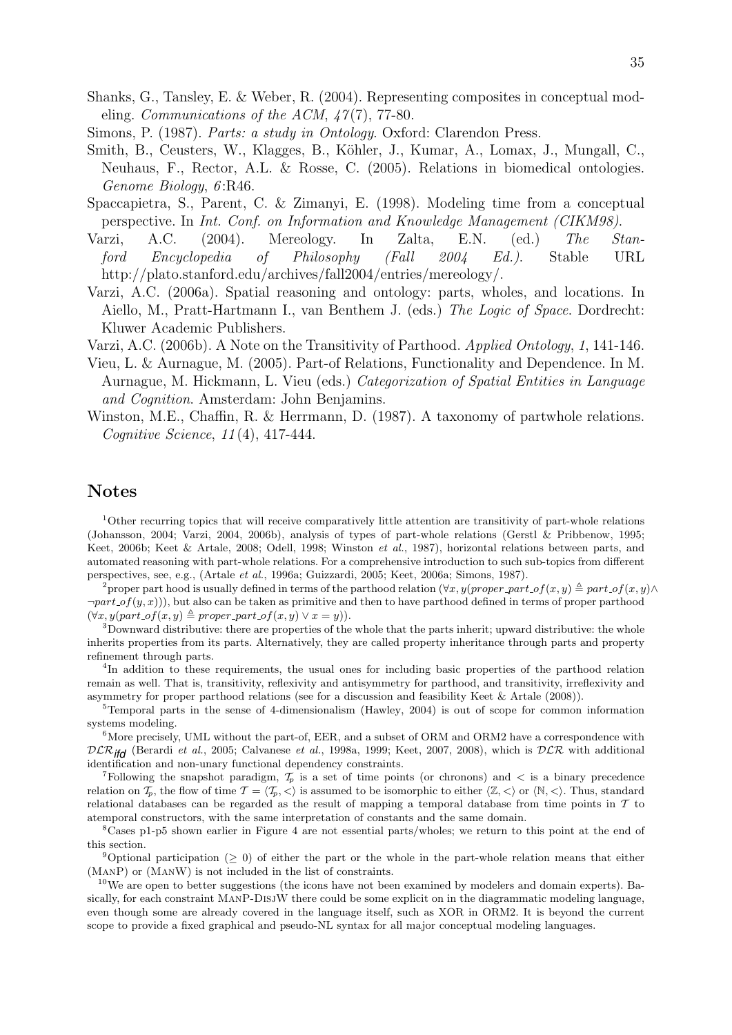Shanks, G., Tansley, E. & Weber, R. (2004). Representing composites in conceptual modeling. *Communications of the ACM*, *47*(7), 77-80.

Simons, P. (1987). *Parts: a study in Ontology*. Oxford: Clarendon Press.

Smith, B., Ceusters, W., Klagges, B., Köhler, J., Kumar, A., Lomax, J., Mungall, C., Neuhaus, F., Rector, A.L. & Rosse, C. (2005). Relations in biomedical ontologies. *Genome Biology*, *6*:R46.

Spaccapietra, S., Parent, C. & Zimanyi, E. (1998). Modeling time from a conceptual perspective. In *Int. Conf. on Information and Knowledge Management (CIKM98)*.

Varzi, A.C. (2004). Mereology. In Zalta, E.N. (ed.) *The Stanford Encyclopedia of Philosophy (Fall 2004 Ed.)*. Stable URL http://plato.stanford.edu/archives/fall2004/entries/mereology/.

Varzi, A.C. (2006a). Spatial reasoning and ontology: parts, wholes, and locations. In Aiello, M., Pratt-Hartmann I., van Benthem J. (eds.) *The Logic of Space*. Dordrecht: Kluwer Academic Publishers.

Varzi, A.C. (2006b). A Note on the Transitivity of Parthood. *Applied Ontology*, *1*, 141-146.

Vieu, L. & Aurnague, M. (2005). Part-of Relations, Functionality and Dependence. In M. Aurnague, M. Hickmann, L. Vieu (eds.) *Categorization of Spatial Entities in Language and Cognition*. Amsterdam: John Benjamins.

Winston, M.E., Chaffin, R. & Herrmann, D. (1987). A taxonomy of partwhole relations. *Cognitive Science*, *11*(4), 417-444.

## Notes

[1] Other recurring topics that will receive comparatively little attention are transitivity of part-whole relations (Johansson, 2004; Varzi, 2004, 2006b), analysis of types of part-whole relations (Gerstl & Pribbenow, 1995; Keet, 2006b; Keet & Artale, 2008; Odell, 1998; Winston *et al.*, 1987), horizontal relations between parts, and automated reasoning with part-whole relations. For a comprehensive introduction to such sub-topics from different perspectives, see, e.g., (Artale *et al.*, 1996a; Guizzardi, 2005; Keet, 2006a; Simons, 1987).

[2] proper part hood is usually defined in terms of the parthood relation ($\forall x, y(proper\_part\_of(x, y) \triangleq part\_of(x, y) \wedge \neg part\_of(y, x))$), but also can be taken as primitive and then to have parthood defined in terms of proper parthood ($\forall x, y(part\_of(x, y) \triangleq proper\_part\_of(x, y) \vee x = y)$).

[3] Downward distributive: there are properties of the whole that the parts inherit; upward distributive: the whole inherits properties from its parts. Alternatively, they are called property inheritance through parts and property refinement through parts.

[4] In addition to these requirements, the usual ones for including basic properties of the parthood relation remain as well. That is, transitivity, reflexivity and antisymmetry for parthood, and transitivity, irreflexivity and asymmetry for proper parthood relations (see for a discussion and feasibility Keet & Artale (2008)).

[5] Temporal parts in the sense of 4-dimensionalism (Hawley, 2004) is out of scope for common information systems modeling.

[6] More precisely, UML without the part-of, EER, and a subset of ORM and ORM2 have a correspondence with $\mathcal{DLR}_{ifd}$ (Berardi *et al.*, 2005; Calvanese *et al.*, 1998a, 1999; Keet, 2007, 2008), which is $\mathcal{DLR}$ with additional identification and non-unary functional dependency constraints.

[7] Following the snapshot paradigm, $\mathcal{T}_p$ is a set of time points (or chronons) and $<$ is a binary precedence relation on $\mathcal{T}_p$, the flow of time $\mathcal{T} = \langle \mathcal{T}_p, < \rangle$ is assumed to be isomorphic to either $\langle \mathbb{Z}, < \rangle$ or $\langle \mathbb{N}, < \rangle$. Thus, standard relational databases can be regarded as the result of mapping a temporal database from time points in $\mathcal{T}$ to atemporal constructors, with the same interpretation of constants and the same domain.

[8] Cases p1-p5 shown earlier in Figure 4 are not essential parts/wholes; we return to this point at the end of this section.

[9] Optional participation ($\geq 0$) of either the part or the whole in the part-whole relation means that either (ManP) or (ManW) is not included in the list of constraints.

[10] We are open to better suggestions (the icons have not been examined by modelers and domain experts). Basically, for each constraint ManP-DisjW there could be some explicit on in the diagrammatic modeling language, even though some are already covered in the language itself, such as XOR in ORM2. It is beyond the current scope to provide a fixed graphical and pseudo-NL syntax for all major conceptual modeling languages.